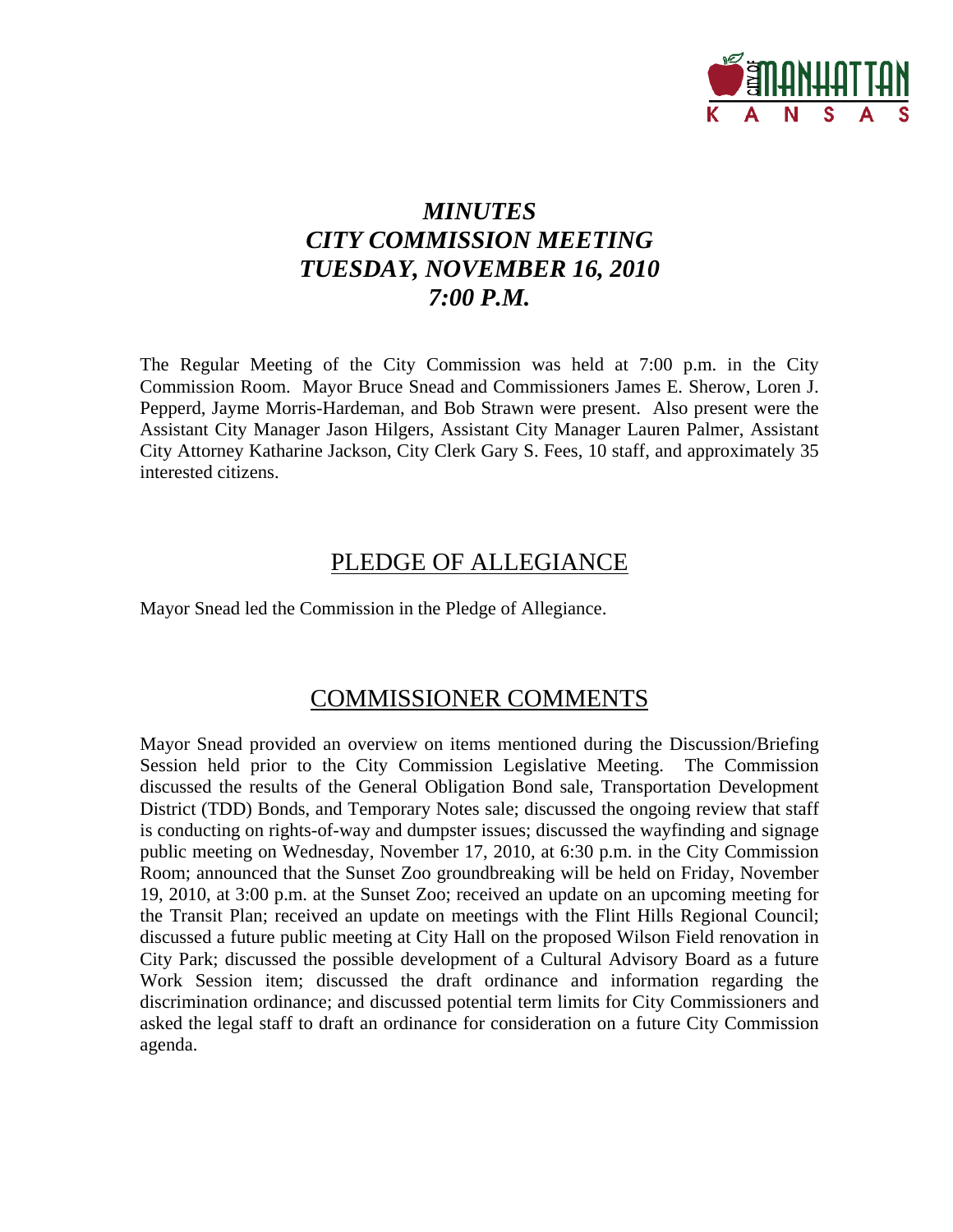# *MINUTES*
# *CITY COMMISSION MEETING*
# *TUESDAY, NOVEMBER 16, 2010*
# *7:00 P.M.*

The Regular Meeting of the City Commission was held at 7:00 p.m. in the City Commission Room. Mayor Bruce Snead and Commissioners James E. Sherow, Loren J. Pepperd, Jayme Morris-Hardeman, and Bob Strawn were present. Also present were the Assistant City Manager Jason Hilgers, Assistant City Manager Lauren Palmer, Assistant City Attorney Katharine Jackson, City Clerk Gary S. Fees, 10 staff, and approximately 35 interested citizens.

## PLEDGE OF ALLEGIANCE

Mayor Snead led the Commission in the Pledge of Allegiance.

## COMMISSIONER COMMENTS

Mayor Snead provided an overview on items mentioned during the Discussion/Briefing Session held prior to the City Commission Legislative Meeting. The Commission discussed the results of the General Obligation Bond sale, Transportation Development District (TDD) Bonds, and Temporary Notes sale; discussed the ongoing review that staff is conducting on rights-of-way and dumpster issues; discussed the wayfinding and signage public meeting on Wednesday, November 17, 2010, at 6:30 p.m. in the City Commission Room; announced that the Sunset Zoo groundbreaking will be held on Friday, November 19, 2010, at 3:00 p.m. at the Sunset Zoo; received an update on an upcoming meeting for the Transit Plan; received an update on meetings with the Flint Hills Regional Council; discussed a future public meeting at City Hall on the proposed Wilson Field renovation in City Park; discussed the possible development of a Cultural Advisory Board as a future Work Session item; discussed the draft ordinance and information regarding the discrimination ordinance; and discussed potential term limits for City Commissioners and asked the legal staff to draft an ordinance for consideration on a future City Commission agenda.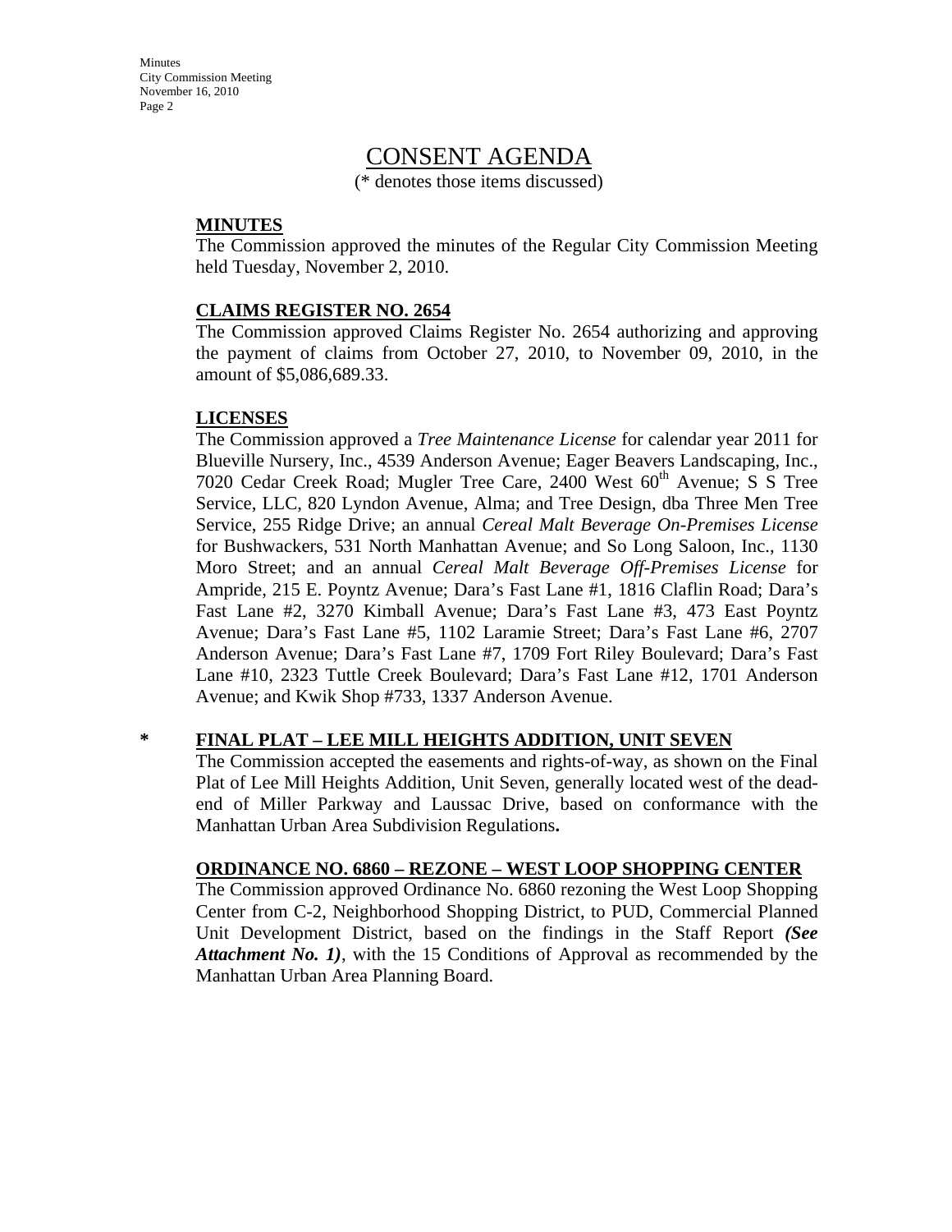# CONSENT AGENDA

(* denotes those items discussed)

**MINUTES**

The Commission approved the minutes of the Regular City Commission Meeting held Tuesday, November 2, 2010.

**CLAIMS REGISTER NO. 2654**

The Commission approved Claims Register No. 2654 authorizing and approving the payment of claims from October 27, 2010, to November 09, 2010, in the amount of $5,086,689.33.

**LICENSES**

The Commission approved a *Tree Maintenance License* for calendar year 2011 for Blueville Nursery, Inc., 4539 Anderson Avenue; Eager Beavers Landscaping, Inc., 7020 Cedar Creek Road; Mugler Tree Care, 2400 West 60th Avenue; S S Tree Service, LLC, 820 Lyndon Avenue, Alma; and Tree Design, dba Three Men Tree Service, 255 Ridge Drive; an annual *Cereal Malt Beverage On-Premises License* for Bushwackers, 531 North Manhattan Avenue; and So Long Saloon, Inc., 1130 Moro Street; and an annual *Cereal Malt Beverage Off-Premises License* for Ampride, 215 E. Poyntz Avenue; Dara's Fast Lane #1, 1816 Claflin Road; Dara's Fast Lane #2, 3270 Kimball Avenue; Dara's Fast Lane #3, 473 East Poyntz Avenue; Dara's Fast Lane #5, 1102 Laramie Street; Dara's Fast Lane #6, 2707 Anderson Avenue; Dara's Fast Lane #7, 1709 Fort Riley Boulevard; Dara's Fast Lane #10, 2323 Tuttle Creek Boulevard; Dara's Fast Lane #12, 1701 Anderson Avenue; and Kwik Shop #733, 1337 Anderson Avenue.

**\* FINAL PLAT – LEE MILL HEIGHTS ADDITION, UNIT SEVEN**

The Commission accepted the easements and rights-of-way, as shown on the Final Plat of Lee Mill Heights Addition, Unit Seven, generally located west of the dead-end of Miller Parkway and Laussac Drive, based on conformance with the Manhattan Urban Area Subdivision Regulations**.**

**ORDINANCE NO. 6860 – REZONE – WEST LOOP SHOPPING CENTER**

The Commission approved Ordinance No. 6860 rezoning the West Loop Shopping Center from C-2, Neighborhood Shopping District, to PUD, Commercial Planned Unit Development District, based on the findings in the Staff Report ***(See Attachment No. 1)***, with the 15 Conditions of Approval as recommended by the Manhattan Urban Area Planning Board.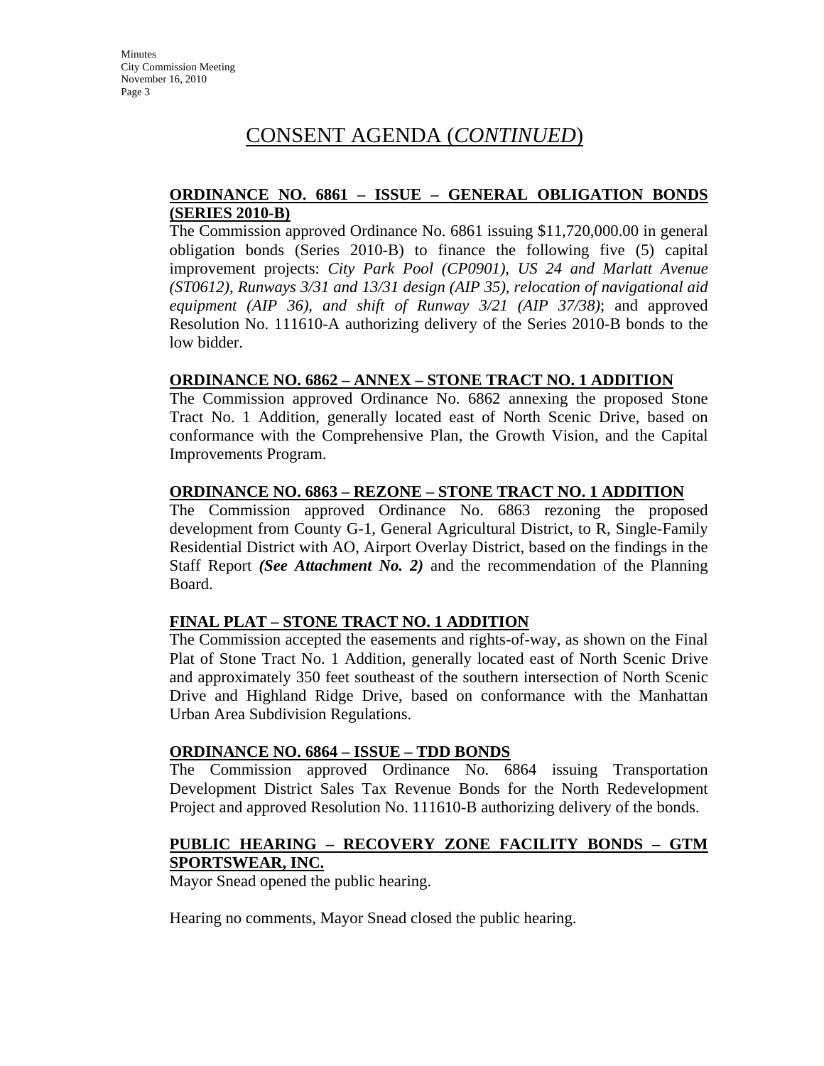# CONSENT AGENDA (*CONTINUED*)

**ORDINANCE NO. 6861 – ISSUE – GENERAL OBLIGATION BONDS (SERIES 2010-B)**

The Commission approved Ordinance No. 6861 issuing $11,720,000.00 in general obligation bonds (Series 2010-B) to finance the following five (5) capital improvement projects: *City Park Pool (CP0901), US 24 and Marlatt Avenue (ST0612), Runways 3/31 and 13/31 design (AIP 35), relocation of navigational aid equipment (AIP 36), and shift of Runway 3/21 (AIP 37/38)*; and approved Resolution No. 111610-A authorizing delivery of the Series 2010-B bonds to the low bidder.

**ORDINANCE NO. 6862 – ANNEX – STONE TRACT NO. 1 ADDITION**

The Commission approved Ordinance No. 6862 annexing the proposed Stone Tract No. 1 Addition, generally located east of North Scenic Drive, based on conformance with the Comprehensive Plan, the Growth Vision, and the Capital Improvements Program.

**ORDINANCE NO. 6863 – REZONE – STONE TRACT NO. 1 ADDITION**

The Commission approved Ordinance No. 6863 rezoning the proposed development from County G-1, General Agricultural District, to R, Single-Family Residential District with AO, Airport Overlay District, based on the findings in the Staff Report ***(See Attachment No. 2)*** and the recommendation of the Planning Board.

**FINAL PLAT – STONE TRACT NO. 1 ADDITION**

The Commission accepted the easements and rights-of-way, as shown on the Final Plat of Stone Tract No. 1 Addition, generally located east of North Scenic Drive and approximately 350 feet southeast of the southern intersection of North Scenic Drive and Highland Ridge Drive, based on conformance with the Manhattan Urban Area Subdivision Regulations.

**ORDINANCE NO. 6864 – ISSUE – TDD BONDS**

The Commission approved Ordinance No. 6864 issuing Transportation Development District Sales Tax Revenue Bonds for the North Redevelopment Project and approved Resolution No. 111610-B authorizing delivery of the bonds.

**PUBLIC HEARING – RECOVERY ZONE FACILITY BONDS – GTM SPORTSWEAR, INC.**

Mayor Snead opened the public hearing.

Hearing no comments, Mayor Snead closed the public hearing.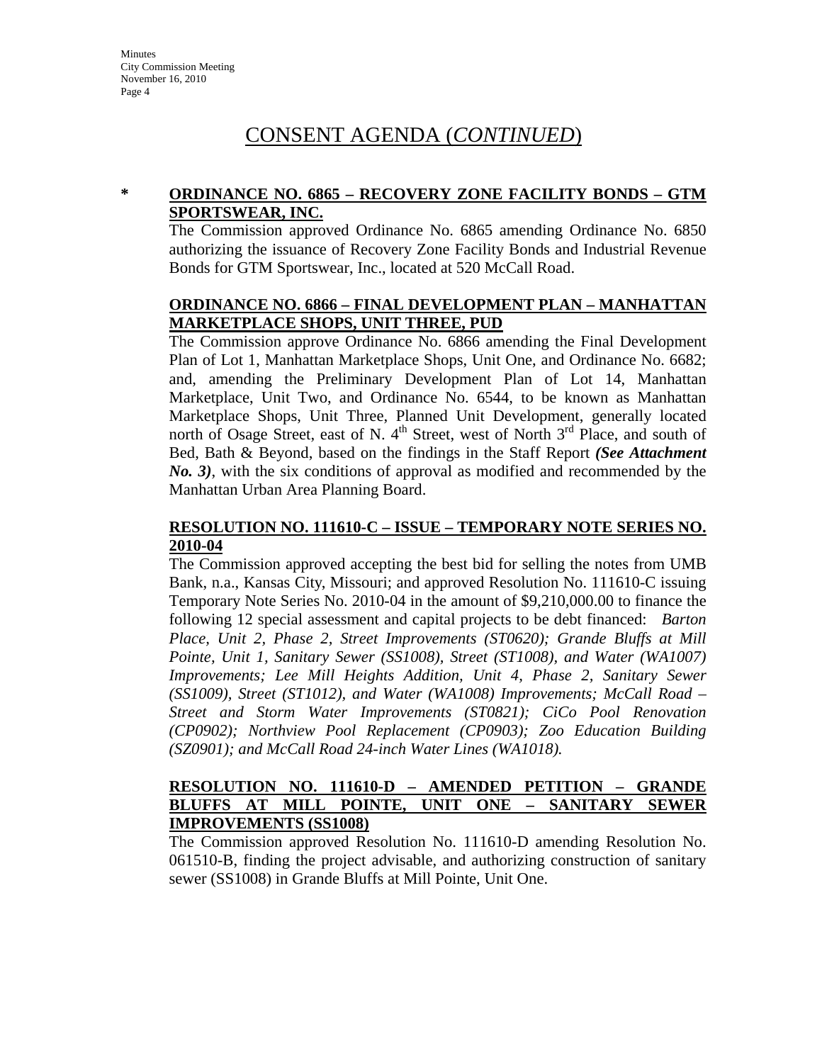## CONSENT AGENDA (*CONTINUED*)

**\* ORDINANCE NO. 6865 – RECOVERY ZONE FACILITY BONDS – GTM SPORTSWEAR, INC.**

The Commission approved Ordinance No. 6865 amending Ordinance No. 6850 authorizing the issuance of Recovery Zone Facility Bonds and Industrial Revenue Bonds for GTM Sportswear, Inc., located at 520 McCall Road.

**ORDINANCE NO. 6866 – FINAL DEVELOPMENT PLAN – MANHATTAN MARKETPLACE SHOPS, UNIT THREE, PUD**

The Commission approve Ordinance No. 6866 amending the Final Development Plan of Lot 1, Manhattan Marketplace Shops, Unit One, and Ordinance No. 6682; and, amending the Preliminary Development Plan of Lot 14, Manhattan Marketplace, Unit Two, and Ordinance No. 6544, to be known as Manhattan Marketplace Shops, Unit Three, Planned Unit Development, generally located north of Osage Street, east of N. 4th Street, west of North 3rd Place, and south of Bed, Bath & Beyond, based on the findings in the Staff Report ***(See Attachment No. 3)***, with the six conditions of approval as modified and recommended by the Manhattan Urban Area Planning Board.

**RESOLUTION NO. 111610-C – ISSUE – TEMPORARY NOTE SERIES NO. 2010-04**

The Commission approved accepting the best bid for selling the notes from UMB Bank, n.a., Kansas City, Missouri; and approved Resolution No. 111610-C issuing Temporary Note Series No. 2010-04 in the amount of $9,210,000.00 to finance the following 12 special assessment and capital projects to be debt financed: *Barton Place, Unit 2, Phase 2, Street Improvements (ST0620); Grande Bluffs at Mill Pointe, Unit 1, Sanitary Sewer (SS1008), Street (ST1008), and Water (WA1007) Improvements; Lee Mill Heights Addition, Unit 4, Phase 2, Sanitary Sewer (SS1009), Street (ST1012), and Water (WA1008) Improvements; McCall Road – Street and Storm Water Improvements (ST0821); CiCo Pool Renovation (CP0902); Northview Pool Replacement (CP0903); Zoo Education Building (SZ0901); and McCall Road 24-inch Water Lines (WA1018).*

**RESOLUTION NO. 111610-D – AMENDED PETITION – GRANDE BLUFFS AT MILL POINTE, UNIT ONE – SANITARY SEWER IMPROVEMENTS (SS1008)**

The Commission approved Resolution No. 111610-D amending Resolution No. 061510-B, finding the project advisable, and authorizing construction of sanitary sewer (SS1008) in Grande Bluffs at Mill Pointe, Unit One.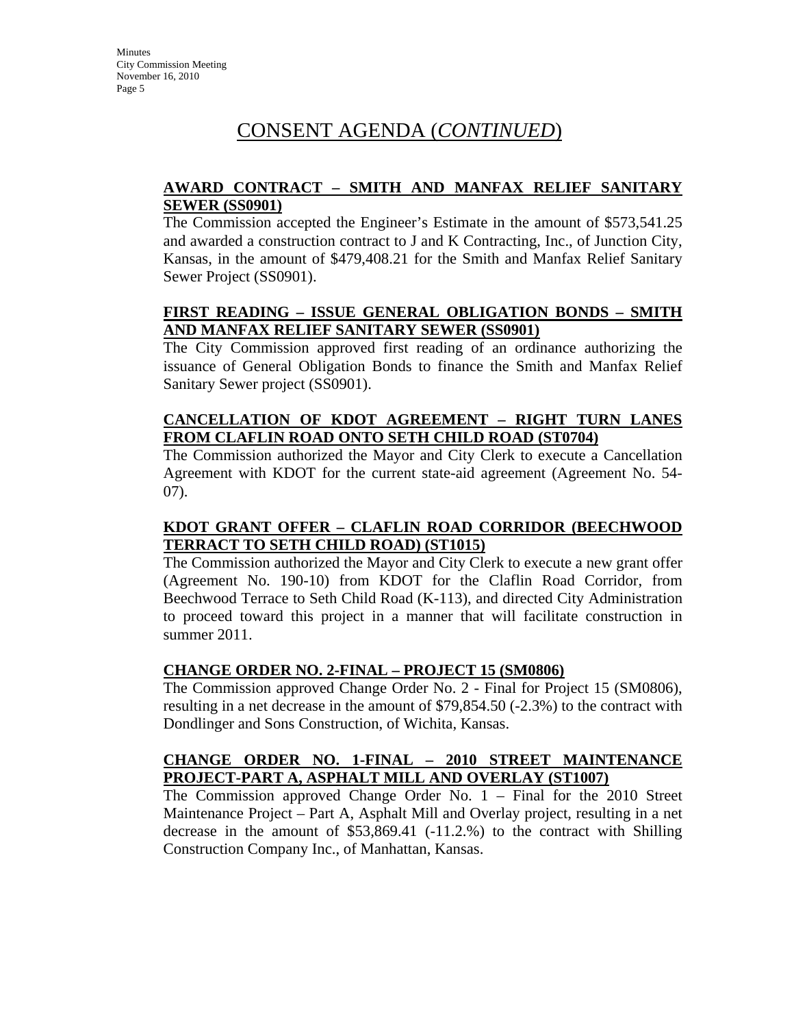# CONSENT AGENDA (*CONTINUED*)

**AWARD CONTRACT – SMITH AND MANFAX RELIEF SANITARY SEWER (SS0901)**

The Commission accepted the Engineer's Estimate in the amount of $573,541.25 and awarded a construction contract to J and K Contracting, Inc., of Junction City, Kansas, in the amount of $479,408.21 for the Smith and Manfax Relief Sanitary Sewer Project (SS0901).

**FIRST READING – ISSUE GENERAL OBLIGATION BONDS – SMITH AND MANFAX RELIEF SANITARY SEWER (SS0901)**

The City Commission approved first reading of an ordinance authorizing the issuance of General Obligation Bonds to finance the Smith and Manfax Relief Sanitary Sewer project (SS0901).

**CANCELLATION OF KDOT AGREEMENT – RIGHT TURN LANES FROM CLAFLIN ROAD ONTO SETH CHILD ROAD (ST0704)**

The Commission authorized the Mayor and City Clerk to execute a Cancellation Agreement with KDOT for the current state-aid agreement (Agreement No. 54-07).

**KDOT GRANT OFFER – CLAFLIN ROAD CORRIDOR (BEECHWOOD TERRACT TO SETH CHILD ROAD) (ST1015)**

The Commission authorized the Mayor and City Clerk to execute a new grant offer (Agreement No. 190-10) from KDOT for the Claflin Road Corridor, from Beechwood Terrace to Seth Child Road (K-113), and directed City Administration to proceed toward this project in a manner that will facilitate construction in summer 2011.

**CHANGE ORDER NO. 2-FINAL – PROJECT 15 (SM0806)**

The Commission approved Change Order No. 2 - Final for Project 15 (SM0806), resulting in a net decrease in the amount of $79,854.50 (-2.3%) to the contract with Dondlinger and Sons Construction, of Wichita, Kansas.

**CHANGE ORDER NO. 1-FINAL – 2010 STREET MAINTENANCE PROJECT-PART A, ASPHALT MILL AND OVERLAY (ST1007)**

The Commission approved Change Order No. 1 – Final for the 2010 Street Maintenance Project – Part A, Asphalt Mill and Overlay project, resulting in a net decrease in the amount of $53,869.41 (-11.2.%) to the contract with Shilling Construction Company Inc., of Manhattan, Kansas.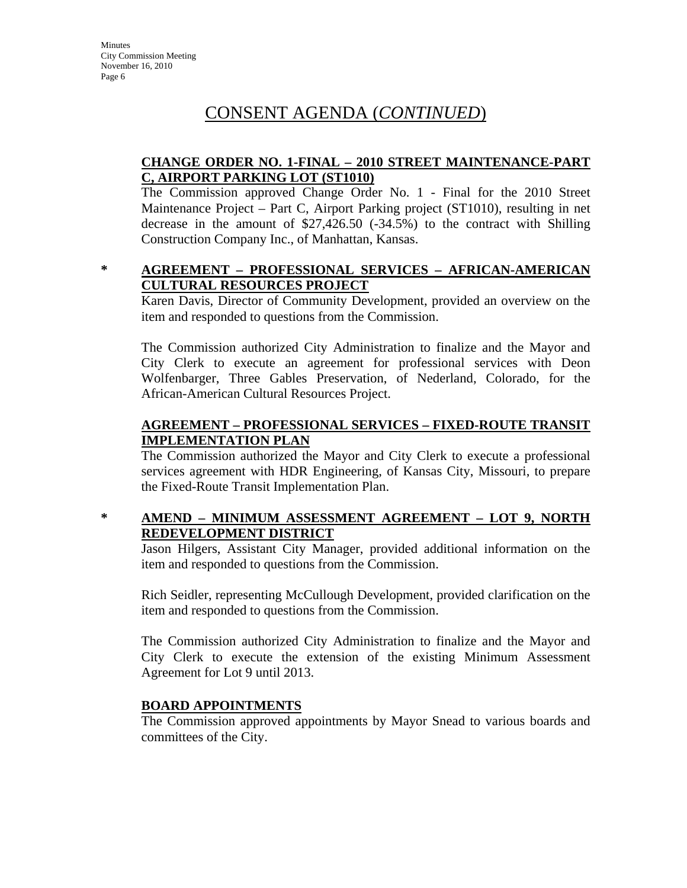# CONSENT AGENDA (*CONTINUED*)

**CHANGE ORDER NO. 1-FINAL – 2010 STREET MAINTENANCE-PART C, AIRPORT PARKING LOT (ST1010)**

The Commission approved Change Order No. 1 - Final for the 2010 Street Maintenance Project – Part C, Airport Parking project (ST1010), resulting in net decrease in the amount of $27,426.50 (-34.5%) to the contract with Shilling Construction Company Inc., of Manhattan, Kansas.

\* **AGREEMENT – PROFESSIONAL SERVICES – AFRICAN-AMERICAN CULTURAL RESOURCES PROJECT**

Karen Davis, Director of Community Development, provided an overview on the item and responded to questions from the Commission.

The Commission authorized City Administration to finalize and the Mayor and City Clerk to execute an agreement for professional services with Deon Wolfenbarger, Three Gables Preservation, of Nederland, Colorado, for the African-American Cultural Resources Project.

**AGREEMENT – PROFESSIONAL SERVICES – FIXED-ROUTE TRANSIT IMPLEMENTATION PLAN**

The Commission authorized the Mayor and City Clerk to execute a professional services agreement with HDR Engineering, of Kansas City, Missouri, to prepare the Fixed-Route Transit Implementation Plan.

\* **AMEND – MINIMUM ASSESSMENT AGREEMENT – LOT 9, NORTH REDEVELOPMENT DISTRICT**

Jason Hilgers, Assistant City Manager, provided additional information on the item and responded to questions from the Commission.

Rich Seidler, representing McCullough Development, provided clarification on the item and responded to questions from the Commission.

The Commission authorized City Administration to finalize and the Mayor and City Clerk to execute the extension of the existing Minimum Assessment Agreement for Lot 9 until 2013.

**BOARD APPOINTMENTS**

The Commission approved appointments by Mayor Snead to various boards and committees of the City.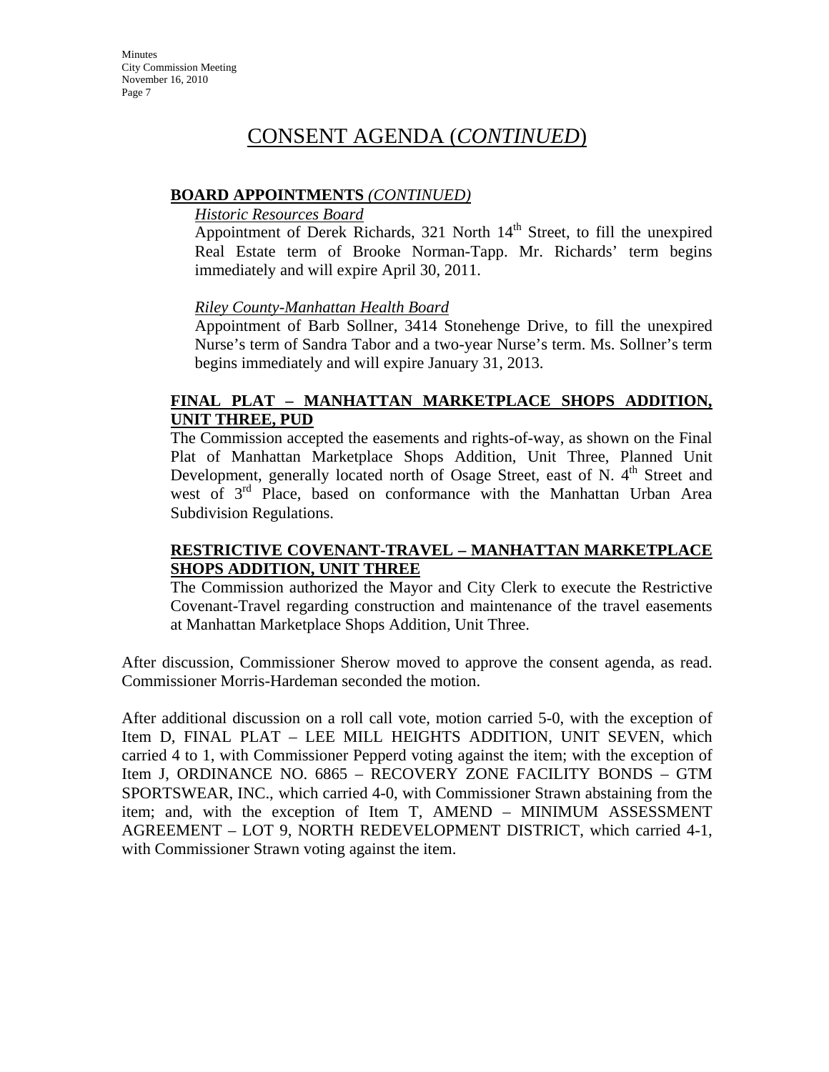# CONSENT AGENDA (*CONTINUED*)

**BOARD APPOINTMENTS** *(CONTINUED)*

*Historic Resources Board*

Appointment of Derek Richards, 321 North 14th Street, to fill the unexpired Real Estate term of Brooke Norman-Tapp. Mr. Richards' term begins immediately and will expire April 30, 2011.

*Riley County-Manhattan Health Board*

Appointment of Barb Sollner, 3414 Stonehenge Drive, to fill the unexpired Nurse's term of Sandra Tabor and a two-year Nurse's term. Ms. Sollner's term begins immediately and will expire January 31, 2013.

**FINAL PLAT – MANHATTAN MARKETPLACE SHOPS ADDITION, UNIT THREE, PUD**

The Commission accepted the easements and rights-of-way, as shown on the Final Plat of Manhattan Marketplace Shops Addition, Unit Three, Planned Unit Development, generally located north of Osage Street, east of N. 4th Street and west of 3rd Place, based on conformance with the Manhattan Urban Area Subdivision Regulations.

**RESTRICTIVE COVENANT-TRAVEL – MANHATTAN MARKETPLACE SHOPS ADDITION, UNIT THREE**

The Commission authorized the Mayor and City Clerk to execute the Restrictive Covenant-Travel regarding construction and maintenance of the travel easements at Manhattan Marketplace Shops Addition, Unit Three.

After discussion, Commissioner Sherow moved to approve the consent agenda, as read. Commissioner Morris-Hardeman seconded the motion.

After additional discussion on a roll call vote, motion carried 5-0, with the exception of Item D, FINAL PLAT – LEE MILL HEIGHTS ADDITION, UNIT SEVEN, which carried 4 to 1, with Commissioner Pepperd voting against the item; with the exception of Item J, ORDINANCE NO. 6865 – RECOVERY ZONE FACILITY BONDS – GTM SPORTSWEAR, INC., which carried 4-0, with Commissioner Strawn abstaining from the item; and, with the exception of Item T, AMEND – MINIMUM ASSESSMENT AGREEMENT – LOT 9, NORTH REDEVELOPMENT DISTRICT, which carried 4-1, with Commissioner Strawn voting against the item.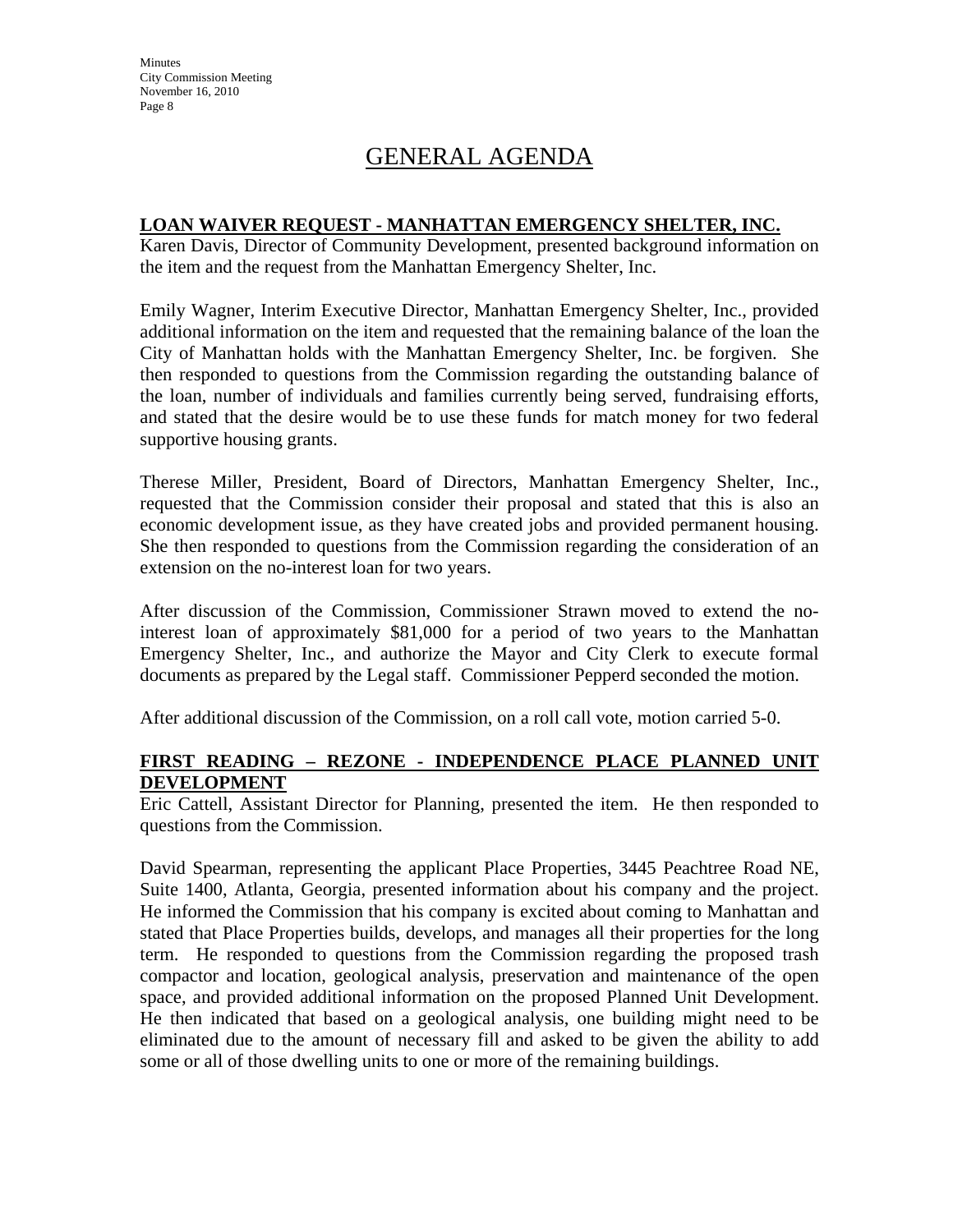# GENERAL AGENDA

**LOAN WAIVER REQUEST - MANHATTAN EMERGENCY SHELTER, INC.**

Karen Davis, Director of Community Development, presented background information on the item and the request from the Manhattan Emergency Shelter, Inc.

Emily Wagner, Interim Executive Director, Manhattan Emergency Shelter, Inc., provided additional information on the item and requested that the remaining balance of the loan the City of Manhattan holds with the Manhattan Emergency Shelter, Inc. be forgiven. She then responded to questions from the Commission regarding the outstanding balance of the loan, number of individuals and families currently being served, fundraising efforts, and stated that the desire would be to use these funds for match money for two federal supportive housing grants.

Therese Miller, President, Board of Directors, Manhattan Emergency Shelter, Inc., requested that the Commission consider their proposal and stated that this is also an economic development issue, as they have created jobs and provided permanent housing. She then responded to questions from the Commission regarding the consideration of an extension on the no-interest loan for two years.

After discussion of the Commission, Commissioner Strawn moved to extend the no-interest loan of approximately $81,000 for a period of two years to the Manhattan Emergency Shelter, Inc., and authorize the Mayor and City Clerk to execute formal documents as prepared by the Legal staff. Commissioner Pepperd seconded the motion.

After additional discussion of the Commission, on a roll call vote, motion carried 5-0.

**FIRST READING – REZONE - INDEPENDENCE PLACE PLANNED UNIT DEVELOPMENT**

Eric Cattell, Assistant Director for Planning, presented the item. He then responded to questions from the Commission.

David Spearman, representing the applicant Place Properties, 3445 Peachtree Road NE, Suite 1400, Atlanta, Georgia, presented information about his company and the project. He informed the Commission that his company is excited about coming to Manhattan and stated that Place Properties builds, develops, and manages all their properties for the long term. He responded to questions from the Commission regarding the proposed trash compactor and location, geological analysis, preservation and maintenance of the open space, and provided additional information on the proposed Planned Unit Development. He then indicated that based on a geological analysis, one building might need to be eliminated due to the amount of necessary fill and asked to be given the ability to add some or all of those dwelling units to one or more of the remaining buildings.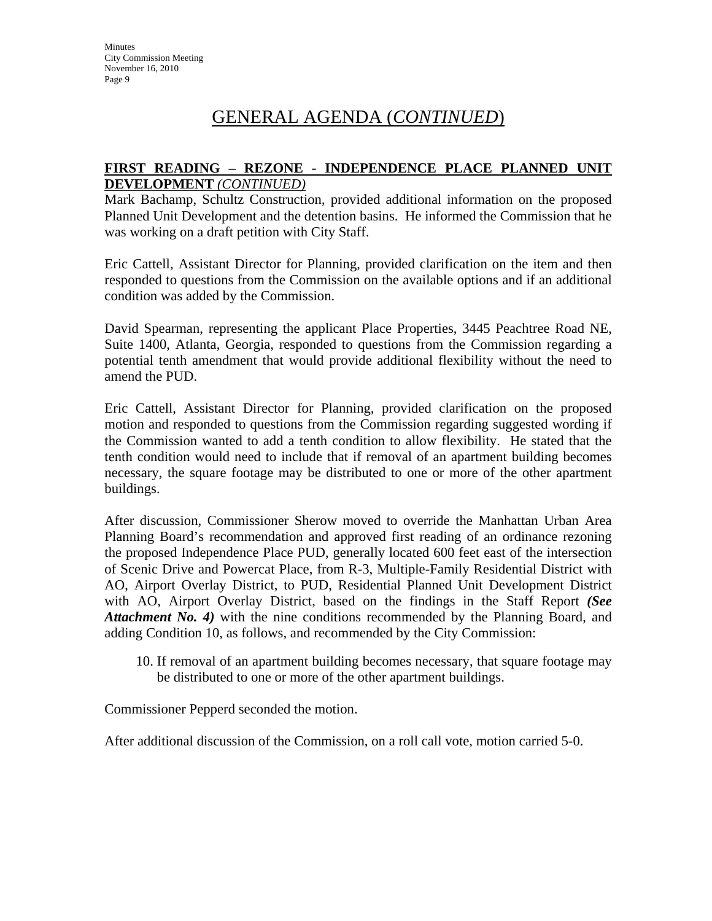## GENERAL AGENDA (*CONTINUED*)

**FIRST READING – REZONE - INDEPENDENCE PLACE PLANNED UNIT DEVELOPMENT** *(CONTINUED)*

Mark Bachamp, Schultz Construction, provided additional information on the proposed Planned Unit Development and the detention basins. He informed the Commission that he was working on a draft petition with City Staff.

Eric Cattell, Assistant Director for Planning, provided clarification on the item and then responded to questions from the Commission on the available options and if an additional condition was added by the Commission.

David Spearman, representing the applicant Place Properties, 3445 Peachtree Road NE, Suite 1400, Atlanta, Georgia, responded to questions from the Commission regarding a potential tenth amendment that would provide additional flexibility without the need to amend the PUD.

Eric Cattell, Assistant Director for Planning, provided clarification on the proposed motion and responded to questions from the Commission regarding suggested wording if the Commission wanted to add a tenth condition to allow flexibility. He stated that the tenth condition would need to include that if removal of an apartment building becomes necessary, the square footage may be distributed to one or more of the other apartment buildings.

After discussion, Commissioner Sherow moved to override the Manhattan Urban Area Planning Board's recommendation and approved first reading of an ordinance rezoning the proposed Independence Place PUD, generally located 600 feet east of the intersection of Scenic Drive and Powercat Place, from R-3, Multiple-Family Residential District with AO, Airport Overlay District, to PUD, Residential Planned Unit Development District with AO, Airport Overlay District, based on the findings in the Staff Report ***(See Attachment No. 4)*** with the nine conditions recommended by the Planning Board, and adding Condition 10, as follows, and recommended by the City Commission:

10. If removal of an apartment building becomes necessary, that square footage may be distributed to one or more of the other apartment buildings.

Commissioner Pepperd seconded the motion.

After additional discussion of the Commission, on a roll call vote, motion carried 5-0.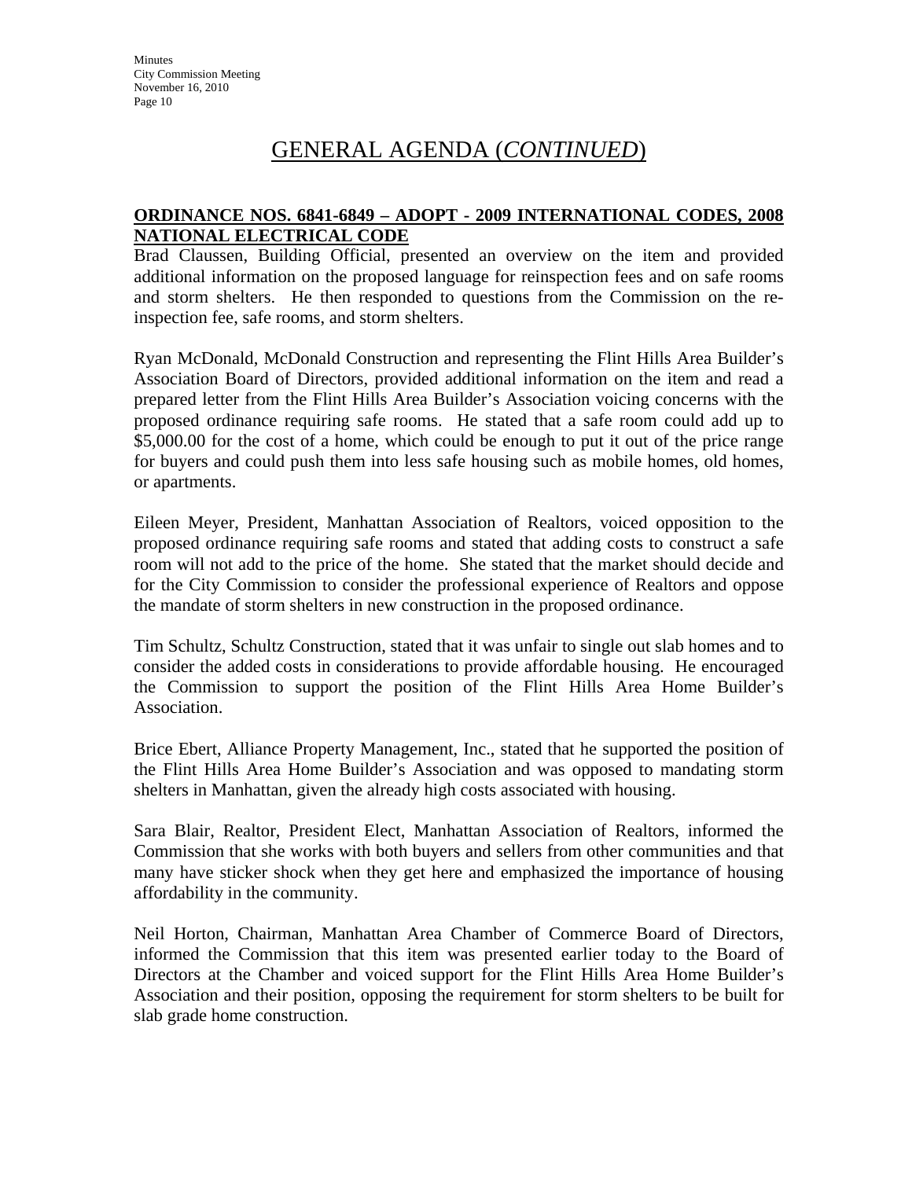# GENERAL AGENDA (*CONTINUED*)

**ORDINANCE NOS. 6841-6849 – ADOPT - 2009 INTERNATIONAL CODES, 2008 NATIONAL ELECTRICAL CODE**

Brad Claussen, Building Official, presented an overview on the item and provided additional information on the proposed language for reinspection fees and on safe rooms and storm shelters. He then responded to questions from the Commission on the re-inspection fee, safe rooms, and storm shelters.

Ryan McDonald, McDonald Construction and representing the Flint Hills Area Builder's Association Board of Directors, provided additional information on the item and read a prepared letter from the Flint Hills Area Builder's Association voicing concerns with the proposed ordinance requiring safe rooms. He stated that a safe room could add up to $5,000.00 for the cost of a home, which could be enough to put it out of the price range for buyers and could push them into less safe housing such as mobile homes, old homes, or apartments.

Eileen Meyer, President, Manhattan Association of Realtors, voiced opposition to the proposed ordinance requiring safe rooms and stated that adding costs to construct a safe room will not add to the price of the home. She stated that the market should decide and for the City Commission to consider the professional experience of Realtors and oppose the mandate of storm shelters in new construction in the proposed ordinance.

Tim Schultz, Schultz Construction, stated that it was unfair to single out slab homes and to consider the added costs in considerations to provide affordable housing. He encouraged the Commission to support the position of the Flint Hills Area Home Builder's Association.

Brice Ebert, Alliance Property Management, Inc., stated that he supported the position of the Flint Hills Area Home Builder's Association and was opposed to mandating storm shelters in Manhattan, given the already high costs associated with housing.

Sara Blair, Realtor, President Elect, Manhattan Association of Realtors, informed the Commission that she works with both buyers and sellers from other communities and that many have sticker shock when they get here and emphasized the importance of housing affordability in the community.

Neil Horton, Chairman, Manhattan Area Chamber of Commerce Board of Directors, informed the Commission that this item was presented earlier today to the Board of Directors at the Chamber and voiced support for the Flint Hills Area Home Builder's Association and their position, opposing the requirement for storm shelters to be built for slab grade home construction.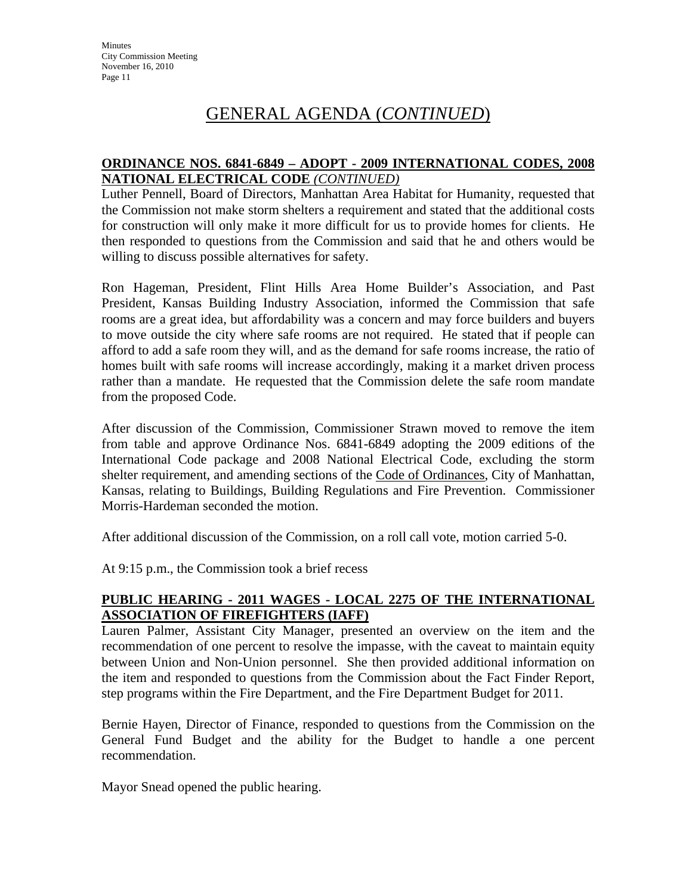# GENERAL AGENDA (*CONTINUED*)

**ORDINANCE NOS. 6841-6849 – ADOPT - 2009 INTERNATIONAL CODES, 2008 NATIONAL ELECTRICAL CODE** ***(CONTINUED)***

Luther Pennell, Board of Directors, Manhattan Area Habitat for Humanity, requested that the Commission not make storm shelters a requirement and stated that the additional costs for construction will only make it more difficult for us to provide homes for clients. He then responded to questions from the Commission and said that he and others would be willing to discuss possible alternatives for safety.

Ron Hageman, President, Flint Hills Area Home Builder's Association, and Past President, Kansas Building Industry Association, informed the Commission that safe rooms are a great idea, but affordability was a concern and may force builders and buyers to move outside the city where safe rooms are not required. He stated that if people can afford to add a safe room they will, and as the demand for safe rooms increase, the ratio of homes built with safe rooms will increase accordingly, making it a market driven process rather than a mandate. He requested that the Commission delete the safe room mandate from the proposed Code.

After discussion of the Commission, Commissioner Strawn moved to remove the item from table and approve Ordinance Nos. 6841-6849 adopting the 2009 editions of the International Code package and 2008 National Electrical Code, excluding the storm shelter requirement, and amending sections of the Code of Ordinances, City of Manhattan, Kansas, relating to Buildings, Building Regulations and Fire Prevention. Commissioner Morris-Hardeman seconded the motion.

After additional discussion of the Commission, on a roll call vote, motion carried 5-0.

At 9:15 p.m., the Commission took a brief recess

**PUBLIC HEARING - 2011 WAGES - LOCAL 2275 OF THE INTERNATIONAL ASSOCIATION OF FIREFIGHTERS (IAFF)**

Lauren Palmer, Assistant City Manager, presented an overview on the item and the recommendation of one percent to resolve the impasse, with the caveat to maintain equity between Union and Non-Union personnel. She then provided additional information on the item and responded to questions from the Commission about the Fact Finder Report, step programs within the Fire Department, and the Fire Department Budget for 2011.

Bernie Hayen, Director of Finance, responded to questions from the Commission on the General Fund Budget and the ability for the Budget to handle a one percent recommendation.

Mayor Snead opened the public hearing.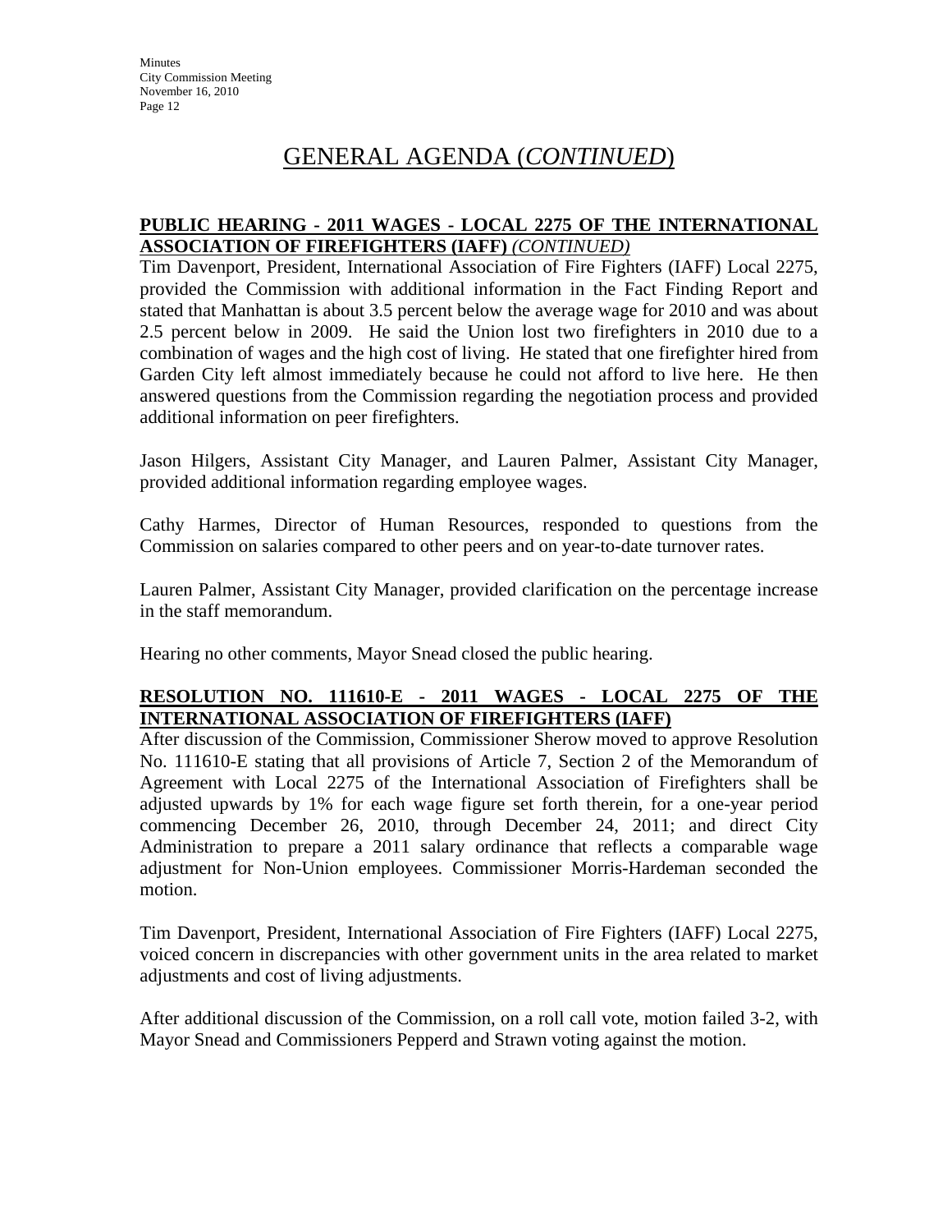# GENERAL AGENDA (*CONTINUED*)

**PUBLIC HEARING - 2011 WAGES - LOCAL 2275 OF THE INTERNATIONAL ASSOCIATION OF FIREFIGHTERS (IAFF)** ***(CONTINUED)***

Tim Davenport, President, International Association of Fire Fighters (IAFF) Local 2275, provided the Commission with additional information in the Fact Finding Report and stated that Manhattan is about 3.5 percent below the average wage for 2010 and was about 2.5 percent below in 2009. He said the Union lost two firefighters in 2010 due to a combination of wages and the high cost of living. He stated that one firefighter hired from Garden City left almost immediately because he could not afford to live here. He then answered questions from the Commission regarding the negotiation process and provided additional information on peer firefighters.

Jason Hilgers, Assistant City Manager, and Lauren Palmer, Assistant City Manager, provided additional information regarding employee wages.

Cathy Harmes, Director of Human Resources, responded to questions from the Commission on salaries compared to other peers and on year-to-date turnover rates.

Lauren Palmer, Assistant City Manager, provided clarification on the percentage increase in the staff memorandum.

Hearing no other comments, Mayor Snead closed the public hearing.

**RESOLUTION NO. 111610-E - 2011 WAGES - LOCAL 2275 OF THE INTERNATIONAL ASSOCIATION OF FIREFIGHTERS (IAFF)**

After discussion of the Commission, Commissioner Sherow moved to approve Resolution No. 111610-E stating that all provisions of Article 7, Section 2 of the Memorandum of Agreement with Local 2275 of the International Association of Firefighters shall be adjusted upwards by 1% for each wage figure set forth therein, for a one-year period commencing December 26, 2010, through December 24, 2011; and direct City Administration to prepare a 2011 salary ordinance that reflects a comparable wage adjustment for Non-Union employees. Commissioner Morris-Hardeman seconded the motion.

Tim Davenport, President, International Association of Fire Fighters (IAFF) Local 2275, voiced concern in discrepancies with other government units in the area related to market adjustments and cost of living adjustments.

After additional discussion of the Commission, on a roll call vote, motion failed 3-2, with Mayor Snead and Commissioners Pepperd and Strawn voting against the motion.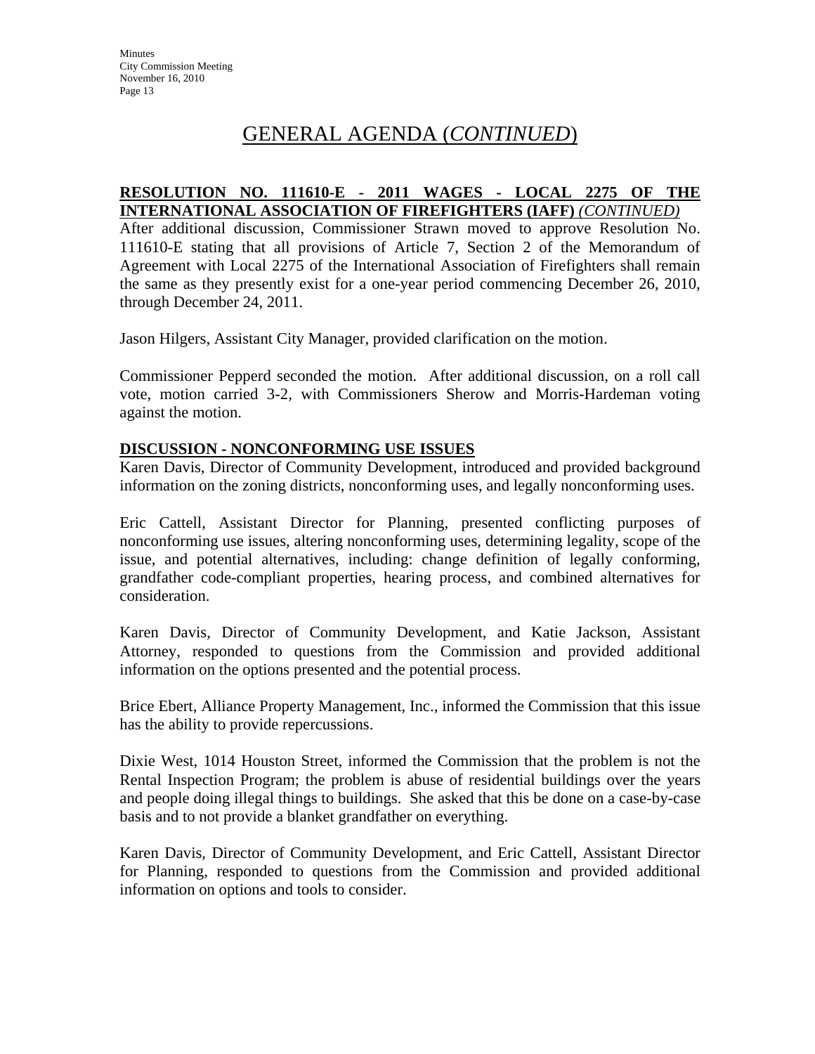# GENERAL AGENDA (*CONTINUED*)

**RESOLUTION NO. 111610-E - 2011 WAGES - LOCAL 2275 OF THE INTERNATIONAL ASSOCIATION OF FIREFIGHTERS (IAFF)** *(CONTINUED)*

After additional discussion, Commissioner Strawn moved to approve Resolution No. 111610-E stating that all provisions of Article 7, Section 2 of the Memorandum of Agreement with Local 2275 of the International Association of Firefighters shall remain the same as they presently exist for a one-year period commencing December 26, 2010, through December 24, 2011.

Jason Hilgers, Assistant City Manager, provided clarification on the motion.

Commissioner Pepperd seconded the motion. After additional discussion, on a roll call vote, motion carried 3-2, with Commissioners Sherow and Morris-Hardeman voting against the motion.

**DISCUSSION - NONCONFORMING USE ISSUES**

Karen Davis, Director of Community Development, introduced and provided background information on the zoning districts, nonconforming uses, and legally nonconforming uses.

Eric Cattell, Assistant Director for Planning, presented conflicting purposes of nonconforming use issues, altering nonconforming uses, determining legality, scope of the issue, and potential alternatives, including: change definition of legally conforming, grandfather code-compliant properties, hearing process, and combined alternatives for consideration.

Karen Davis, Director of Community Development, and Katie Jackson, Assistant Attorney, responded to questions from the Commission and provided additional information on the options presented and the potential process.

Brice Ebert, Alliance Property Management, Inc., informed the Commission that this issue has the ability to provide repercussions.

Dixie West, 1014 Houston Street, informed the Commission that the problem is not the Rental Inspection Program; the problem is abuse of residential buildings over the years and people doing illegal things to buildings. She asked that this be done on a case-by-case basis and to not provide a blanket grandfather on everything.

Karen Davis, Director of Community Development, and Eric Cattell, Assistant Director for Planning, responded to questions from the Commission and provided additional information on options and tools to consider.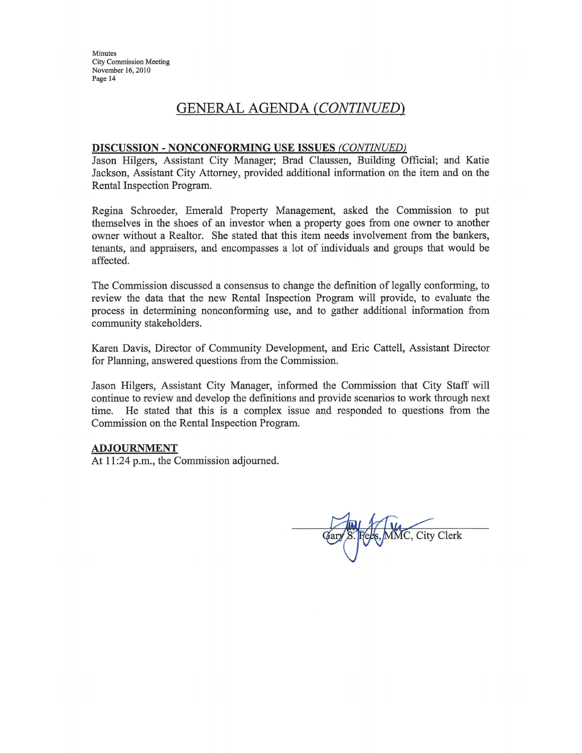## GENERAL AGENDA *(CONTINUED)*

**DISCUSSION - NONCONFORMING USE ISSUES** *(CONTINUED)*
Jason Hilgers, Assistant City Manager; Brad Claussen, Building Official; and Katie Jackson, Assistant City Attorney, provided additional information on the item and on the Rental Inspection Program.

Regina Schroeder, Emerald Property Management, asked the Commission to put themselves in the shoes of an investor when a property goes from one owner to another owner without a Realtor. She stated that this item needs involvement from the bankers, tenants, and appraisers, and encompasses a lot of individuals and groups that would be affected.

The Commission discussed a consensus to change the definition of legally conforming, to review the data that the new Rental Inspection Program will provide, to evaluate the process in determining nonconforming use, and to gather additional information from community stakeholders.

Karen Davis, Director of Community Development, and Eric Cattell, Assistant Director for Planning, answered questions from the Commission.

Jason Hilgers, Assistant City Manager, informed the Commission that City Staff will continue to review and develop the definitions and provide scenarios to work through next time. He stated that this is a complex issue and responded to questions from the Commission on the Rental Inspection Program.

**ADJOURNMENT**
At 11:24 p.m., the Commission adjourned.

Gary S. Fees, MMC, City Clerk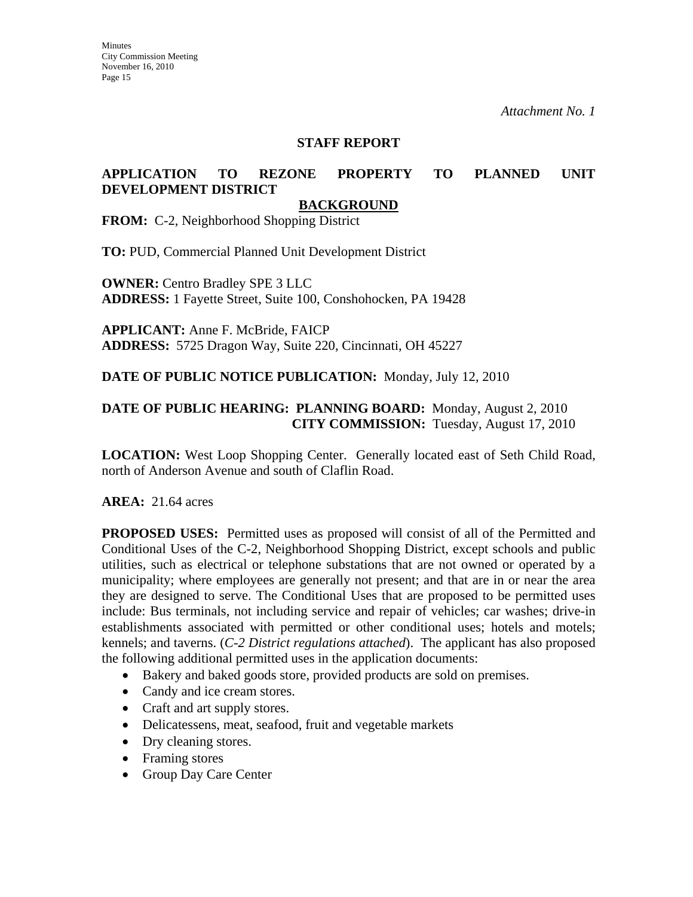*Attachment No. 1*

## STAFF REPORT

## APPLICATION TO REZONE PROPERTY TO PLANNED UNIT DEVELOPMENT DISTRICT

### BACKGROUND

**FROM:** C-2, Neighborhood Shopping District

**TO:** PUD, Commercial Planned Unit Development District

**OWNER:** Centro Bradley SPE 3 LLC
**ADDRESS:** 1 Fayette Street, Suite 100, Conshohocken, PA 19428

**APPLICANT:** Anne F. McBride, FAICP
**ADDRESS:** 5725 Dragon Way, Suite 220, Cincinnati, OH 45227

**DATE OF PUBLIC NOTICE PUBLICATION:** Monday, July 12, 2010

**DATE OF PUBLIC HEARING: PLANNING BOARD:** Monday, August 2, 2010
**CITY COMMISSION:** Tuesday, August 17, 2010

**LOCATION:** West Loop Shopping Center. Generally located east of Seth Child Road, north of Anderson Avenue and south of Claflin Road.

**AREA:** 21.64 acres

**PROPOSED USES:** Permitted uses as proposed will consist of all of the Permitted and Conditional Uses of the C-2, Neighborhood Shopping District, except schools and public utilities, such as electrical or telephone substations that are not owned or operated by a municipality; where employees are generally not present; and that are in or near the area they are designed to serve. The Conditional Uses that are proposed to be permitted uses include: Bus terminals, not including service and repair of vehicles; car washes; drive-in establishments associated with permitted or other conditional uses; hotels and motels; kennels; and taverns. (*C-2 District regulations attached*). The applicant has also proposed the following additional permitted uses in the application documents:

- Bakery and baked goods store, provided products are sold on premises.
- Candy and ice cream stores.
- Craft and art supply stores.
- Delicatessens, meat, seafood, fruit and vegetable markets
- Dry cleaning stores.
- Framing stores
- Group Day Care Center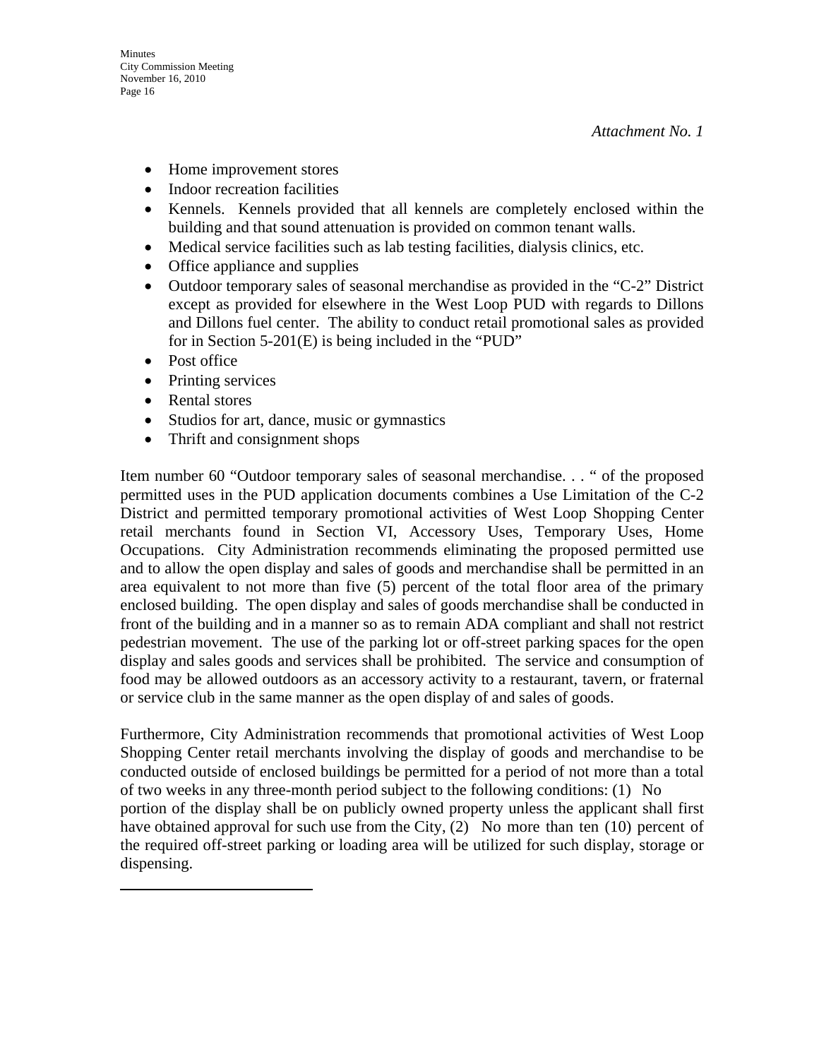*Attachment No. 1*

- Home improvement stores
- Indoor recreation facilities
- Kennels. Kennels provided that all kennels are completely enclosed within the building and that sound attenuation is provided on common tenant walls.
- Medical service facilities such as lab testing facilities, dialysis clinics, etc.
- Office appliance and supplies
- Outdoor temporary sales of seasonal merchandise as provided in the "C-2" District except as provided for elsewhere in the West Loop PUD with regards to Dillons and Dillons fuel center. The ability to conduct retail promotional sales as provided for in Section 5-201(E) is being included in the "PUD"
- Post office
- Printing services
- Rental stores
- Studios for art, dance, music or gymnastics
- Thrift and consignment shops

Item number 60 "Outdoor temporary sales of seasonal merchandise. . . " of the proposed permitted uses in the PUD application documents combines a Use Limitation of the C-2 District and permitted temporary promotional activities of West Loop Shopping Center retail merchants found in Section VI, Accessory Uses, Temporary Uses, Home Occupations. City Administration recommends eliminating the proposed permitted use and to allow the open display and sales of goods and merchandise shall be permitted in an area equivalent to not more than five (5) percent of the total floor area of the primary enclosed building. The open display and sales of goods merchandise shall be conducted in front of the building and in a manner so as to remain ADA compliant and shall not restrict pedestrian movement. The use of the parking lot or off-street parking spaces for the open display and sales goods and services shall be prohibited. The service and consumption of food may be allowed outdoors as an accessory activity to a restaurant, tavern, or fraternal or service club in the same manner as the open display of and sales of goods.

Furthermore, City Administration recommends that promotional activities of West Loop Shopping Center retail merchants involving the display of goods and merchandise to be conducted outside of enclosed buildings be permitted for a period of not more than a total of two weeks in any three-month period subject to the following conditions: (1) No portion of the display shall be on publicly owned property unless the applicant shall first have obtained approval for such use from the City, (2) No more than ten (10) percent of the required off-street parking or loading area will be utilized for such display, storage or dispensing.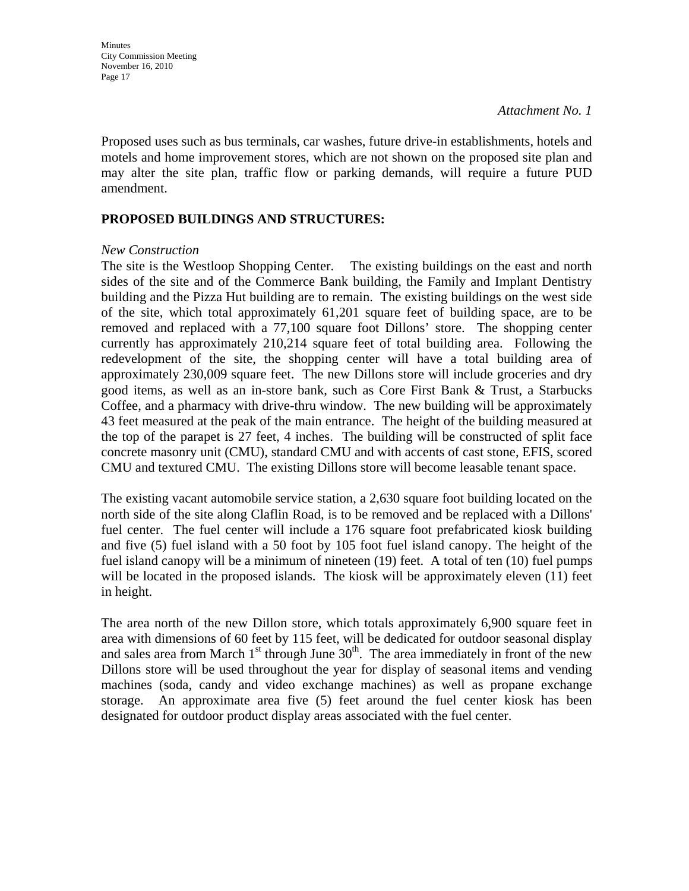*Attachment No. 1*

Proposed uses such as bus terminals, car washes, future drive-in establishments, hotels and motels and home improvement stores, which are not shown on the proposed site plan and may alter the site plan, traffic flow or parking demands, will require a future PUD amendment.

**PROPOSED BUILDINGS AND STRUCTURES:**

*New Construction*

The site is the Westloop Shopping Center. The existing buildings on the east and north sides of the site and of the Commerce Bank building, the Family and Implant Dentistry building and the Pizza Hut building are to remain. The existing buildings on the west side of the site, which total approximately 61,201 square feet of building space, are to be removed and replaced with a 77,100 square foot Dillons' store. The shopping center currently has approximately 210,214 square feet of total building area. Following the redevelopment of the site, the shopping center will have a total building area of approximately 230,009 square feet. The new Dillons store will include groceries and dry good items, as well as an in-store bank, such as Core First Bank & Trust, a Starbucks Coffee, and a pharmacy with drive-thru window. The new building will be approximately 43 feet measured at the peak of the main entrance. The height of the building measured at the top of the parapet is 27 feet, 4 inches. The building will be constructed of split face concrete masonry unit (CMU), standard CMU and with accents of cast stone, EFIS, scored CMU and textured CMU. The existing Dillons store will become leasable tenant space.

The existing vacant automobile service station, a 2,630 square foot building located on the north side of the site along Claflin Road, is to be removed and be replaced with a Dillons' fuel center. The fuel center will include a 176 square foot prefabricated kiosk building and five (5) fuel island with a 50 foot by 105 foot fuel island canopy. The height of the fuel island canopy will be a minimum of nineteen (19) feet. A total of ten (10) fuel pumps will be located in the proposed islands. The kiosk will be approximately eleven (11) feet in height.

The area north of the new Dillon store, which totals approximately 6,900 square feet in area with dimensions of 60 feet by 115 feet, will be dedicated for outdoor seasonal display and sales area from March 1st through June 30th. The area immediately in front of the new Dillons store will be used throughout the year for display of seasonal items and vending machines (soda, candy and video exchange machines) as well as propane exchange storage. An approximate area five (5) feet around the fuel center kiosk has been designated for outdoor product display areas associated with the fuel center.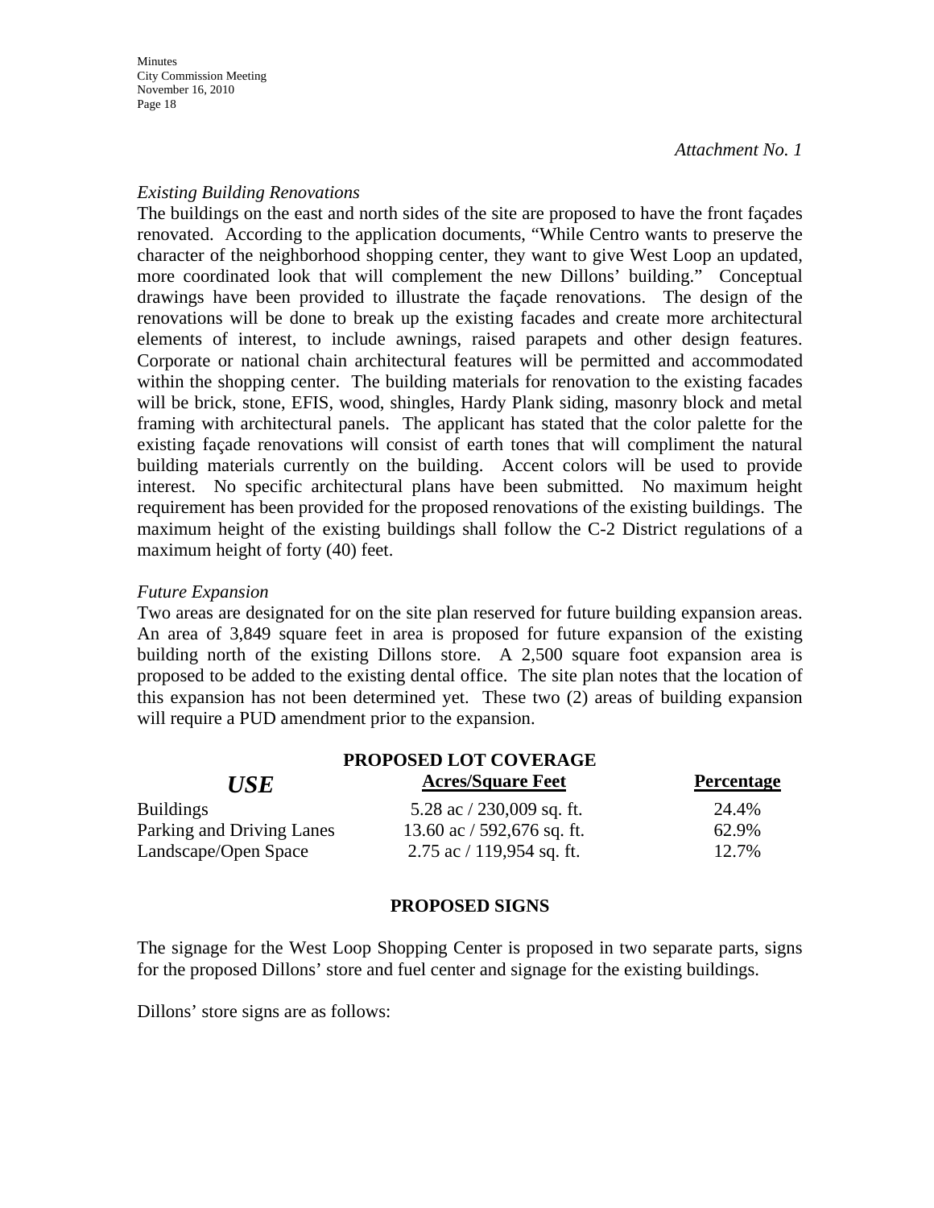*Attachment No. 1*

*Existing Building Renovations*

The buildings on the east and north sides of the site are proposed to have the front façades renovated. According to the application documents, "While Centro wants to preserve the character of the neighborhood shopping center, they want to give West Loop an updated, more coordinated look that will complement the new Dillons' building." Conceptual drawings have been provided to illustrate the façade renovations. The design of the renovations will be done to break up the existing facades and create more architectural elements of interest, to include awnings, raised parapets and other design features. Corporate or national chain architectural features will be permitted and accommodated within the shopping center. The building materials for renovation to the existing facades will be brick, stone, EFIS, wood, shingles, Hardy Plank siding, masonry block and metal framing with architectural panels. The applicant has stated that the color palette for the existing façade renovations will consist of earth tones that will compliment the natural building materials currently on the building. Accent colors will be used to provide interest. No specific architectural plans have been submitted. No maximum height requirement has been provided for the proposed renovations of the existing buildings. The maximum height of the existing buildings shall follow the C-2 District regulations of a maximum height of forty (40) feet.

*Future Expansion*

Two areas are designated for on the site plan reserved for future building expansion areas. An area of 3,849 square feet in area is proposed for future expansion of the existing building north of the existing Dillons store. A 2,500 square foot expansion area is proposed to be added to the existing dental office. The site plan notes that the location of this expansion has not been determined yet. These two (2) areas of building expansion will require a PUD amendment prior to the expansion.

**PROPOSED LOT COVERAGE**

| ***USE*** | **Acres/Square Feet** | **Percentage** |
|---|---|---|
| Buildings | 5.28 ac / 230,009 sq. ft. | 24.4% |
| Parking and Driving Lanes | 13.60 ac / 592,676 sq. ft. | 62.9% |
| Landscape/Open Space | 2.75 ac / 119,954 sq. ft. | 12.7% |

**PROPOSED SIGNS**

The signage for the West Loop Shopping Center is proposed in two separate parts, signs for the proposed Dillons' store and fuel center and signage for the existing buildings.

Dillons' store signs are as follows: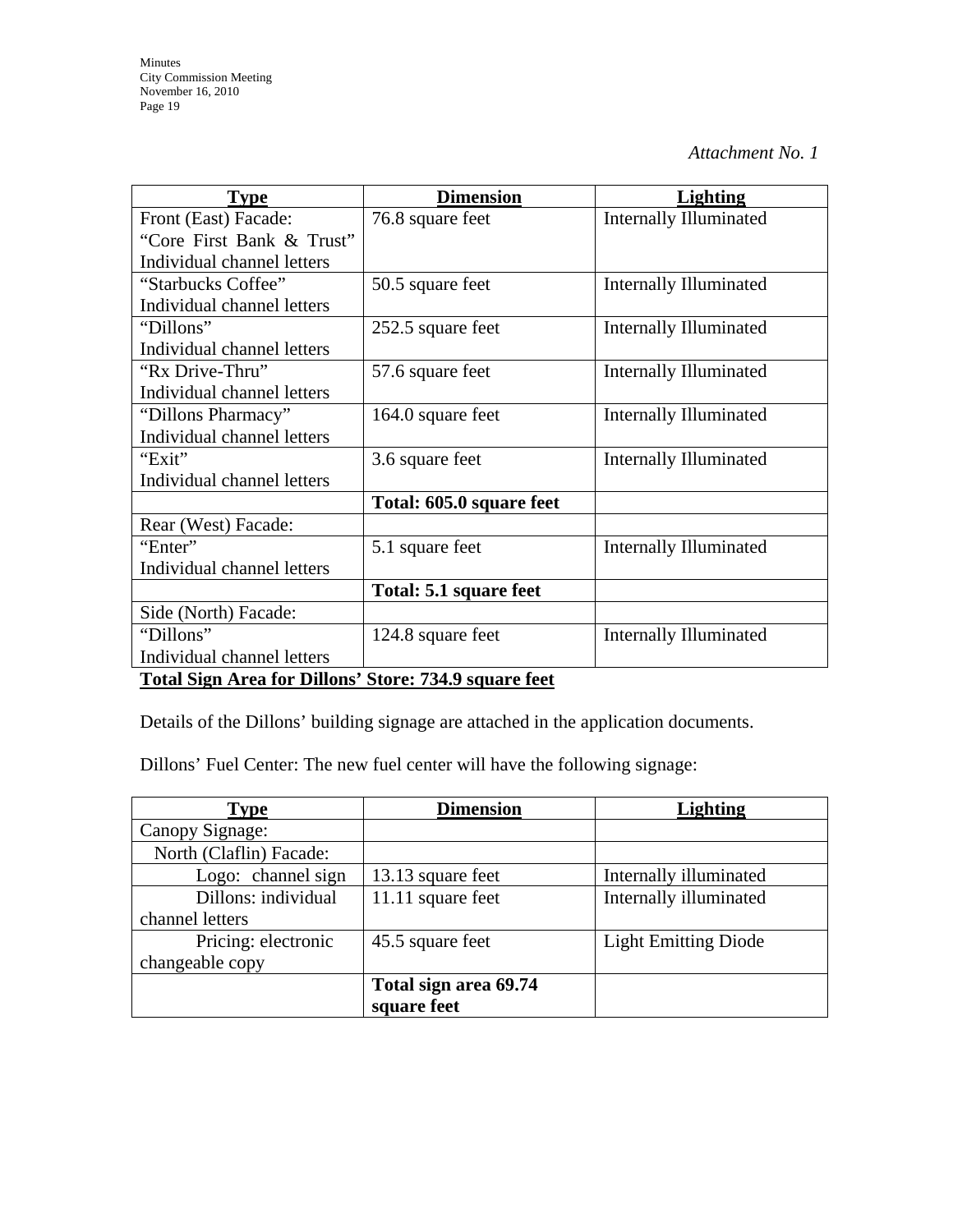*Attachment No. 1*

| **Type** | **Dimension** | **Lighting** |
|---|---|---|
| Front (East) Facade: “Core First Bank & Trust” Individual channel letters | 76.8 square feet | Internally Illuminated |
| “Starbucks Coffee” Individual channel letters | 50.5 square feet | Internally Illuminated |
| “Dillons” Individual channel letters | 252.5 square feet | Internally Illuminated |
| “Rx Drive-Thru” Individual channel letters | 57.6 square feet | Internally Illuminated |
| “Dillons Pharmacy” Individual channel letters | 164.0 square feet | Internally Illuminated |
| “Exit” Individual channel letters | 3.6 square feet | Internally Illuminated |
| | **Total: 605.0 square feet** | |
| Rear (West) Facade: | | |
| “Enter” Individual channel letters | 5.1 square feet | Internally Illuminated |
| | **Total: 5.1 square feet** | |
| Side (North) Facade: | | |
| “Dillons” Individual channel letters | 124.8 square feet | Internally Illuminated |

**Total Sign Area for Dillons’ Store: 734.9 square feet**

Details of the Dillons’ building signage are attached in the application documents.

Dillons’ Fuel Center: The new fuel center will have the following signage:

| **Type** | **Dimension** | **Lighting** |
|---|---|---|
| Canopy Signage: | | |
| North (Claflin) Facade: | | |
| Logo: channel sign | 13.13 square feet | Internally illuminated |
| Dillons: individual channel letters | 11.11 square feet | Internally illuminated |
| Pricing: electronic changeable copy | 45.5 square feet | Light Emitting Diode |
| | **Total sign area 69.74 square feet** | |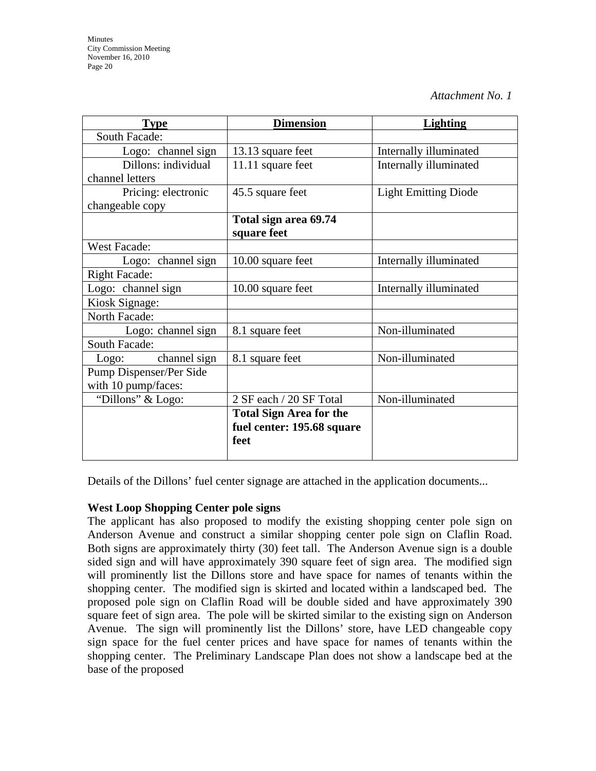*Attachment No. 1*

| Type | Dimension | Lighting |
|---|---|---|
| South Facade: | | |
| Logo: channel sign | 13.13 square feet | Internally illuminated |
| Dillons: individual channel letters | 11.11 square feet | Internally illuminated |
| Pricing: electronic changeable copy | 45.5 square feet | Light Emitting Diode |
| | **Total sign area 69.74 square feet** | |
| West Facade: | | |
| Logo: channel sign | 10.00 square feet | Internally illuminated |
| Right Facade: | | |
| Logo: channel sign | 10.00 square feet | Internally illuminated |
| Kiosk Signage: | | |
| North Facade: | | |
| Logo: channel sign | 8.1 square feet | Non-illuminated |
| South Facade: | | |
| Logo: channel sign | 8.1 square feet | Non-illuminated |
| Pump Dispenser/Per Side with 10 pump/faces: | | |
| "Dillons" & Logo: | 2 SF each / 20 SF Total | Non-illuminated |
| | **Total Sign Area for the fuel center: 195.68 square feet** | |

Details of the Dillons' fuel center signage are attached in the application documents...

**West Loop Shopping Center pole signs**

The applicant has also proposed to modify the existing shopping center pole sign on Anderson Avenue and construct a similar shopping center pole sign on Claflin Road. Both signs are approximately thirty (30) feet tall. The Anderson Avenue sign is a double sided sign and will have approximately 390 square feet of sign area. The modified sign will prominently list the Dillons store and have space for names of tenants within the shopping center. The modified sign is skirted and located within a landscaped bed. The proposed pole sign on Claflin Road will be double sided and have approximately 390 square feet of sign area. The pole will be skirted similar to the existing sign on Anderson Avenue. The sign will prominently list the Dillons' store, have LED changeable copy sign space for the fuel center prices and have space for names of tenants within the shopping center. The Preliminary Landscape Plan does not show a landscape bed at the base of the proposed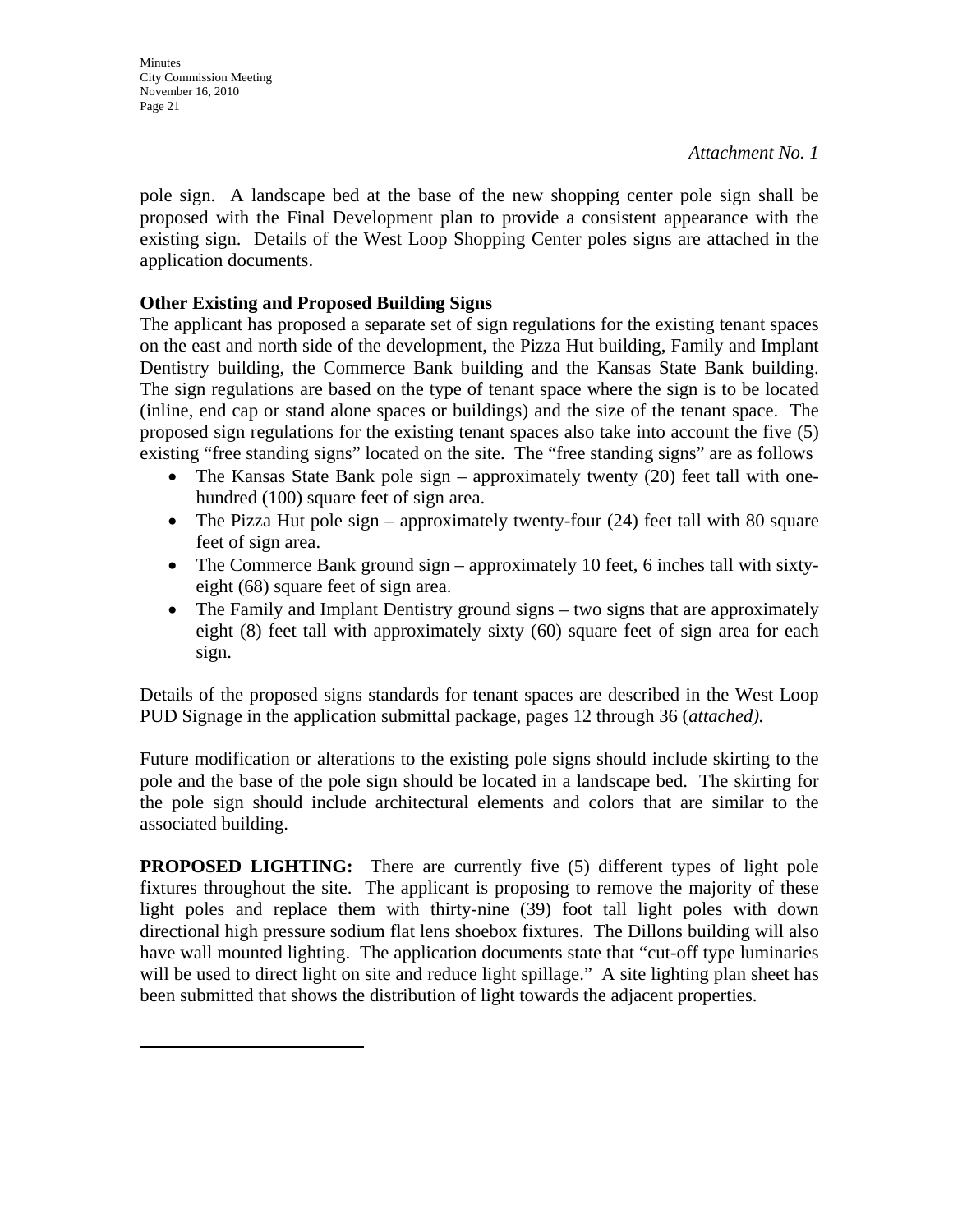*Attachment No. 1*

pole sign. A landscape bed at the base of the new shopping center pole sign shall be proposed with the Final Development plan to provide a consistent appearance with the existing sign. Details of the West Loop Shopping Center poles signs are attached in the application documents.

**Other Existing and Proposed Building Signs**

The applicant has proposed a separate set of sign regulations for the existing tenant spaces on the east and north side of the development, the Pizza Hut building, Family and Implant Dentistry building, the Commerce Bank building and the Kansas State Bank building. The sign regulations are based on the type of tenant space where the sign is to be located (inline, end cap or stand alone spaces or buildings) and the size of the tenant space. The proposed sign regulations for the existing tenant spaces also take into account the five (5) existing "free standing signs" located on the site. The "free standing signs" are as follows

- The Kansas State Bank pole sign – approximately twenty (20) feet tall with one-hundred (100) square feet of sign area.
- The Pizza Hut pole sign – approximately twenty-four (24) feet tall with 80 square feet of sign area.
- The Commerce Bank ground sign – approximately 10 feet, 6 inches tall with sixty-eight (68) square feet of sign area.
- The Family and Implant Dentistry ground signs – two signs that are approximately eight (8) feet tall with approximately sixty (60) square feet of sign area for each sign.

Details of the proposed signs standards for tenant spaces are described in the West Loop PUD Signage in the application submittal package, pages 12 through 36 (*attached).*

Future modification or alterations to the existing pole signs should include skirting to the pole and the base of the pole sign should be located in a landscape bed. The skirting for the pole sign should include architectural elements and colors that are similar to the associated building.

**PROPOSED LIGHTING:** There are currently five (5) different types of light pole fixtures throughout the site. The applicant is proposing to remove the majority of these light poles and replace them with thirty-nine (39) foot tall light poles with down directional high pressure sodium flat lens shoebox fixtures. The Dillons building will also have wall mounted lighting. The application documents state that "cut-off type luminaries will be used to direct light on site and reduce light spillage." A site lighting plan sheet has been submitted that shows the distribution of light towards the adjacent properties.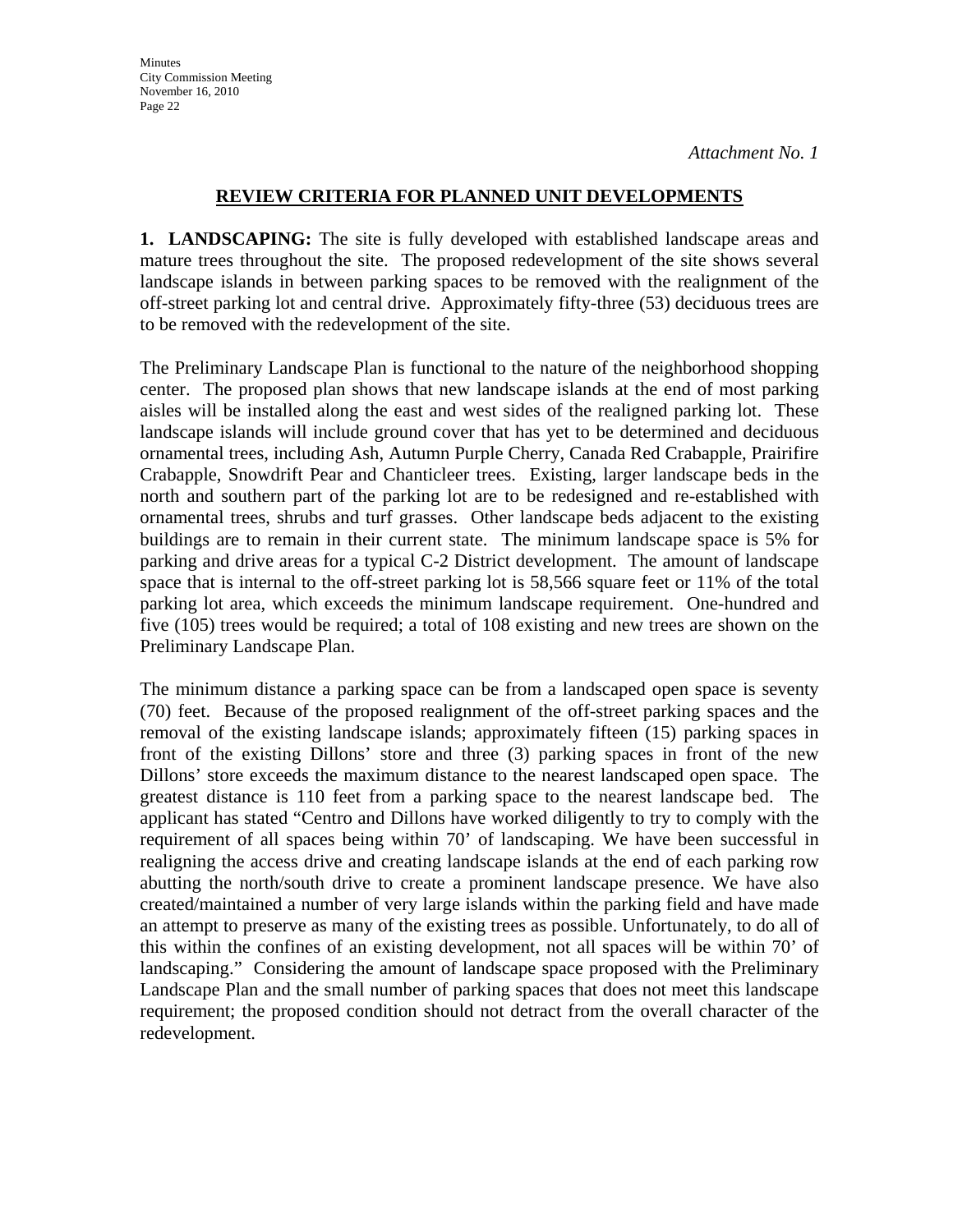*Attachment No. 1*

**REVIEW CRITERIA FOR PLANNED UNIT DEVELOPMENTS**

**1. LANDSCAPING:** The site is fully developed with established landscape areas and mature trees throughout the site. The proposed redevelopment of the site shows several landscape islands in between parking spaces to be removed with the realignment of the off-street parking lot and central drive. Approximately fifty-three (53) deciduous trees are to be removed with the redevelopment of the site.

The Preliminary Landscape Plan is functional to the nature of the neighborhood shopping center. The proposed plan shows that new landscape islands at the end of most parking aisles will be installed along the east and west sides of the realigned parking lot. These landscape islands will include ground cover that has yet to be determined and deciduous ornamental trees, including Ash, Autumn Purple Cherry, Canada Red Crabapple, Prairifire Crabapple, Snowdrift Pear and Chanticleer trees. Existing, larger landscape beds in the north and southern part of the parking lot are to be redesigned and re-established with ornamental trees, shrubs and turf grasses. Other landscape beds adjacent to the existing buildings are to remain in their current state. The minimum landscape space is 5% for parking and drive areas for a typical C-2 District development. The amount of landscape space that is internal to the off-street parking lot is 58,566 square feet or 11% of the total parking lot area, which exceeds the minimum landscape requirement. One-hundred and five (105) trees would be required; a total of 108 existing and new trees are shown on the Preliminary Landscape Plan.

The minimum distance a parking space can be from a landscaped open space is seventy (70) feet. Because of the proposed realignment of the off-street parking spaces and the removal of the existing landscape islands; approximately fifteen (15) parking spaces in front of the existing Dillons' store and three (3) parking spaces in front of the new Dillons' store exceeds the maximum distance to the nearest landscaped open space. The greatest distance is 110 feet from a parking space to the nearest landscape bed. The applicant has stated "Centro and Dillons have worked diligently to try to comply with the requirement of all spaces being within 70' of landscaping. We have been successful in realigning the access drive and creating landscape islands at the end of each parking row abutting the north/south drive to create a prominent landscape presence. We have also created/maintained a number of very large islands within the parking field and have made an attempt to preserve as many of the existing trees as possible. Unfortunately, to do all of this within the confines of an existing development, not all spaces will be within 70' of landscaping." Considering the amount of landscape space proposed with the Preliminary Landscape Plan and the small number of parking spaces that does not meet this landscape requirement; the proposed condition should not detract from the overall character of the redevelopment.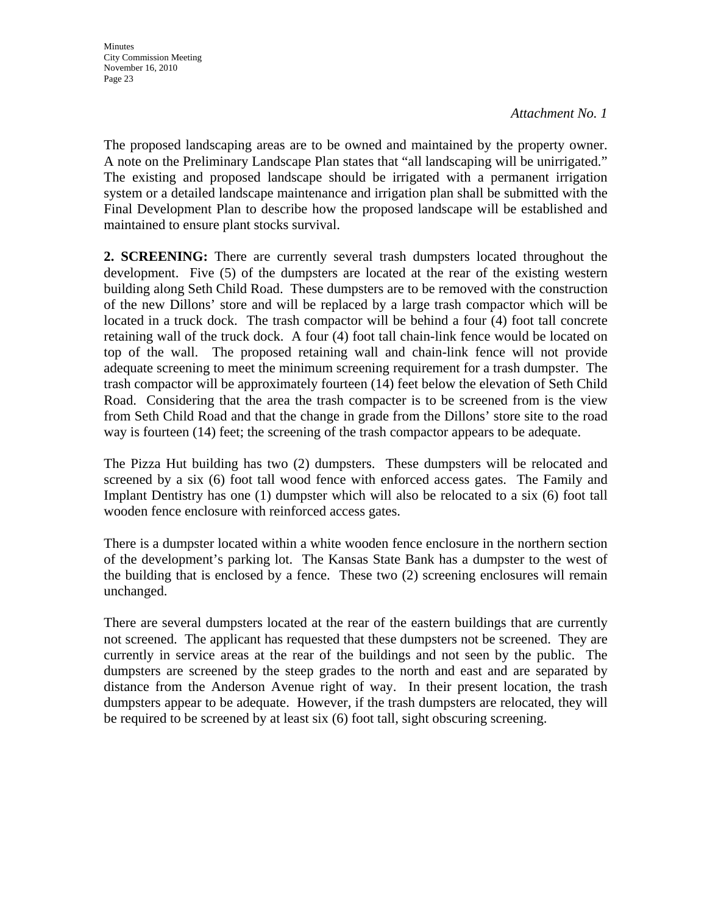*Attachment No. 1*

The proposed landscaping areas are to be owned and maintained by the property owner. A note on the Preliminary Landscape Plan states that "all landscaping will be unirrigated." The existing and proposed landscape should be irrigated with a permanent irrigation system or a detailed landscape maintenance and irrigation plan shall be submitted with the Final Development Plan to describe how the proposed landscape will be established and maintained to ensure plant stocks survival.

**2. SCREENING:** There are currently several trash dumpsters located throughout the development. Five (5) of the dumpsters are located at the rear of the existing western building along Seth Child Road. These dumpsters are to be removed with the construction of the new Dillons' store and will be replaced by a large trash compactor which will be located in a truck dock. The trash compactor will be behind a four (4) foot tall concrete retaining wall of the truck dock. A four (4) foot tall chain-link fence would be located on top of the wall. The proposed retaining wall and chain-link fence will not provide adequate screening to meet the minimum screening requirement for a trash dumpster. The trash compactor will be approximately fourteen (14) feet below the elevation of Seth Child Road. Considering that the area the trash compacter is to be screened from is the view from Seth Child Road and that the change in grade from the Dillons' store site to the road way is fourteen (14) feet; the screening of the trash compactor appears to be adequate.

The Pizza Hut building has two (2) dumpsters. These dumpsters will be relocated and screened by a six (6) foot tall wood fence with enforced access gates. The Family and Implant Dentistry has one (1) dumpster which will also be relocated to a six (6) foot tall wooden fence enclosure with reinforced access gates.

There is a dumpster located within a white wooden fence enclosure in the northern section of the development's parking lot. The Kansas State Bank has a dumpster to the west of the building that is enclosed by a fence. These two (2) screening enclosures will remain unchanged.

There are several dumpsters located at the rear of the eastern buildings that are currently not screened. The applicant has requested that these dumpsters not be screened. They are currently in service areas at the rear of the buildings and not seen by the public. The dumpsters are screened by the steep grades to the north and east and are separated by distance from the Anderson Avenue right of way. In their present location, the trash dumpsters appear to be adequate. However, if the trash dumpsters are relocated, they will be required to be screened by at least six (6) foot tall, sight obscuring screening.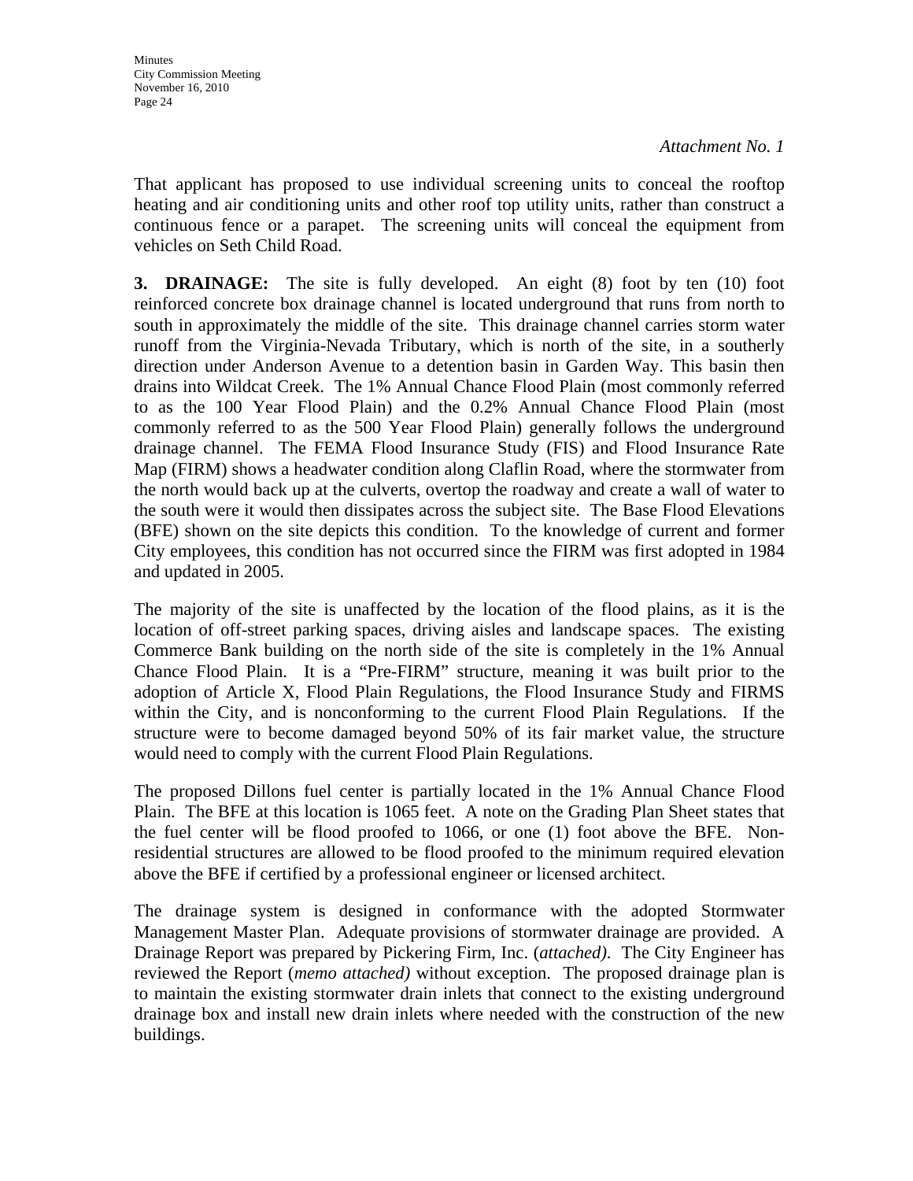*Attachment No. 1*

That applicant has proposed to use individual screening units to conceal the rooftop heating and air conditioning units and other roof top utility units, rather than construct a continuous fence or a parapet. The screening units will conceal the equipment from vehicles on Seth Child Road.

**3. DRAINAGE:** The site is fully developed. An eight (8) foot by ten (10) foot reinforced concrete box drainage channel is located underground that runs from north to south in approximately the middle of the site. This drainage channel carries storm water runoff from the Virginia-Nevada Tributary, which is north of the site, in a southerly direction under Anderson Avenue to a detention basin in Garden Way. This basin then drains into Wildcat Creek. The 1% Annual Chance Flood Plain (most commonly referred to as the 100 Year Flood Plain) and the 0.2% Annual Chance Flood Plain (most commonly referred to as the 500 Year Flood Plain) generally follows the underground drainage channel. The FEMA Flood Insurance Study (FIS) and Flood Insurance Rate Map (FIRM) shows a headwater condition along Claflin Road, where the stormwater from the north would back up at the culverts, overtop the roadway and create a wall of water to the south were it would then dissipates across the subject site. The Base Flood Elevations (BFE) shown on the site depicts this condition. To the knowledge of current and former City employees, this condition has not occurred since the FIRM was first adopted in 1984 and updated in 2005.

The majority of the site is unaffected by the location of the flood plains, as it is the location of off-street parking spaces, driving aisles and landscape spaces. The existing Commerce Bank building on the north side of the site is completely in the 1% Annual Chance Flood Plain. It is a "Pre-FIRM" structure, meaning it was built prior to the adoption of Article X, Flood Plain Regulations, the Flood Insurance Study and FIRMS within the City, and is nonconforming to the current Flood Plain Regulations. If the structure were to become damaged beyond 50% of its fair market value, the structure would need to comply with the current Flood Plain Regulations.

The proposed Dillons fuel center is partially located in the 1% Annual Chance Flood Plain. The BFE at this location is 1065 feet. A note on the Grading Plan Sheet states that the fuel center will be flood proofed to 1066, or one (1) foot above the BFE. Non-residential structures are allowed to be flood proofed to the minimum required elevation above the BFE if certified by a professional engineer or licensed architect.

The drainage system is designed in conformance with the adopted Stormwater Management Master Plan. Adequate provisions of stormwater drainage are provided. A Drainage Report was prepared by Pickering Firm, Inc. (*attached).* The City Engineer has reviewed the Report (*memo attached)* without exception. The proposed drainage plan is to maintain the existing stormwater drain inlets that connect to the existing underground drainage box and install new drain inlets where needed with the construction of the new buildings.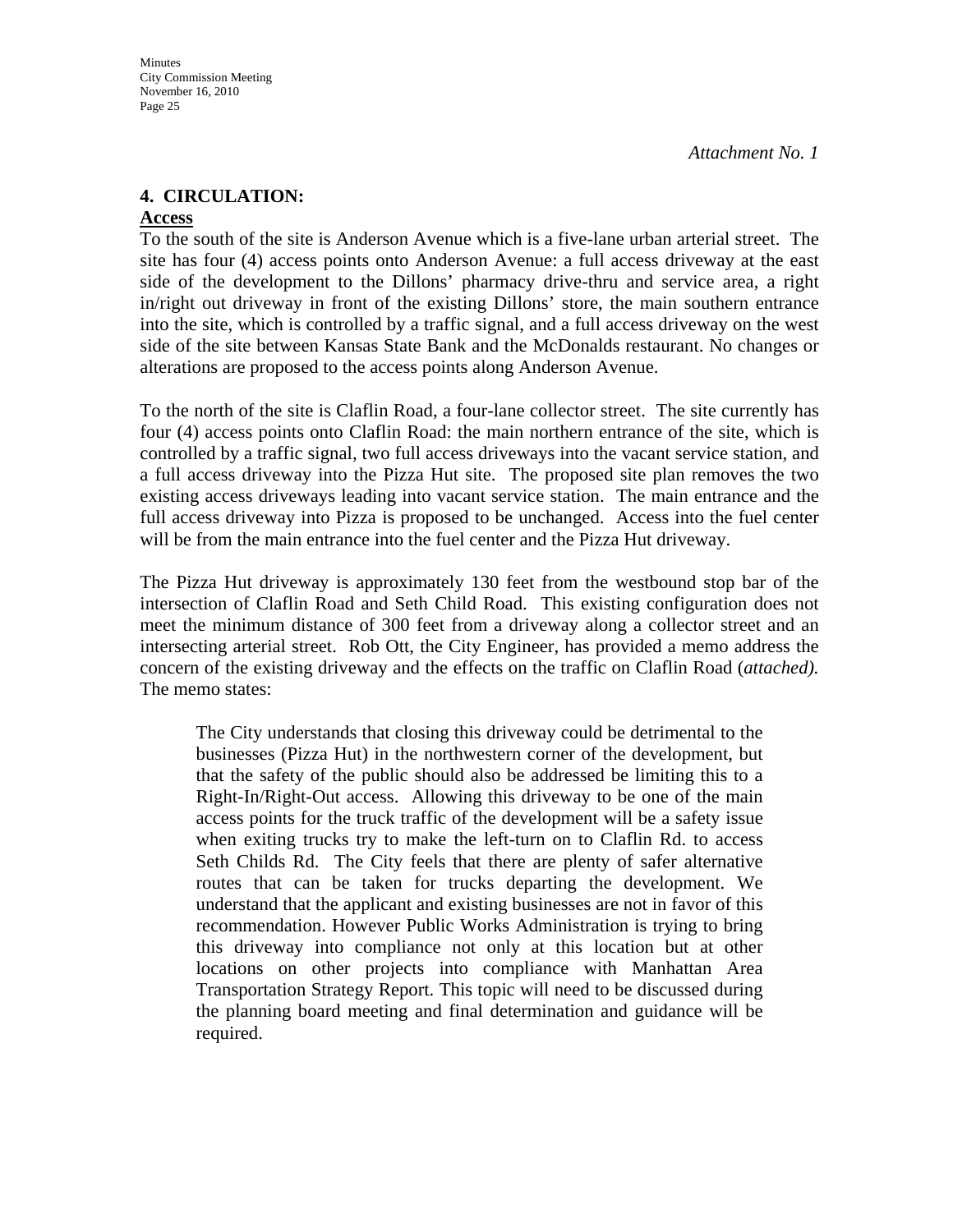*Attachment No. 1*

## 4. CIRCULATION:

**Access**

To the south of the site is Anderson Avenue which is a five-lane urban arterial street. The site has four (4) access points onto Anderson Avenue: a full access driveway at the east side of the development to the Dillons' pharmacy drive-thru and service area, a right in/right out driveway in front of the existing Dillons' store, the main southern entrance into the site, which is controlled by a traffic signal, and a full access driveway on the west side of the site between Kansas State Bank and the McDonalds restaurant. No changes or alterations are proposed to the access points along Anderson Avenue.

To the north of the site is Claflin Road, a four-lane collector street. The site currently has four (4) access points onto Claflin Road: the main northern entrance of the site, which is controlled by a traffic signal, two full access driveways into the vacant service station, and a full access driveway into the Pizza Hut site. The proposed site plan removes the two existing access driveways leading into vacant service station. The main entrance and the full access driveway into Pizza is proposed to be unchanged. Access into the fuel center will be from the main entrance into the fuel center and the Pizza Hut driveway.

The Pizza Hut driveway is approximately 130 feet from the westbound stop bar of the intersection of Claflin Road and Seth Child Road. This existing configuration does not meet the minimum distance of 300 feet from a driveway along a collector street and an intersecting arterial street. Rob Ott, the City Engineer, has provided a memo address the concern of the existing driveway and the effects on the traffic on Claflin Road (*attached).* The memo states:

> The City understands that closing this driveway could be detrimental to the businesses (Pizza Hut) in the northwestern corner of the development, but that the safety of the public should also be addressed be limiting this to a Right-In/Right-Out access. Allowing this driveway to be one of the main access points for the truck traffic of the development will be a safety issue when exiting trucks try to make the left-turn on to Claflin Rd. to access Seth Childs Rd. The City feels that there are plenty of safer alternative routes that can be taken for trucks departing the development. We understand that the applicant and existing businesses are not in favor of this recommendation. However Public Works Administration is trying to bring this driveway into compliance not only at this location but at other locations on other projects into compliance with Manhattan Area Transportation Strategy Report. This topic will need to be discussed during the planning board meeting and final determination and guidance will be required.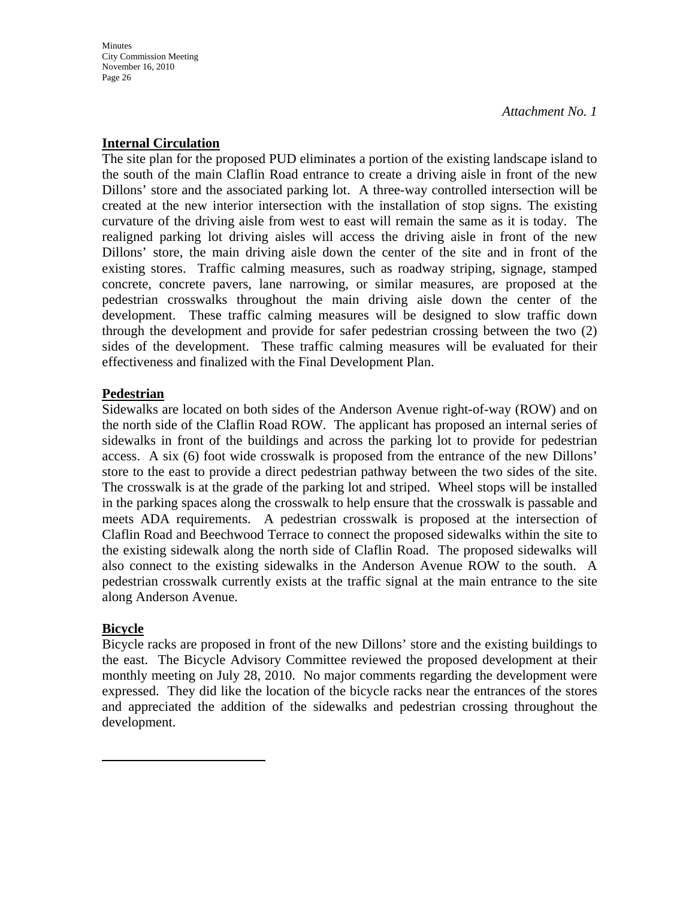*Attachment No. 1*

**Internal Circulation**

The site plan for the proposed PUD eliminates a portion of the existing landscape island to the south of the main Claflin Road entrance to create a driving aisle in front of the new Dillons' store and the associated parking lot. A three-way controlled intersection will be created at the new interior intersection with the installation of stop signs. The existing curvature of the driving aisle from west to east will remain the same as it is today. The realigned parking lot driving aisles will access the driving aisle in front of the new Dillons' store, the main driving aisle down the center of the site and in front of the existing stores. Traffic calming measures, such as roadway striping, signage, stamped concrete, concrete pavers, lane narrowing, or similar measures, are proposed at the pedestrian crosswalks throughout the main driving aisle down the center of the development. These traffic calming measures will be designed to slow traffic down through the development and provide for safer pedestrian crossing between the two (2) sides of the development. These traffic calming measures will be evaluated for their effectiveness and finalized with the Final Development Plan.

**Pedestrian**

Sidewalks are located on both sides of the Anderson Avenue right-of-way (ROW) and on the north side of the Claflin Road ROW. The applicant has proposed an internal series of sidewalks in front of the buildings and across the parking lot to provide for pedestrian access. A six (6) foot wide crosswalk is proposed from the entrance of the new Dillons' store to the east to provide a direct pedestrian pathway between the two sides of the site. The crosswalk is at the grade of the parking lot and striped. Wheel stops will be installed in the parking spaces along the crosswalk to help ensure that the crosswalk is passable and meets ADA requirements. A pedestrian crosswalk is proposed at the intersection of Claflin Road and Beechwood Terrace to connect the proposed sidewalks within the site to the existing sidewalk along the north side of Claflin Road. The proposed sidewalks will also connect to the existing sidewalks in the Anderson Avenue ROW to the south. A pedestrian crosswalk currently exists at the traffic signal at the main entrance to the site along Anderson Avenue.

**Bicycle**

Bicycle racks are proposed in front of the new Dillons' store and the existing buildings to the east. The Bicycle Advisory Committee reviewed the proposed development at their monthly meeting on July 28, 2010. No major comments regarding the development were expressed. They did like the location of the bicycle racks near the entrances of the stores and appreciated the addition of the sidewalks and pedestrian crossing throughout the development.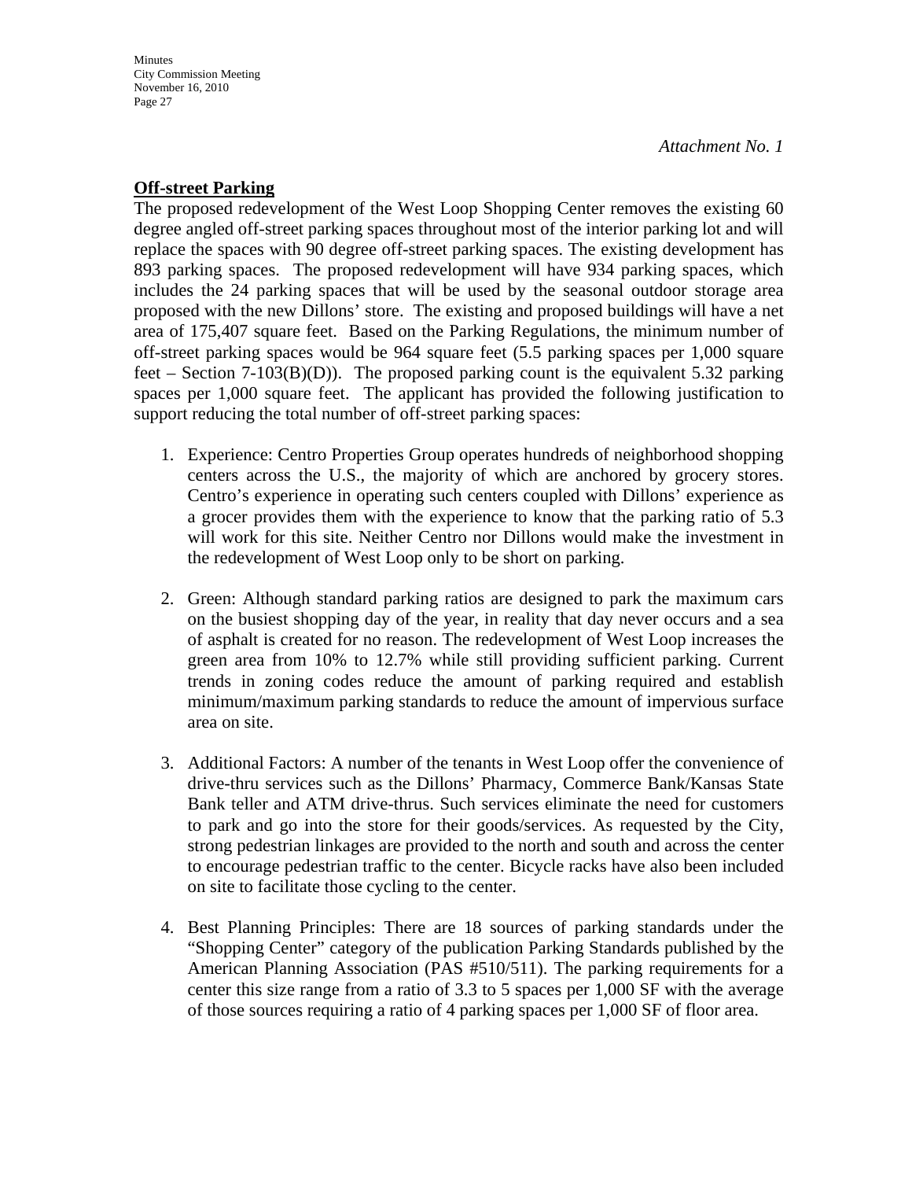*Attachment No. 1*

**Off-street Parking**

The proposed redevelopment of the West Loop Shopping Center removes the existing 60 degree angled off-street parking spaces throughout most of the interior parking lot and will replace the spaces with 90 degree off-street parking spaces. The existing development has 893 parking spaces. The proposed redevelopment will have 934 parking spaces, which includes the 24 parking spaces that will be used by the seasonal outdoor storage area proposed with the new Dillons' store. The existing and proposed buildings will have a net area of 175,407 square feet. Based on the Parking Regulations, the minimum number of off-street parking spaces would be 964 square feet (5.5 parking spaces per 1,000 square feet – Section 7-103(B)(D)). The proposed parking count is the equivalent 5.32 parking spaces per 1,000 square feet. The applicant has provided the following justification to support reducing the total number of off-street parking spaces:

1. Experience: Centro Properties Group operates hundreds of neighborhood shopping centers across the U.S., the majority of which are anchored by grocery stores. Centro's experience in operating such centers coupled with Dillons' experience as a grocer provides them with the experience to know that the parking ratio of 5.3 will work for this site. Neither Centro nor Dillons would make the investment in the redevelopment of West Loop only to be short on parking.

2. Green: Although standard parking ratios are designed to park the maximum cars on the busiest shopping day of the year, in reality that day never occurs and a sea of asphalt is created for no reason. The redevelopment of West Loop increases the green area from 10% to 12.7% while still providing sufficient parking. Current trends in zoning codes reduce the amount of parking required and establish minimum/maximum parking standards to reduce the amount of impervious surface area on site.

3. Additional Factors: A number of the tenants in West Loop offer the convenience of drive-thru services such as the Dillons' Pharmacy, Commerce Bank/Kansas State Bank teller and ATM drive-thrus. Such services eliminate the need for customers to park and go into the store for their goods/services. As requested by the City, strong pedestrian linkages are provided to the north and south and across the center to encourage pedestrian traffic to the center. Bicycle racks have also been included on site to facilitate those cycling to the center.

4. Best Planning Principles: There are 18 sources of parking standards under the "Shopping Center" category of the publication Parking Standards published by the American Planning Association (PAS #510/511). The parking requirements for a center this size range from a ratio of 3.3 to 5 spaces per 1,000 SF with the average of those sources requiring a ratio of 4 parking spaces per 1,000 SF of floor area.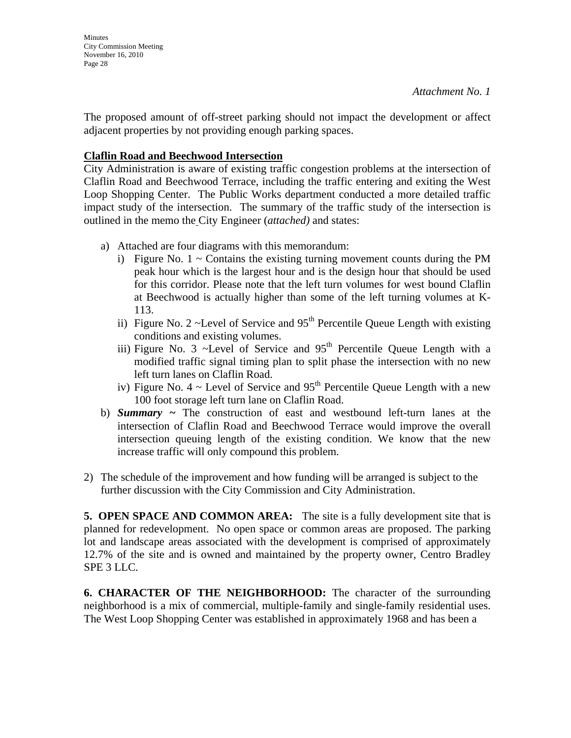*Attachment No. 1*

The proposed amount of off-street parking should not impact the development or affect adjacent properties by not providing enough parking spaces.

**Claflin Road and Beechwood Intersection**

City Administration is aware of existing traffic congestion problems at the intersection of Claflin Road and Beechwood Terrace, including the traffic entering and exiting the West Loop Shopping Center. The Public Works department conducted a more detailed traffic impact study of the intersection. The summary of the traffic study of the intersection is outlined in the memo the City Engineer (*attached)* and states:

a) Attached are four diagrams with this memorandum:
   i) Figure No. 1 ~ Contains the existing turning movement counts during the PM peak hour which is the largest hour and is the design hour that should be used for this corridor. Please note that the left turn volumes for west bound Claflin at Beechwood is actually higher than some of the left turning volumes at K-113.
   ii) Figure No. 2 ~Level of Service and 95th Percentile Queue Length with existing conditions and existing volumes.
   iii) Figure No. 3 ~Level of Service and 95th Percentile Queue Length with a modified traffic signal timing plan to split phase the intersection with no new left turn lanes on Claflin Road.
   iv) Figure No. 4 ~ Level of Service and 95th Percentile Queue Length with a new 100 foot storage left turn lane on Claflin Road.

b) ***Summary ~*** The construction of east and westbound left-turn lanes at the intersection of Claflin Road and Beechwood Terrace would improve the overall intersection queuing length of the existing condition. We know that the new increase traffic will only compound this problem.

2) The schedule of the improvement and how funding will be arranged is subject to the further discussion with the City Commission and City Administration.

**5. OPEN SPACE AND COMMON AREA:** The site is a fully development site that is planned for redevelopment. No open space or common areas are proposed. The parking lot and landscape areas associated with the development is comprised of approximately 12.7% of the site and is owned and maintained by the property owner, Centro Bradley SPE 3 LLC.

**6. CHARACTER OF THE NEIGHBORHOOD:** The character of the surrounding neighborhood is a mix of commercial, multiple-family and single-family residential uses. The West Loop Shopping Center was established in approximately 1968 and has been a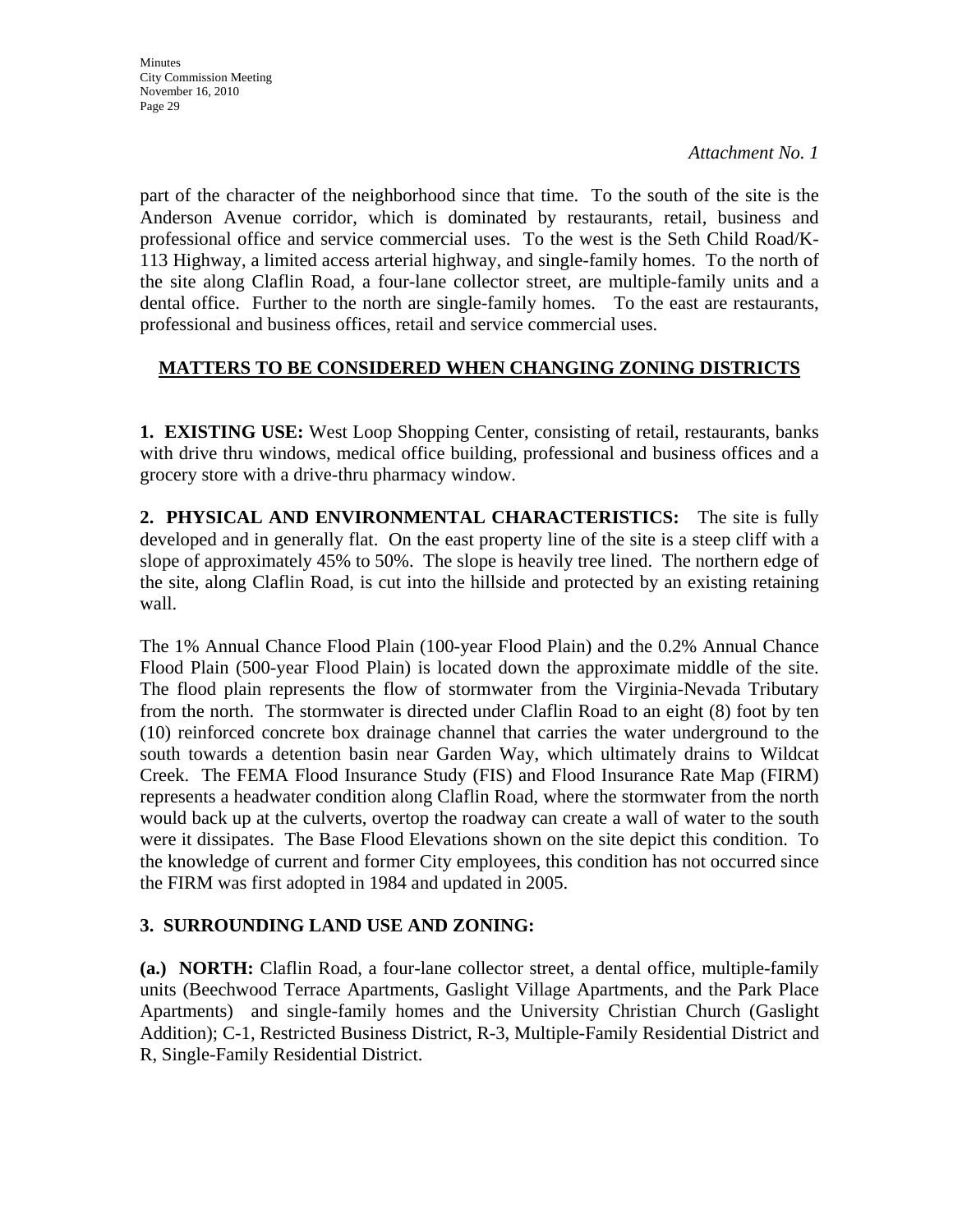*Attachment No. 1*

part of the character of the neighborhood since that time. To the south of the site is the Anderson Avenue corridor, which is dominated by restaurants, retail, business and professional office and service commercial uses. To the west is the Seth Child Road/K-113 Highway, a limited access arterial highway, and single-family homes. To the north of the site along Claflin Road, a four-lane collector street, are multiple-family units and a dental office. Further to the north are single-family homes. To the east are restaurants, professional and business offices, retail and service commercial uses.

## MATTERS TO BE CONSIDERED WHEN CHANGING ZONING DISTRICTS

**1. EXISTING USE:** West Loop Shopping Center, consisting of retail, restaurants, banks with drive thru windows, medical office building, professional and business offices and a grocery store with a drive-thru pharmacy window.

**2. PHYSICAL AND ENVIRONMENTAL CHARACTERISTICS:** The site is fully developed and in generally flat. On the east property line of the site is a steep cliff with a slope of approximately 45% to 50%. The slope is heavily tree lined. The northern edge of the site, along Claflin Road, is cut into the hillside and protected by an existing retaining wall.

The 1% Annual Chance Flood Plain (100-year Flood Plain) and the 0.2% Annual Chance Flood Plain (500-year Flood Plain) is located down the approximate middle of the site. The flood plain represents the flow of stormwater from the Virginia-Nevada Tributary from the north. The stormwater is directed under Claflin Road to an eight (8) foot by ten (10) reinforced concrete box drainage channel that carries the water underground to the south towards a detention basin near Garden Way, which ultimately drains to Wildcat Creek. The FEMA Flood Insurance Study (FIS) and Flood Insurance Rate Map (FIRM) represents a headwater condition along Claflin Road, where the stormwater from the north would back up at the culverts, overtop the roadway can create a wall of water to the south were it dissipates. The Base Flood Elevations shown on the site depict this condition. To the knowledge of current and former City employees, this condition has not occurred since the FIRM was first adopted in 1984 and updated in 2005.

**3. SURROUNDING LAND USE AND ZONING:**

**(a.) NORTH:** Claflin Road, a four-lane collector street, a dental office, multiple-family units (Beechwood Terrace Apartments, Gaslight Village Apartments, and the Park Place Apartments) and single-family homes and the University Christian Church (Gaslight Addition); C-1, Restricted Business District, R-3, Multiple-Family Residential District and R, Single-Family Residential District.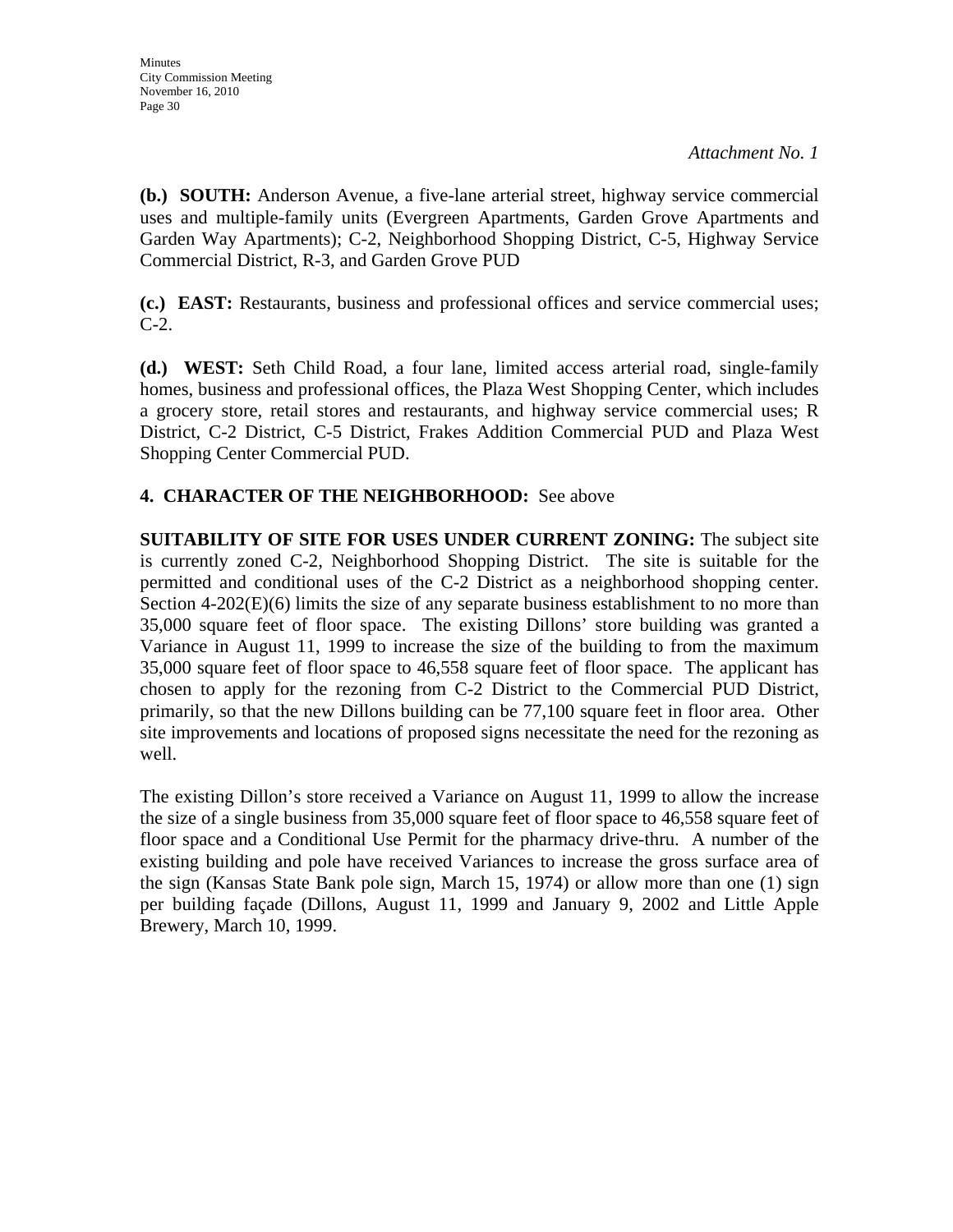*Attachment No. 1*

**(b.) SOUTH:** Anderson Avenue, a five-lane arterial street, highway service commercial uses and multiple-family units (Evergreen Apartments, Garden Grove Apartments and Garden Way Apartments); C-2, Neighborhood Shopping District, C-5, Highway Service Commercial District, R-3, and Garden Grove PUD

**(c.) EAST:** Restaurants, business and professional offices and service commercial uses; C-2.

**(d.) WEST:** Seth Child Road, a four lane, limited access arterial road, single-family homes, business and professional offices, the Plaza West Shopping Center, which includes a grocery store, retail stores and restaurants, and highway service commercial uses; R District, C-2 District, C-5 District, Frakes Addition Commercial PUD and Plaza West Shopping Center Commercial PUD.

**4. CHARACTER OF THE NEIGHBORHOOD:** See above

**SUITABILITY OF SITE FOR USES UNDER CURRENT ZONING:** The subject site is currently zoned C-2, Neighborhood Shopping District. The site is suitable for the permitted and conditional uses of the C-2 District as a neighborhood shopping center. Section 4-202(E)(6) limits the size of any separate business establishment to no more than 35,000 square feet of floor space. The existing Dillons' store building was granted a Variance in August 11, 1999 to increase the size of the building to from the maximum 35,000 square feet of floor space to 46,558 square feet of floor space. The applicant has chosen to apply for the rezoning from C-2 District to the Commercial PUD District, primarily, so that the new Dillons building can be 77,100 square feet in floor area. Other site improvements and locations of proposed signs necessitate the need for the rezoning as well.

The existing Dillon's store received a Variance on August 11, 1999 to allow the increase the size of a single business from 35,000 square feet of floor space to 46,558 square feet of floor space and a Conditional Use Permit for the pharmacy drive-thru. A number of the existing building and pole have received Variances to increase the gross surface area of the sign (Kansas State Bank pole sign, March 15, 1974) or allow more than one (1) sign per building façade (Dillons, August 11, 1999 and January 9, 2002 and Little Apple Brewery, March 10, 1999.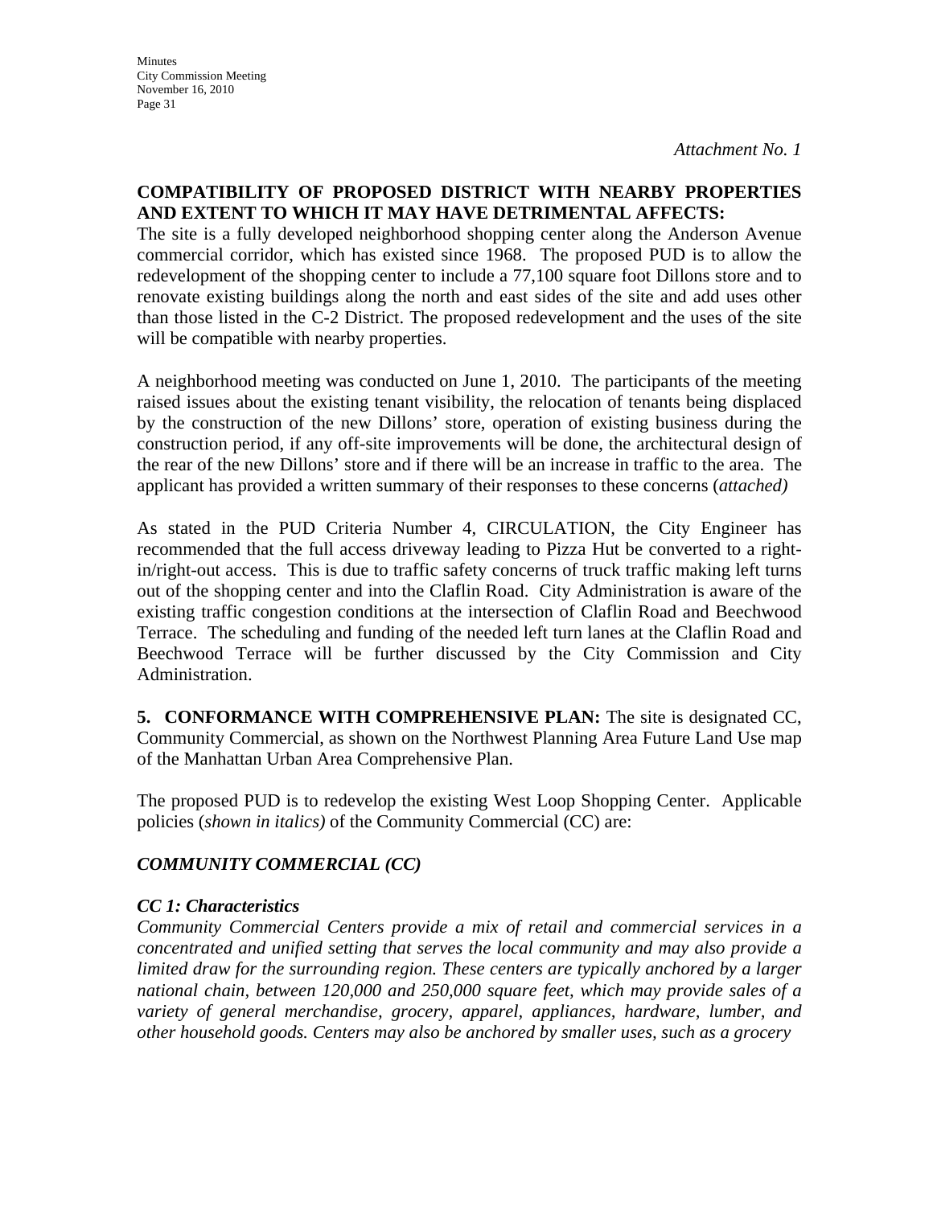*Attachment No. 1*

**COMPATIBILITY OF PROPOSED DISTRICT WITH NEARBY PROPERTIES AND EXTENT TO WHICH IT MAY HAVE DETRIMENTAL AFFECTS:**
The site is a fully developed neighborhood shopping center along the Anderson Avenue commercial corridor, which has existed since 1968. The proposed PUD is to allow the redevelopment of the shopping center to include a 77,100 square foot Dillons store and to renovate existing buildings along the north and east sides of the site and add uses other than those listed in the C-2 District. The proposed redevelopment and the uses of the site will be compatible with nearby properties.

A neighborhood meeting was conducted on June 1, 2010. The participants of the meeting raised issues about the existing tenant visibility, the relocation of tenants being displaced by the construction of the new Dillons' store, operation of existing business during the construction period, if any off-site improvements will be done, the architectural design of the rear of the new Dillons' store and if there will be an increase in traffic to the area. The applicant has provided a written summary of their responses to these concerns (*attached)*

As stated in the PUD Criteria Number 4, CIRCULATION, the City Engineer has recommended that the full access driveway leading to Pizza Hut be converted to a right-in/right-out access. This is due to traffic safety concerns of truck traffic making left turns out of the shopping center and into the Claflin Road. City Administration is aware of the existing traffic congestion conditions at the intersection of Claflin Road and Beechwood Terrace. The scheduling and funding of the needed left turn lanes at the Claflin Road and Beechwood Terrace will be further discussed by the City Commission and City Administration.

**5. CONFORMANCE WITH COMPREHENSIVE PLAN:** The site is designated CC, Community Commercial, as shown on the Northwest Planning Area Future Land Use map of the Manhattan Urban Area Comprehensive Plan.

The proposed PUD is to redevelop the existing West Loop Shopping Center. Applicable policies (*shown in italics)* of the Community Commercial (CC) are:

***COMMUNITY COMMERCIAL (CC)***

***CC 1: Characteristics***
*Community Commercial Centers provide a mix of retail and commercial services in a concentrated and unified setting that serves the local community and may also provide a limited draw for the surrounding region. These centers are typically anchored by a larger national chain, between 120,000 and 250,000 square feet, which may provide sales of a variety of general merchandise, grocery, apparel, appliances, hardware, lumber, and other household goods. Centers may also be anchored by smaller uses, such as a grocery*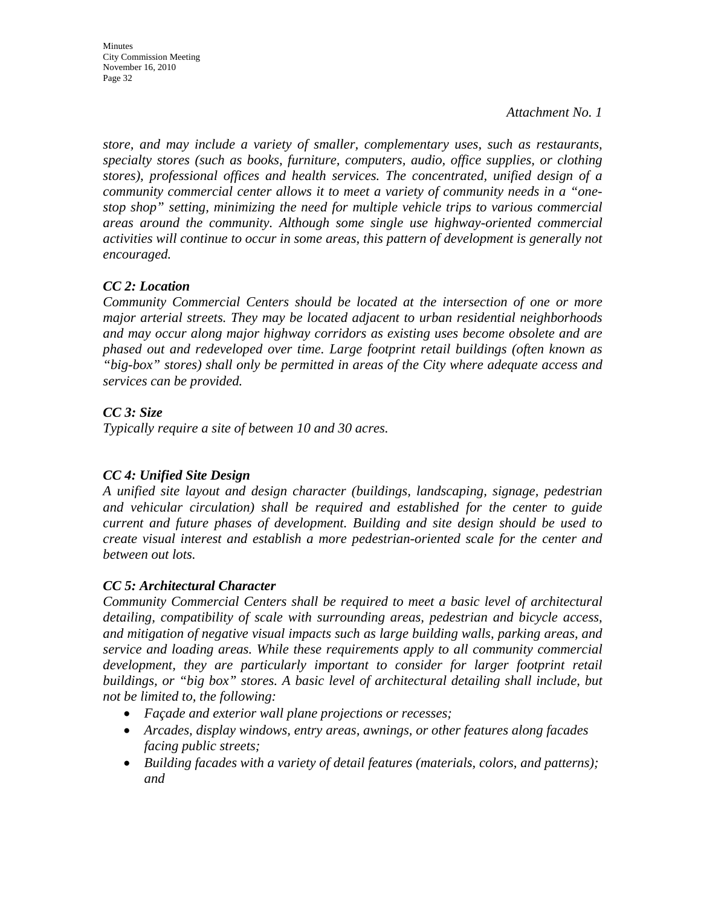*Attachment No. 1*

*store, and may include a variety of smaller, complementary uses, such as restaurants, specialty stores (such as books, furniture, computers, audio, office supplies, or clothing stores), professional offices and health services. The concentrated, unified design of a community commercial center allows it to meet a variety of community needs in a "one-stop shop" setting, minimizing the need for multiple vehicle trips to various commercial areas around the community. Although some single use highway-oriented commercial activities will continue to occur in some areas, this pattern of development is generally not encouraged.*

***CC 2: Location***
*Community Commercial Centers should be located at the intersection of one or more major arterial streets. They may be located adjacent to urban residential neighborhoods and may occur along major highway corridors as existing uses become obsolete and are phased out and redeveloped over time. Large footprint retail buildings (often known as "big-box" stores) shall only be permitted in areas of the City where adequate access and services can be provided.*

***CC 3: Size***
*Typically require a site of between 10 and 30 acres.*

***CC 4: Unified Site Design***
*A unified site layout and design character (buildings, landscaping, signage, pedestrian and vehicular circulation) shall be required and established for the center to guide current and future phases of development. Building and site design should be used to create visual interest and establish a more pedestrian-oriented scale for the center and between out lots.*

***CC 5: Architectural Character***
*Community Commercial Centers shall be required to meet a basic level of architectural detailing, compatibility of scale with surrounding areas, pedestrian and bicycle access, and mitigation of negative visual impacts such as large building walls, parking areas, and service and loading areas. While these requirements apply to all community commercial development, they are particularly important to consider for larger footprint retail buildings, or "big box" stores. A basic level of architectural detailing shall include, but not be limited to, the following:*

- *Façade and exterior wall plane projections or recesses;*
- *Arcades, display windows, entry areas, awnings, or other features along facades facing public streets;*
- *Building facades with a variety of detail features (materials, colors, and patterns); and*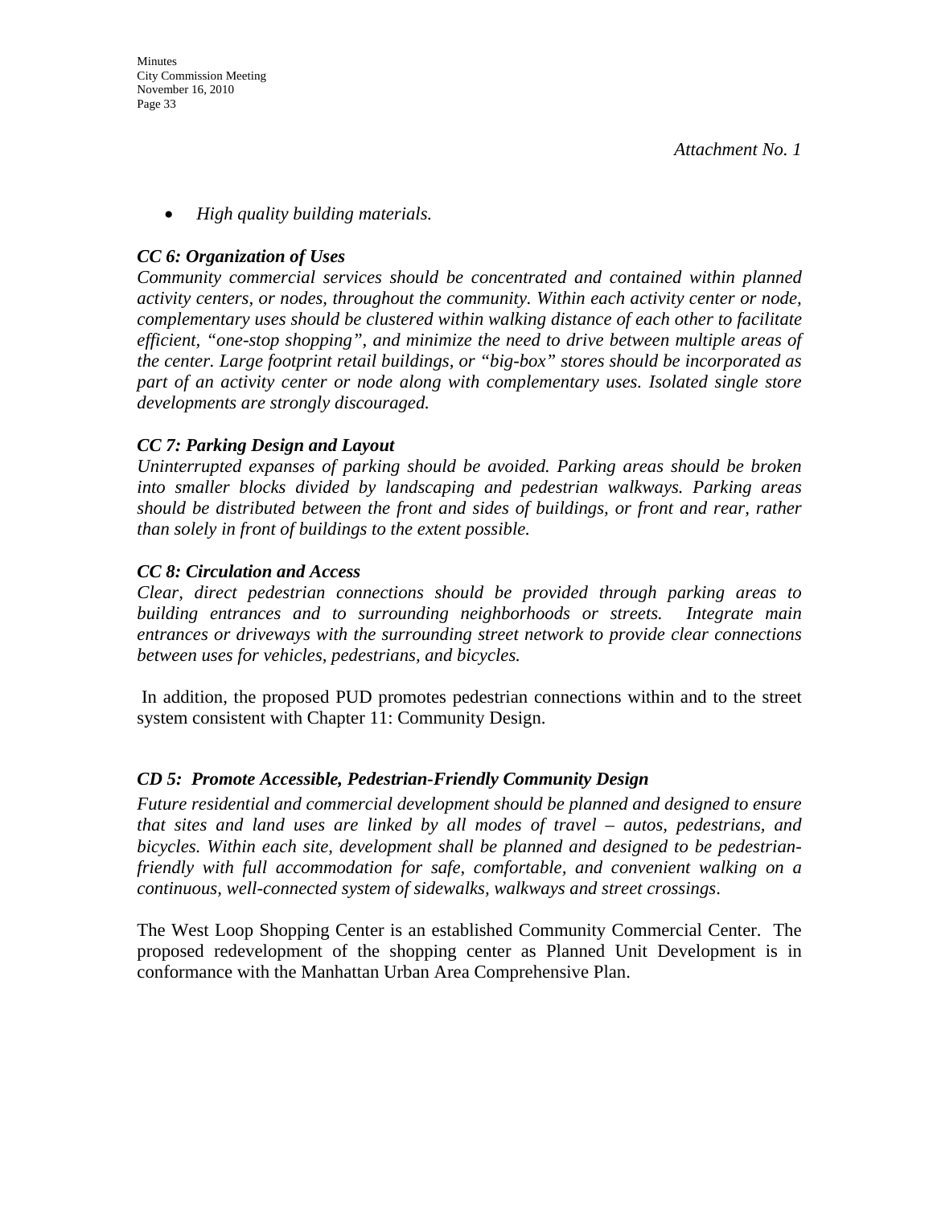*Attachment No. 1*

- *High quality building materials.*

***CC 6: Organization of Uses***

*Community commercial services should be concentrated and contained within planned activity centers, or nodes, throughout the community. Within each activity center or node, complementary uses should be clustered within walking distance of each other to facilitate efficient, "one-stop shopping", and minimize the need to drive between multiple areas of the center. Large footprint retail buildings, or "big-box" stores should be incorporated as part of an activity center or node along with complementary uses. Isolated single store developments are strongly discouraged.*

***CC 7: Parking Design and Layout***

*Uninterrupted expanses of parking should be avoided. Parking areas should be broken into smaller blocks divided by landscaping and pedestrian walkways. Parking areas should be distributed between the front and sides of buildings, or front and rear, rather than solely in front of buildings to the extent possible.*

***CC 8: Circulation and Access***

*Clear, direct pedestrian connections should be provided through parking areas to building entrances and to surrounding neighborhoods or streets. Integrate main entrances or driveways with the surrounding street network to provide clear connections between uses for vehicles, pedestrians, and bicycles.*

In addition, the proposed PUD promotes pedestrian connections within and to the street system consistent with Chapter 11: Community Design.

***CD 5: Promote Accessible, Pedestrian-Friendly Community Design***

*Future residential and commercial development should be planned and designed to ensure that sites and land uses are linked by all modes of travel – autos, pedestrians, and bicycles. Within each site, development shall be planned and designed to be pedestrian-friendly with full accommodation for safe, comfortable, and convenient walking on a continuous, well-connected system of sidewalks, walkways and street crossings*.

The West Loop Shopping Center is an established Community Commercial Center. The proposed redevelopment of the shopping center as Planned Unit Development is in conformance with the Manhattan Urban Area Comprehensive Plan.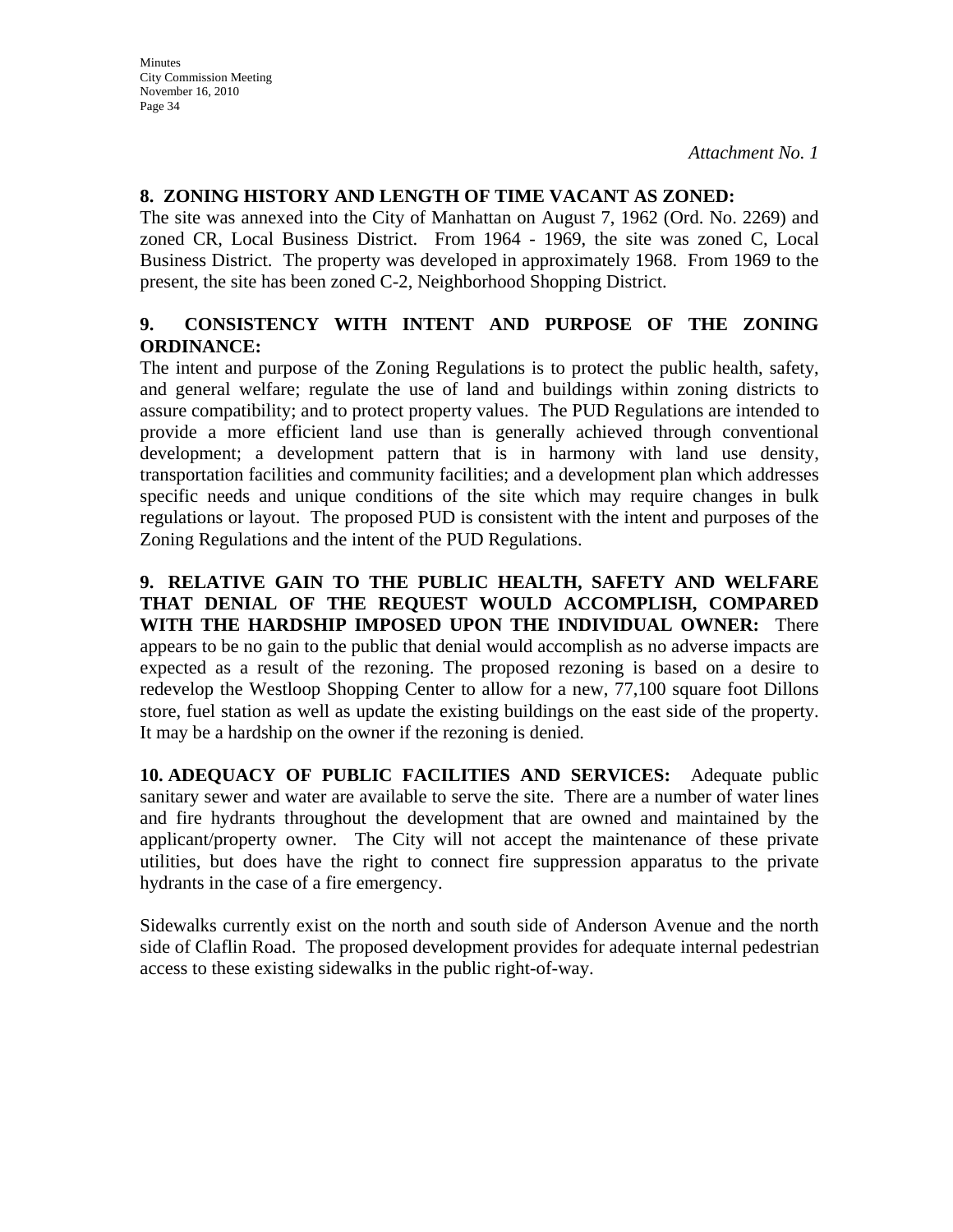*Attachment No. 1*

**8. ZONING HISTORY AND LENGTH OF TIME VACANT AS ZONED:**
The site was annexed into the City of Manhattan on August 7, 1962 (Ord. No. 2269) and zoned CR, Local Business District. From 1964 - 1969, the site was zoned C, Local Business District. The property was developed in approximately 1968. From 1969 to the present, the site has been zoned C-2, Neighborhood Shopping District.

**9. CONSISTENCY WITH INTENT AND PURPOSE OF THE ZONING ORDINANCE:**
The intent and purpose of the Zoning Regulations is to protect the public health, safety, and general welfare; regulate the use of land and buildings within zoning districts to assure compatibility; and to protect property values. The PUD Regulations are intended to provide a more efficient land use than is generally achieved through conventional development; a development pattern that is in harmony with land use density, transportation facilities and community facilities; and a development plan which addresses specific needs and unique conditions of the site which may require changes in bulk regulations or layout. The proposed PUD is consistent with the intent and purposes of the Zoning Regulations and the intent of the PUD Regulations.

**9. RELATIVE GAIN TO THE PUBLIC HEALTH, SAFETY AND WELFARE THAT DENIAL OF THE REQUEST WOULD ACCOMPLISH, COMPARED WITH THE HARDSHIP IMPOSED UPON THE INDIVIDUAL OWNER:** There appears to be no gain to the public that denial would accomplish as no adverse impacts are expected as a result of the rezoning. The proposed rezoning is based on a desire to redevelop the Westloop Shopping Center to allow for a new, 77,100 square foot Dillons store, fuel station as well as update the existing buildings on the east side of the property. It may be a hardship on the owner if the rezoning is denied.

**10. ADEQUACY OF PUBLIC FACILITIES AND SERVICES:** Adequate public sanitary sewer and water are available to serve the site. There are a number of water lines and fire hydrants throughout the development that are owned and maintained by the applicant/property owner. The City will not accept the maintenance of these private utilities, but does have the right to connect fire suppression apparatus to the private hydrants in the case of a fire emergency.

Sidewalks currently exist on the north and south side of Anderson Avenue and the north side of Claflin Road. The proposed development provides for adequate internal pedestrian access to these existing sidewalks in the public right-of-way.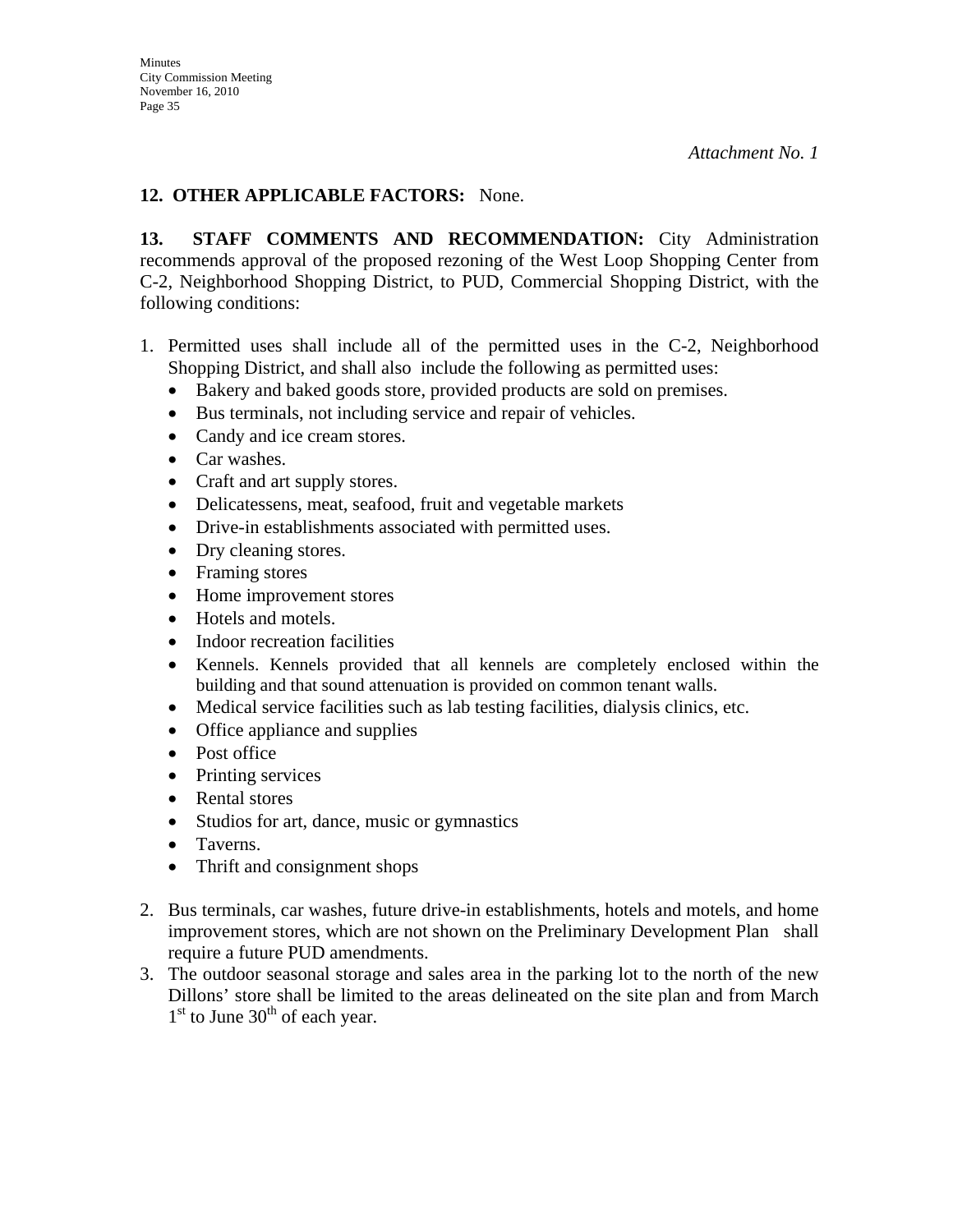*Attachment No. 1*

**12. OTHER APPLICABLE FACTORS:** None.

**13. STAFF COMMENTS AND RECOMMENDATION:** City Administration recommends approval of the proposed rezoning of the West Loop Shopping Center from C-2, Neighborhood Shopping District, to PUD, Commercial Shopping District, with the following conditions:

1. Permitted uses shall include all of the permitted uses in the C-2, Neighborhood Shopping District, and shall also include the following as permitted uses:
   - Bakery and baked goods store, provided products are sold on premises.
   - Bus terminals, not including service and repair of vehicles.
   - Candy and ice cream stores.
   - Car washes.
   - Craft and art supply stores.
   - Delicatessens, meat, seafood, fruit and vegetable markets
   - Drive-in establishments associated with permitted uses.
   - Dry cleaning stores.
   - Framing stores
   - Home improvement stores
   - Hotels and motels.
   - Indoor recreation facilities
   - Kennels. Kennels provided that all kennels are completely enclosed within the building and that sound attenuation is provided on common tenant walls.
   - Medical service facilities such as lab testing facilities, dialysis clinics, etc.
   - Office appliance and supplies
   - Post office
   - Printing services
   - Rental stores
   - Studios for art, dance, music or gymnastics
   - Taverns.
   - Thrift and consignment shops
2. Bus terminals, car washes, future drive-in establishments, hotels and motels, and home improvement stores, which are not shown on the Preliminary Development Plan shall require a future PUD amendments.
3. The outdoor seasonal storage and sales area in the parking lot to the north of the new Dillons' store shall be limited to the areas delineated on the site plan and from March 1st to June 30th of each year.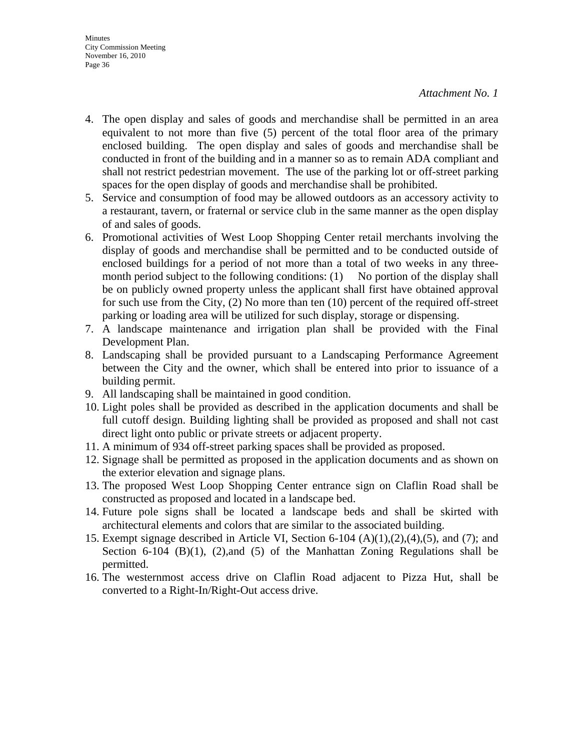*Attachment No. 1*

4. The open display and sales of goods and merchandise shall be permitted in an area equivalent to not more than five (5) percent of the total floor area of the primary enclosed building. The open display and sales of goods and merchandise shall be conducted in front of the building and in a manner so as to remain ADA compliant and shall not restrict pedestrian movement. The use of the parking lot or off-street parking spaces for the open display of goods and merchandise shall be prohibited.
5. Service and consumption of food may be allowed outdoors as an accessory activity to a restaurant, tavern, or fraternal or service club in the same manner as the open display of and sales of goods.
6. Promotional activities of West Loop Shopping Center retail merchants involving the display of goods and merchandise shall be permitted and to be conducted outside of enclosed buildings for a period of not more than a total of two weeks in any three-month period subject to the following conditions: (1) No portion of the display shall be on publicly owned property unless the applicant shall first have obtained approval for such use from the City, (2) No more than ten (10) percent of the required off-street parking or loading area will be utilized for such display, storage or dispensing.
7. A landscape maintenance and irrigation plan shall be provided with the Final Development Plan.
8. Landscaping shall be provided pursuant to a Landscaping Performance Agreement between the City and the owner, which shall be entered into prior to issuance of a building permit.
9. All landscaping shall be maintained in good condition.
10. Light poles shall be provided as described in the application documents and shall be full cutoff design. Building lighting shall be provided as proposed and shall not cast direct light onto public or private streets or adjacent property.
11. A minimum of 934 off-street parking spaces shall be provided as proposed.
12. Signage shall be permitted as proposed in the application documents and as shown on the exterior elevation and signage plans.
13. The proposed West Loop Shopping Center entrance sign on Claflin Road shall be constructed as proposed and located in a landscape bed.
14. Future pole signs shall be located a landscape beds and shall be skirted with architectural elements and colors that are similar to the associated building.
15. Exempt signage described in Article VI, Section 6-104 (A)(1),(2),(4),(5), and (7); and Section 6-104 (B)(1), (2),and (5) of the Manhattan Zoning Regulations shall be permitted.
16. The westernmost access drive on Claflin Road adjacent to Pizza Hut, shall be converted to a Right-In/Right-Out access drive.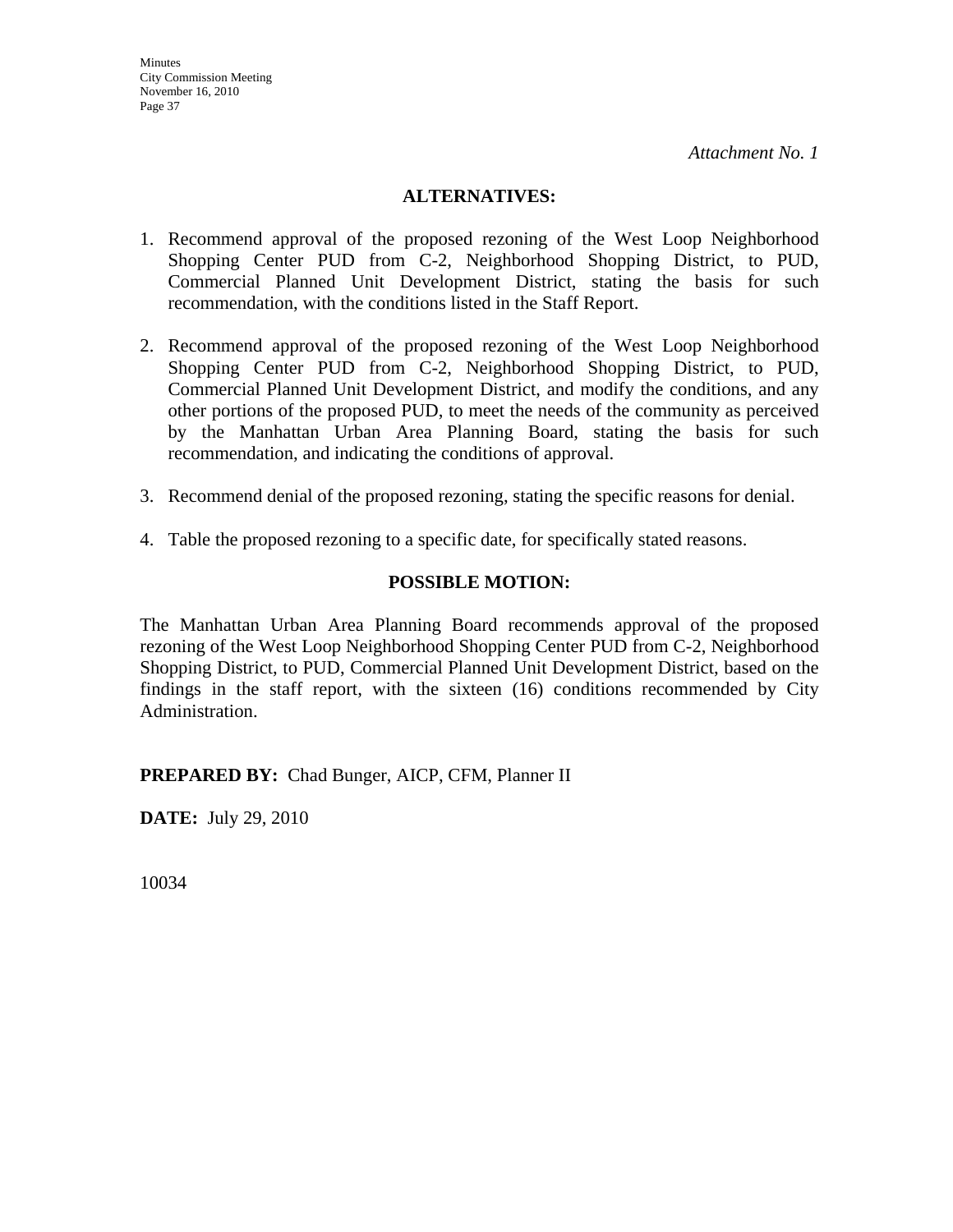*Attachment No. 1*

## ALTERNATIVES:

1. Recommend approval of the proposed rezoning of the West Loop Neighborhood Shopping Center PUD from C-2, Neighborhood Shopping District, to PUD, Commercial Planned Unit Development District, stating the basis for such recommendation, with the conditions listed in the Staff Report.

2. Recommend approval of the proposed rezoning of the West Loop Neighborhood Shopping Center PUD from C-2, Neighborhood Shopping District, to PUD, Commercial Planned Unit Development District, and modify the conditions, and any other portions of the proposed PUD, to meet the needs of the community as perceived by the Manhattan Urban Area Planning Board, stating the basis for such recommendation, and indicating the conditions of approval.

3. Recommend denial of the proposed rezoning, stating the specific reasons for denial.

4. Table the proposed rezoning to a specific date, for specifically stated reasons.

## POSSIBLE MOTION:

The Manhattan Urban Area Planning Board recommends approval of the proposed rezoning of the West Loop Neighborhood Shopping Center PUD from C-2, Neighborhood Shopping District, to PUD, Commercial Planned Unit Development District, based on the findings in the staff report, with the sixteen (16) conditions recommended by City Administration.

**PREPARED BY:** Chad Bunger, AICP, CFM, Planner II

**DATE:** July 29, 2010

10034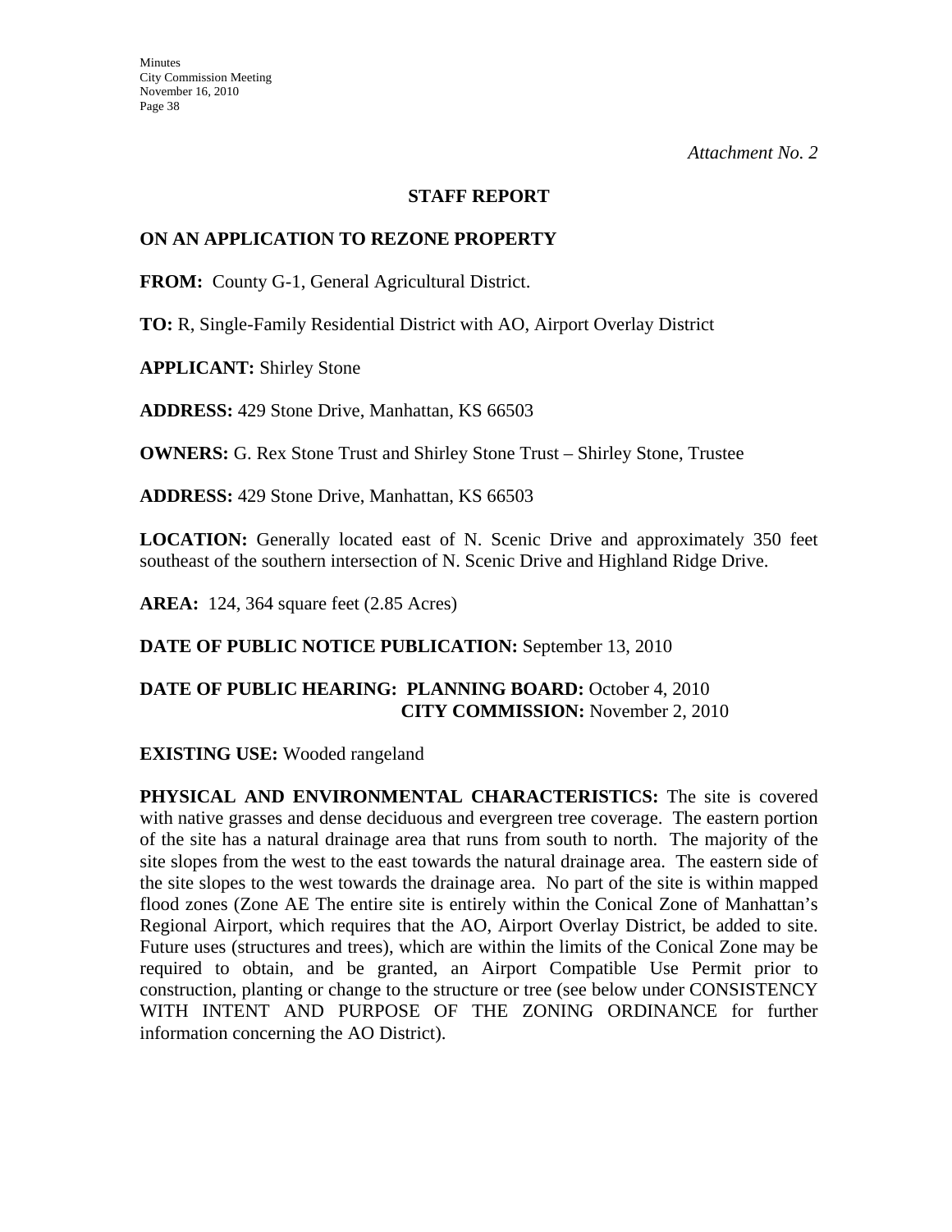*Attachment No. 2*

## STAFF REPORT

## ON AN APPLICATION TO REZONE PROPERTY

**FROM:** County G-1, General Agricultural District.

**TO:** R, Single-Family Residential District with AO, Airport Overlay District

**APPLICANT:** Shirley Stone

**ADDRESS:** 429 Stone Drive, Manhattan, KS 66503

**OWNERS:** G. Rex Stone Trust and Shirley Stone Trust – Shirley Stone, Trustee

**ADDRESS:** 429 Stone Drive, Manhattan, KS 66503

**LOCATION:** Generally located east of N. Scenic Drive and approximately 350 feet southeast of the southern intersection of N. Scenic Drive and Highland Ridge Drive.

**AREA:** 124, 364 square feet (2.85 Acres)

**DATE OF PUBLIC NOTICE PUBLICATION:** September 13, 2010

**DATE OF PUBLIC HEARING: PLANNING BOARD:** October 4, 2010
**CITY COMMISSION:** November 2, 2010

**EXISTING USE:** Wooded rangeland

**PHYSICAL AND ENVIRONMENTAL CHARACTERISTICS:** The site is covered with native grasses and dense deciduous and evergreen tree coverage. The eastern portion of the site has a natural drainage area that runs from south to north. The majority of the site slopes from the west to the east towards the natural drainage area. The eastern side of the site slopes to the west towards the drainage area. No part of the site is within mapped flood zones (Zone AE The entire site is entirely within the Conical Zone of Manhattan's Regional Airport, which requires that the AO, Airport Overlay District, be added to site. Future uses (structures and trees), which are within the limits of the Conical Zone may be required to obtain, and be granted, an Airport Compatible Use Permit prior to construction, planting or change to the structure or tree (see below under CONSISTENCY WITH INTENT AND PURPOSE OF THE ZONING ORDINANCE for further information concerning the AO District).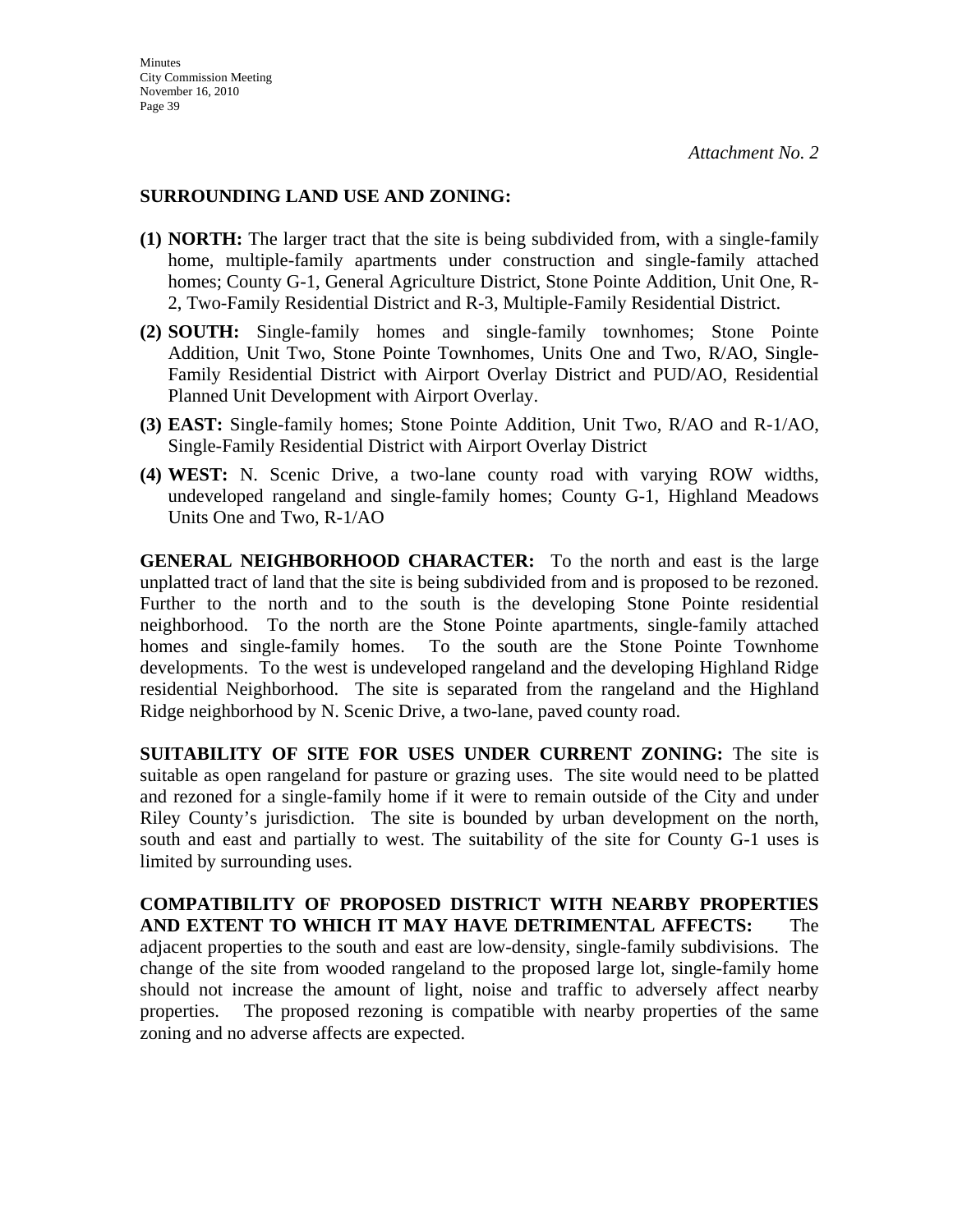*Attachment No. 2*

**SURROUNDING LAND USE AND ZONING:**

**(1) NORTH:** The larger tract that the site is being subdivided from, with a single-family home, multiple-family apartments under construction and single-family attached homes; County G-1, General Agriculture District, Stone Pointe Addition, Unit One, R-2, Two-Family Residential District and R-3, Multiple-Family Residential District.

**(2) SOUTH:** Single-family homes and single-family townhomes; Stone Pointe Addition, Unit Two, Stone Pointe Townhomes, Units One and Two, R/AO, Single-Family Residential District with Airport Overlay District and PUD/AO, Residential Planned Unit Development with Airport Overlay.

**(3) EAST:** Single-family homes; Stone Pointe Addition, Unit Two, R/AO and R-1/AO, Single-Family Residential District with Airport Overlay District

**(4) WEST:** N. Scenic Drive, a two-lane county road with varying ROW widths, undeveloped rangeland and single-family homes; County G-1, Highland Meadows Units One and Two, R-1/AO

**GENERAL NEIGHBORHOOD CHARACTER:** To the north and east is the large unplatted tract of land that the site is being subdivided from and is proposed to be rezoned. Further to the north and to the south is the developing Stone Pointe residential neighborhood. To the north are the Stone Pointe apartments, single-family attached homes and single-family homes. To the south are the Stone Pointe Townhome developments. To the west is undeveloped rangeland and the developing Highland Ridge residential Neighborhood. The site is separated from the rangeland and the Highland Ridge neighborhood by N. Scenic Drive, a two-lane, paved county road.

**SUITABILITY OF SITE FOR USES UNDER CURRENT ZONING:** The site is suitable as open rangeland for pasture or grazing uses. The site would need to be platted and rezoned for a single-family home if it were to remain outside of the City and under Riley County's jurisdiction. The site is bounded by urban development on the north, south and east and partially to west. The suitability of the site for County G-1 uses is limited by surrounding uses.

**COMPATIBILITY OF PROPOSED DISTRICT WITH NEARBY PROPERTIES AND EXTENT TO WHICH IT MAY HAVE DETRIMENTAL AFFECTS:** The adjacent properties to the south and east are low-density, single-family subdivisions. The change of the site from wooded rangeland to the proposed large lot, single-family home should not increase the amount of light, noise and traffic to adversely affect nearby properties. The proposed rezoning is compatible with nearby properties of the same zoning and no adverse affects are expected.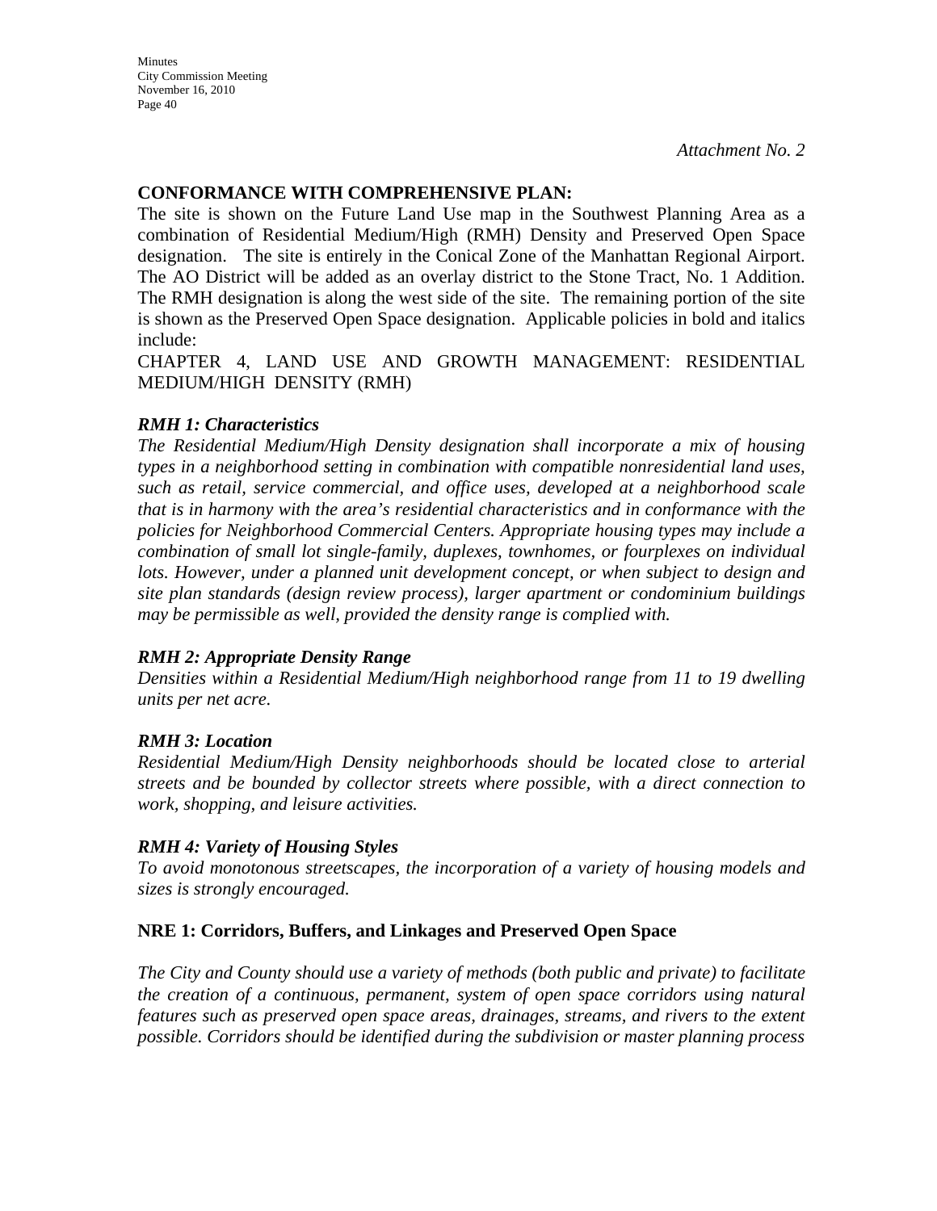*Attachment No. 2*

**CONFORMANCE WITH COMPREHENSIVE PLAN:**

The site is shown on the Future Land Use map in the Southwest Planning Area as a combination of Residential Medium/High (RMH) Density and Preserved Open Space designation. The site is entirely in the Conical Zone of the Manhattan Regional Airport. The AO District will be added as an overlay district to the Stone Tract, No. 1 Addition. The RMH designation is along the west side of the site. The remaining portion of the site is shown as the Preserved Open Space designation. Applicable policies in bold and italics include:

CHAPTER 4, LAND USE AND GROWTH MANAGEMENT: RESIDENTIAL MEDIUM/HIGH DENSITY (RMH)

***RMH 1: Characteristics***

*The Residential Medium/High Density designation shall incorporate a mix of housing types in a neighborhood setting in combination with compatible nonresidential land uses, such as retail, service commercial, and office uses, developed at a neighborhood scale that is in harmony with the area's residential characteristics and in conformance with the policies for Neighborhood Commercial Centers. Appropriate housing types may include a combination of small lot single-family, duplexes, townhomes, or fourplexes on individual lots. However, under a planned unit development concept, or when subject to design and site plan standards (design review process), larger apartment or condominium buildings may be permissible as well, provided the density range is complied with.*

***RMH 2: Appropriate Density Range***

*Densities within a Residential Medium/High neighborhood range from 11 to 19 dwelling units per net acre.*

***RMH 3: Location***

*Residential Medium/High Density neighborhoods should be located close to arterial streets and be bounded by collector streets where possible, with a direct connection to work, shopping, and leisure activities.*

***RMH 4: Variety of Housing Styles***

*To avoid monotonous streetscapes, the incorporation of a variety of housing models and sizes is strongly encouraged.*

**NRE 1: Corridors, Buffers, and Linkages and Preserved Open Space**

*The City and County should use a variety of methods (both public and private) to facilitate the creation of a continuous, permanent, system of open space corridors using natural features such as preserved open space areas, drainages, streams, and rivers to the extent possible. Corridors should be identified during the subdivision or master planning process*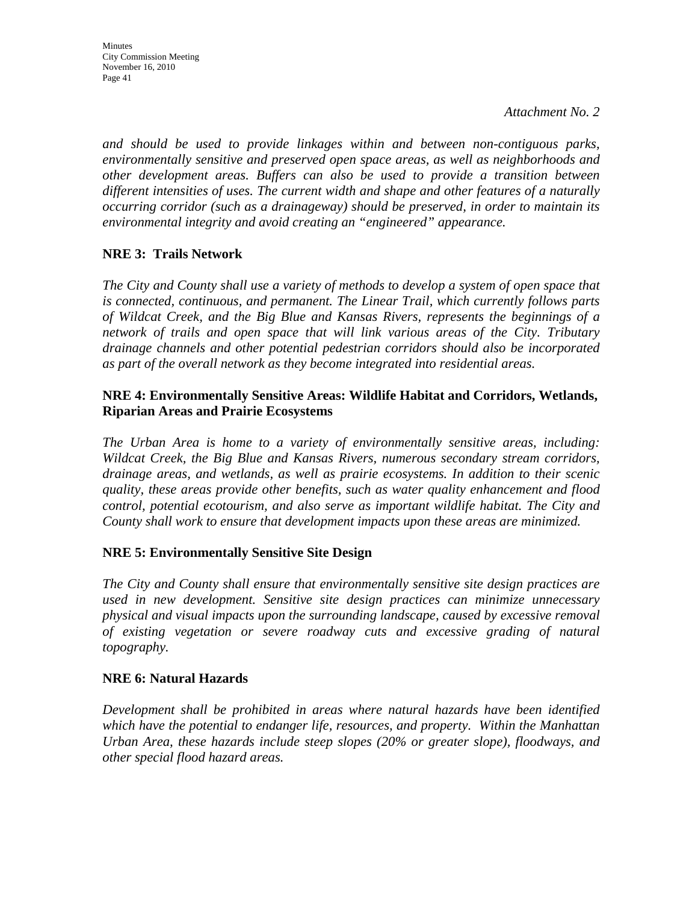*Attachment No. 2*

*and should be used to provide linkages within and between non-contiguous parks, environmentally sensitive and preserved open space areas, as well as neighborhoods and other development areas. Buffers can also be used to provide a transition between different intensities of uses. The current width and shape and other features of a naturally occurring corridor (such as a drainageway) should be preserved, in order to maintain its environmental integrity and avoid creating an "engineered" appearance.*

**NRE 3: Trails Network**

*The City and County shall use a variety of methods to develop a system of open space that is connected, continuous, and permanent. The Linear Trail, which currently follows parts of Wildcat Creek, and the Big Blue and Kansas Rivers, represents the beginnings of a network of trails and open space that will link various areas of the City. Tributary drainage channels and other potential pedestrian corridors should also be incorporated as part of the overall network as they become integrated into residential areas.*

**NRE 4: Environmentally Sensitive Areas: Wildlife Habitat and Corridors, Wetlands, Riparian Areas and Prairie Ecosystems**

*The Urban Area is home to a variety of environmentally sensitive areas, including: Wildcat Creek, the Big Blue and Kansas Rivers, numerous secondary stream corridors, drainage areas, and wetlands, as well as prairie ecosystems. In addition to their scenic quality, these areas provide other benefits, such as water quality enhancement and flood control, potential ecotourism, and also serve as important wildlife habitat. The City and County shall work to ensure that development impacts upon these areas are minimized.*

**NRE 5: Environmentally Sensitive Site Design**

*The City and County shall ensure that environmentally sensitive site design practices are used in new development. Sensitive site design practices can minimize unnecessary physical and visual impacts upon the surrounding landscape, caused by excessive removal of existing vegetation or severe roadway cuts and excessive grading of natural topography.*

**NRE 6: Natural Hazards**

*Development shall be prohibited in areas where natural hazards have been identified which have the potential to endanger life, resources, and property. Within the Manhattan Urban Area, these hazards include steep slopes (20% or greater slope), floodways, and other special flood hazard areas.*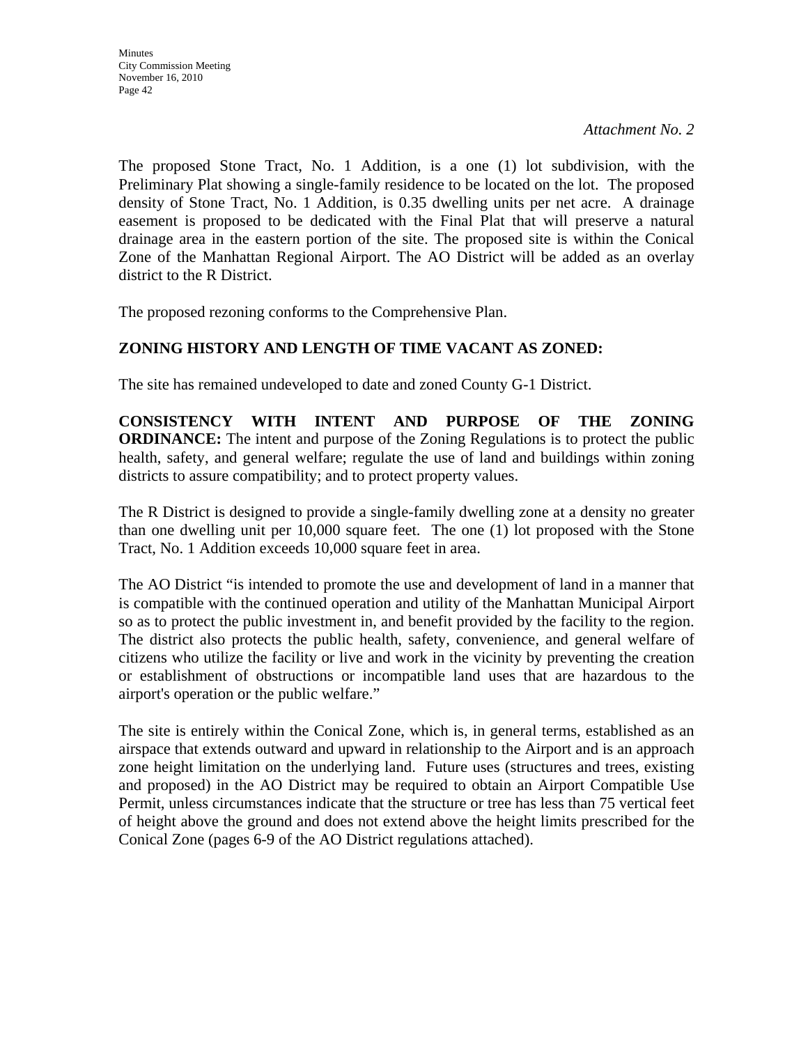*Attachment No. 2*

The proposed Stone Tract, No. 1 Addition, is a one (1) lot subdivision, with the Preliminary Plat showing a single-family residence to be located on the lot. The proposed density of Stone Tract, No. 1 Addition, is 0.35 dwelling units per net acre. A drainage easement is proposed to be dedicated with the Final Plat that will preserve a natural drainage area in the eastern portion of the site. The proposed site is within the Conical Zone of the Manhattan Regional Airport. The AO District will be added as an overlay district to the R District.

The proposed rezoning conforms to the Comprehensive Plan.

**ZONING HISTORY AND LENGTH OF TIME VACANT AS ZONED:**

The site has remained undeveloped to date and zoned County G-1 District.

**CONSISTENCY WITH INTENT AND PURPOSE OF THE ZONING ORDINANCE:** The intent and purpose of the Zoning Regulations is to protect the public health, safety, and general welfare; regulate the use of land and buildings within zoning districts to assure compatibility; and to protect property values.

The R District is designed to provide a single-family dwelling zone at a density no greater than one dwelling unit per 10,000 square feet. The one (1) lot proposed with the Stone Tract, No. 1 Addition exceeds 10,000 square feet in area.

The AO District "is intended to promote the use and development of land in a manner that is compatible with the continued operation and utility of the Manhattan Municipal Airport so as to protect the public investment in, and benefit provided by the facility to the region. The district also protects the public health, safety, convenience, and general welfare of citizens who utilize the facility or live and work in the vicinity by preventing the creation or establishment of obstructions or incompatible land uses that are hazardous to the airport's operation or the public welfare."

The site is entirely within the Conical Zone, which is, in general terms, established as an airspace that extends outward and upward in relationship to the Airport and is an approach zone height limitation on the underlying land. Future uses (structures and trees, existing and proposed) in the AO District may be required to obtain an Airport Compatible Use Permit, unless circumstances indicate that the structure or tree has less than 75 vertical feet of height above the ground and does not extend above the height limits prescribed for the Conical Zone (pages 6-9 of the AO District regulations attached).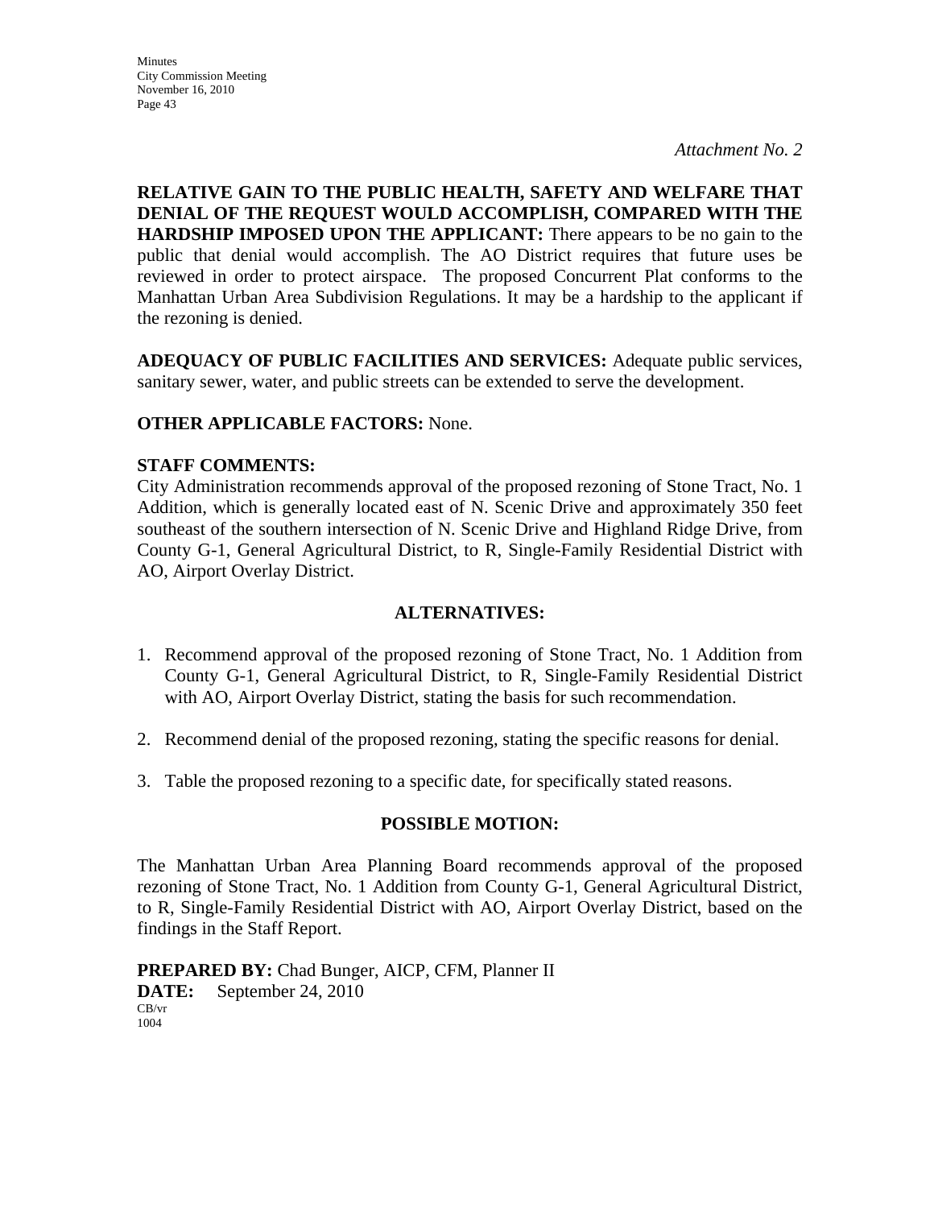*Attachment No. 2*

**RELATIVE GAIN TO THE PUBLIC HEALTH, SAFETY AND WELFARE THAT DENIAL OF THE REQUEST WOULD ACCOMPLISH, COMPARED WITH THE HARDSHIP IMPOSED UPON THE APPLICANT:** There appears to be no gain to the public that denial would accomplish. The AO District requires That future uses be reviewed in order to protect airspace. The proposed Concurrent Plat conforms to the Manhattan Urban Area Subdivision Regulations. It may be a hardship to the applicant if the rezoning is denied.

**ADEQUACY OF PUBLIC FACILITIES AND SERVICES:** Adequate public services, sanitary sewer, water, and public streets can be extended to serve the development.

**OTHER APPLICABLE FACTORS:** None.

**STAFF COMMENTS:**
City Administration recommends approval of the proposed rezoning of Stone Tract, No. 1 Addition, which is generally located east of N. Scenic Drive and approximately 350 feet southeast of the southern intersection of N. Scenic Drive and Highland Ridge Drive, from County G-1, General Agricultural District, to R, Single-Family Residential District with AO, Airport Overlay District.

## ALTERNATIVES:

1. Recommend approval of the proposed rezoning of Stone Tract, No. 1 Addition from County G-1, General Agricultural District, to R, Single-Family Residential District with AO, Airport Overlay District, stating the basis for such recommendation.

2. Recommend denial of the proposed rezoning, stating the specific reasons for denial.

3. Table the proposed rezoning to a specific date, for specifically stated reasons.

## POSSIBLE MOTION:

The Manhattan Urban Area Planning Board recommends approval of the proposed rezoning of Stone Tract, No. 1 Addition from County G-1, General Agricultural District, to R, Single-Family Residential District with AO, Airport Overlay District, based on the findings in the Staff Report.

**PREPARED BY:** Chad Bunger, AICP, CFM, Planner II
**DATE:** September 24, 2010
CB/vr
1004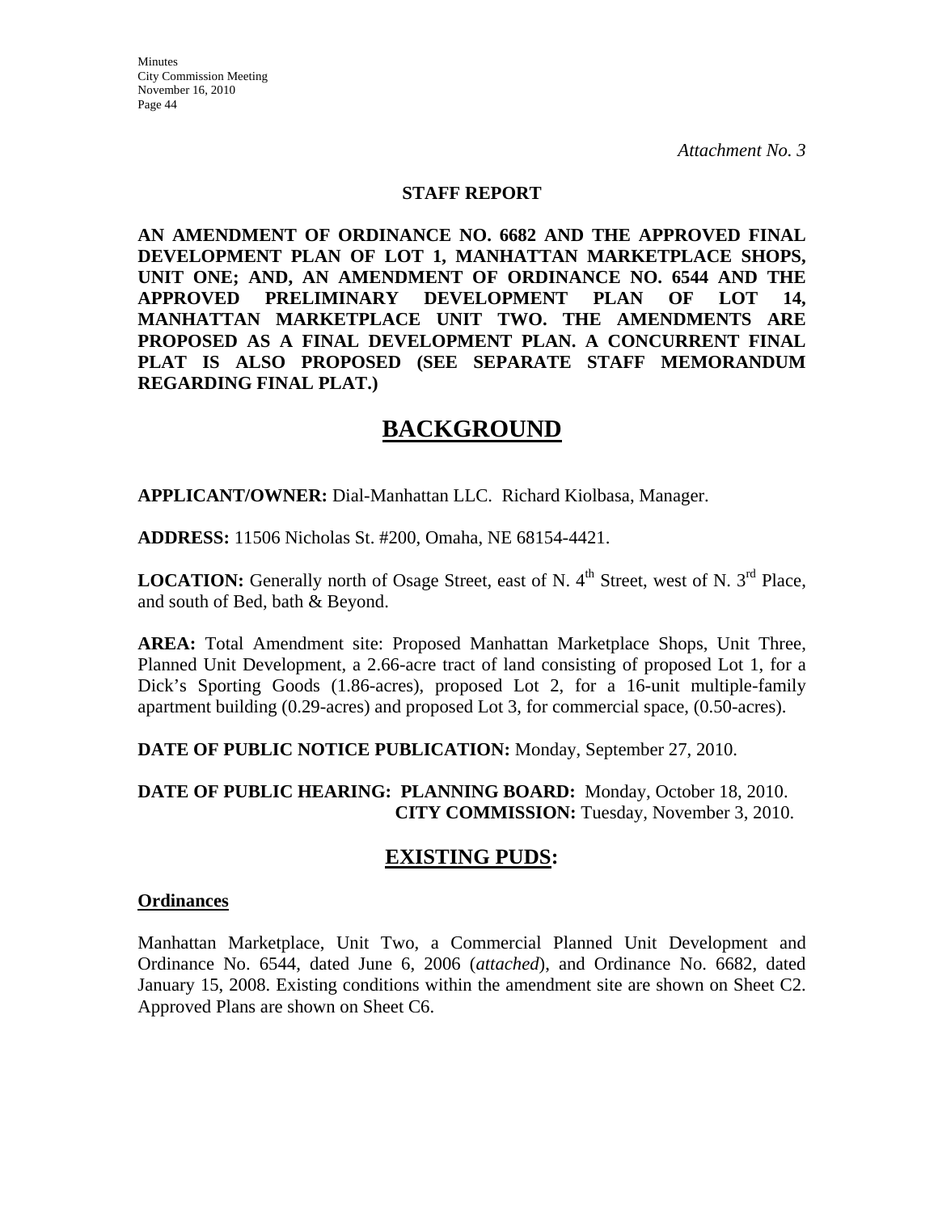*Attachment No. 3*

**STAFF REPORT**

**AN AMENDMENT OF ORDINANCE NO. 6682 AND THE APPROVED FINAL DEVELOPMENT PLAN OF LOT 1, MANHATTAN MARKETPLACE SHOPS, UNIT ONE; AND, AN AMENDMENT OF ORDINANCE NO. 6544 AND THE APPROVED PRELIMINARY DEVELOPMENT PLAN OF LOT 14, MANHATTAN MARKETPLACE UNIT TWO. THE AMENDMENTS ARE PROPOSED AS A FINAL DEVELOPMENT PLAN. A CONCURRENT FINAL PLAT IS ALSO PROPOSED (SEE SEPARATE STAFF MEMORANDUM REGARDING FINAL PLAT.)**

# BACKGROUND

**APPLICANT/OWNER:** Dial-Manhattan LLC. Richard Kiolbasa, Manager.

**ADDRESS:** 11506 Nicholas St. #200, Omaha, NE 68154-4421.

**LOCATION:** Generally north of Osage Street, east of N. 4th Street, west of N. 3rd Place, and south of Bed, bath & Beyond.

**AREA:** Total Amendment site: Proposed Manhattan Marketplace Shops, Unit Three, Planned Unit Development, a 2.66-acre tract of land consisting of proposed Lot 1, for a Dick's Sporting Goods (1.86-acres), proposed Lot 2, for a 16-unit multiple-family apartment building (0.29-acres) and proposed Lot 3, for commercial space, (0.50-acres).

**DATE OF PUBLIC NOTICE PUBLICATION:** Monday, September 27, 2010.

**DATE OF PUBLIC HEARING: PLANNING BOARD:** Monday, October 18, 2010.
**CITY COMMISSION:** Tuesday, November 3, 2010.

## EXISTING PUDS:

**Ordinances**

Manhattan Marketplace, Unit Two, a Commercial Planned Unit Development and Ordinance No. 6544, dated June 6, 2006 (*attached*), and Ordinance No. 6682, dated January 15, 2008. Existing conditions within the amendment site are shown on Sheet C2. Approved Plans are shown on Sheet C6.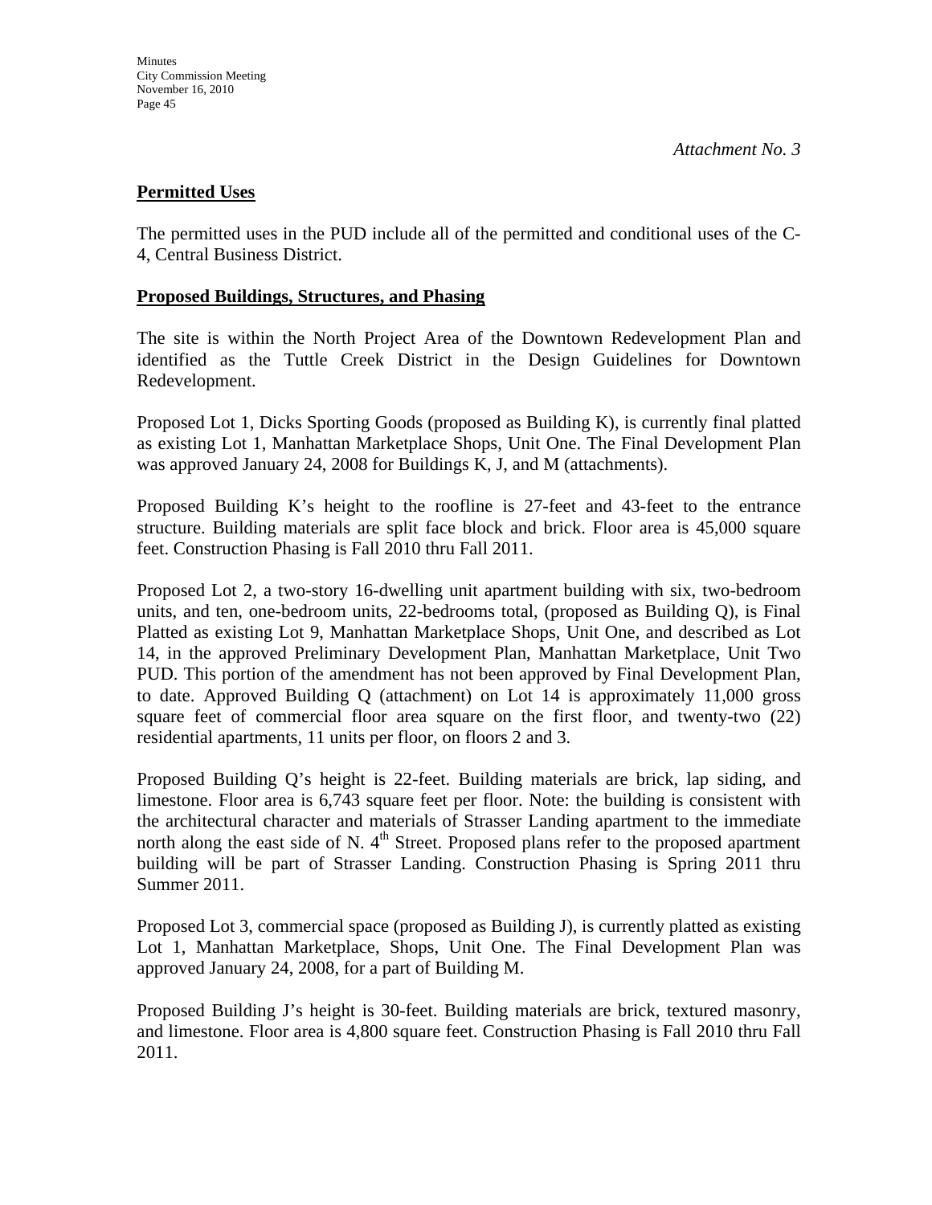*Attachment No. 3*

**Permitted Uses**

The permitted uses in the PUD include all of the permitted and conditional uses of the C-4, Central Business District.

**Proposed Buildings, Structures, and Phasing**

The site is within the North Project Area of the Downtown Redevelopment Plan and identified as the Tuttle Creek District in the Design Guidelines for Downtown Redevelopment.

Proposed Lot 1, Dicks Sporting Goods (proposed as Building K), is currently final platted as existing Lot 1, Manhattan Marketplace Shops, Unit One. The Final Development Plan was approved January 24, 2008 for Buildings K, J, and M (attachments).

Proposed Building K's height to the roofline is 27-feet and 43-feet to the entrance structure. Building materials are split face block and brick. Floor area is 45,000 square feet. Construction Phasing is Fall 2010 thru Fall 2011.

Proposed Lot 2, a two-story 16-dwelling unit apartment building with six, two-bedroom units, and ten, one-bedroom units, 22-bedrooms total, (proposed as Building Q), is Final Platted as existing Lot 9, Manhattan Marketplace Shops, Unit One, and described as Lot 14, in the approved Preliminary Development Plan, Manhattan Marketplace, Unit Two PUD. This portion of the amendment has not been approved by Final Development Plan, to date. Approved Building Q (attachment) on Lot 14 is approximately 11,000 gross square feet of commercial floor area square on the first floor, and twenty-two (22) residential apartments, 11 units per floor, on floors 2 and 3.

Proposed Building Q's height is 22-feet. Building materials are brick, lap siding, and limestone. Floor area is 6,743 square feet per floor. Note: the building is consistent with the architectural character and materials of Strasser Landing apartment to the immediate north along the east side of N. 4th Street. Proposed plans refer to the proposed apartment building will be part of Strasser Landing. Construction Phasing is Spring 2011 thru Summer 2011.

Proposed Lot 3, commercial space (proposed as Building J), is currently platted as existing Lot 1, Manhattan Marketplace, Shops, Unit One. The Final Development Plan was approved January 24, 2008, for a part of Building M.

Proposed Building J's height is 30-feet. Building materials are brick, textured masonry, and limestone. Floor area is 4,800 square feet. Construction Phasing is Fall 2010 thru Fall 2011.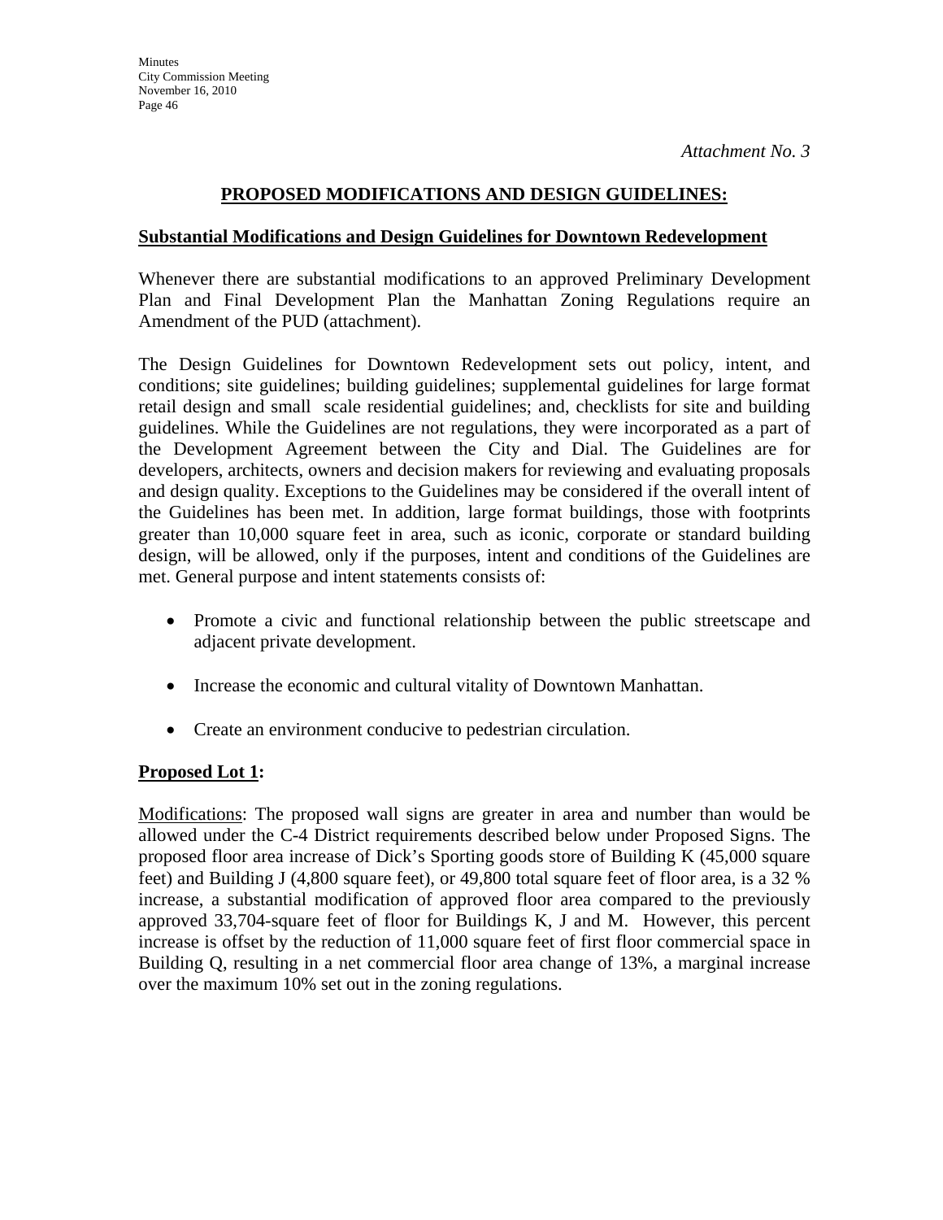*Attachment No. 3*

## PROPOSED MODIFICATIONS AND DESIGN GUIDELINES:

### Substantial Modifications and Design Guidelines for Downtown Redevelopment

Whenever there are substantial modifications to an approved Preliminary Development Plan and Final Development Plan the Manhattan Zoning Regulations require an Amendment of the PUD (attachment).

The Design Guidelines for Downtown Redevelopment sets out policy, intent, and conditions; site guidelines; building guidelines; supplemental guidelines for large format retail design and small scale residential guidelines; and, checklists for site and building guidelines. While the Guidelines are not regulations, they were incorporated as a part of the Development Agreement between the City and Dial. The Guidelines are for developers, architects, owners and decision makers for reviewing and evaluating proposals and design quality. Exceptions to the Guidelines may be considered if the overall intent of the Guidelines has been met. In addition, large format buildings, those with footprints greater than 10,000 square feet in area, such as iconic, corporate or standard building design, will be allowed, only if the purposes, intent and conditions of the Guidelines are met. General purpose and intent statements consists of:

- Promote a civic and functional relationship between the public streetscape and adjacent private development.
- Increase the economic and cultural vitality of Downtown Manhattan.
- Create an environment conducive to pedestrian circulation.

### Proposed Lot 1:

Modifications: The proposed wall signs are greater in area and number than would be allowed under the C-4 District requirements described below under Proposed Signs. The proposed floor area increase of Dick's Sporting goods store of Building K (45,000 square feet) and Building J (4,800 square feet), or 49,800 total square feet of floor area, is a 32 % increase, a substantial modification of approved floor area compared to the previously approved 33,704-square feet of floor for Buildings K, J and M. However, this percent increase is offset by the reduction of 11,000 square feet of first floor commercial space in Building Q, resulting in a net commercial floor area change of 13%, a marginal increase over the maximum 10% set out in the zoning regulations.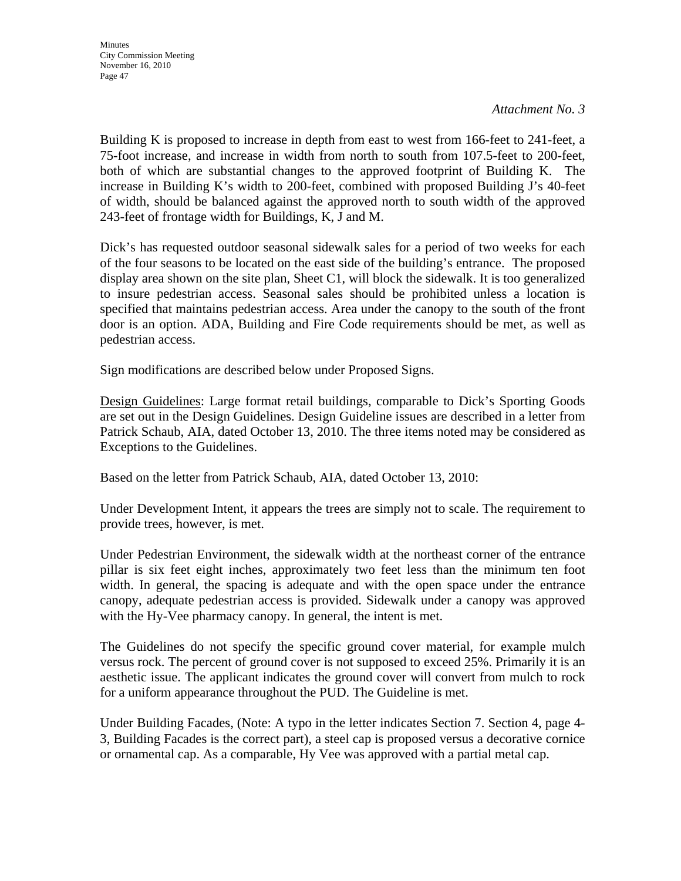*Attachment No. 3*

Building K is proposed to increase in depth from east to west from 166-feet to 241-feet, a 75-foot increase, and increase in width from north to south from 107.5-feet to 200-feet, both of which are substantial changes to the approved footprint of Building K. The increase in Building K's width to 200-feet, combined with proposed Building J's 40-feet of width, should be balanced against the approved north to south width of the approved 243-feet of frontage width for Buildings, K, J and M.

Dick's has requested outdoor seasonal sidewalk sales for a period of two weeks for each of the four seasons to be located on the east side of the building's entrance. The proposed display area shown on the site plan, Sheet C1, will block the sidewalk. It is too generalized to insure pedestrian access. Seasonal sales should be prohibited unless a location is specified that maintains pedestrian access. Area under the canopy to the south of the front door is an option. ADA, Building and Fire Code requirements should be met, as well as pedestrian access.

Sign modifications are described below under Proposed Signs.

Design Guidelines: Large format retail buildings, comparable to Dick's Sporting Goods are set out in the Design Guidelines. Design Guideline issues are described in a letter from Patrick Schaub, AIA, dated October 13, 2010. The three items noted may be considered as Exceptions to the Guidelines.

Based on the letter from Patrick Schaub, AIA, dated October 13, 2010:

Under Development Intent, it appears the trees are simply not to scale. The requirement to provide trees, however, is met.

Under Pedestrian Environment, the sidewalk width at the northeast corner of the entrance pillar is six feet eight inches, approximately two feet less than the minimum ten foot width. In general, the spacing is adequate and with the open space under the entrance canopy, adequate pedestrian access is provided. Sidewalk under a canopy was approved with the Hy-Vee pharmacy canopy. In general, the intent is met.

The Guidelines do not specify the specific ground cover material, for example mulch versus rock. The percent of ground cover is not supposed to exceed 25%. Primarily it is an aesthetic issue. The applicant indicates the ground cover will convert from mulch to rock for a uniform appearance throughout the PUD. The Guideline is met.

Under Building Facades, (Note: A typo in the letter indicates Section 7. Section 4, page 4-3, Building Facades is the correct part), a steel cap is proposed versus a decorative cornice or ornamental cap. As a comparable, Hy Vee was approved with a partial metal cap.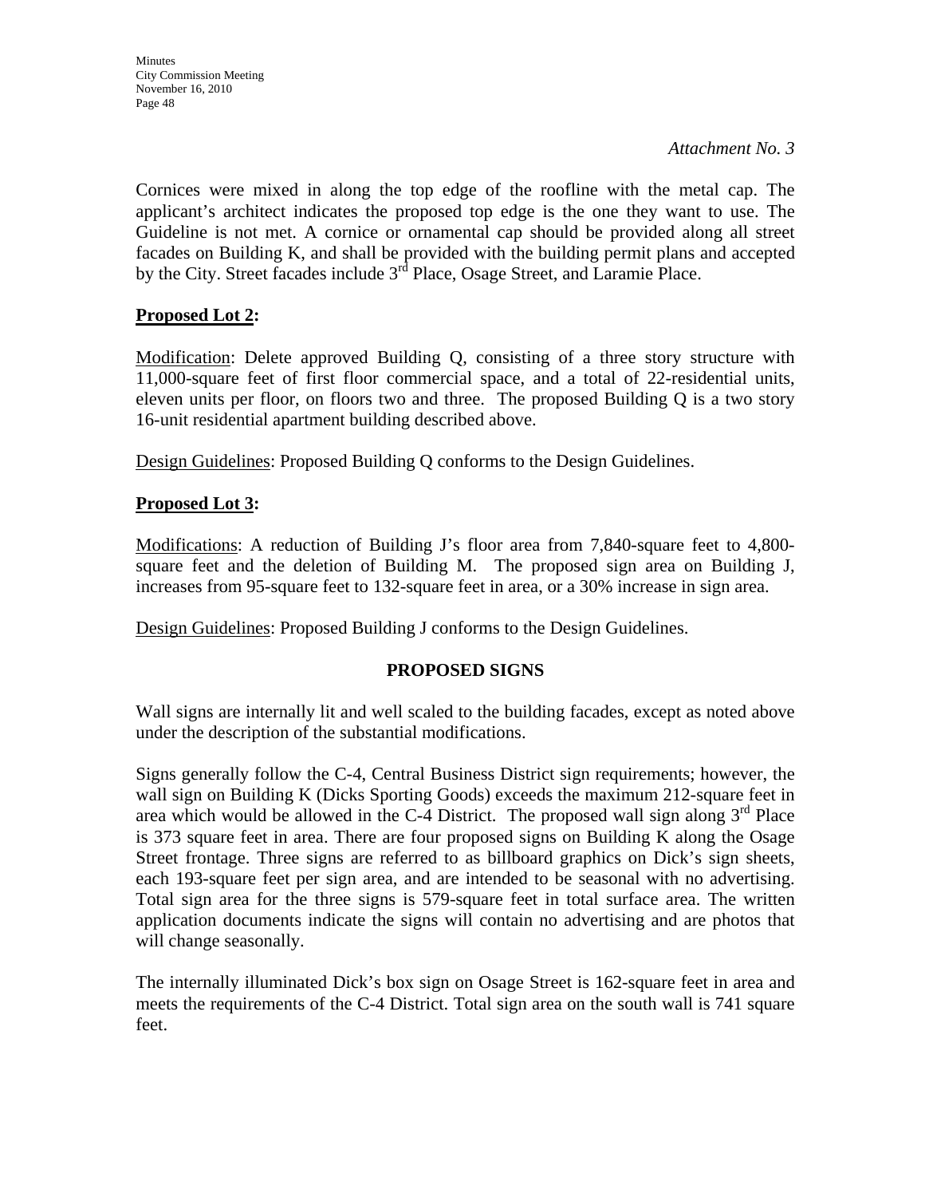*Attachment No. 3*

Cornices were mixed in along the top edge of the roofline with the metal cap. The applicant's architect indicates the proposed top edge is the one they want to use. The Guideline is not met. A cornice or ornamental cap should be provided along all street facades on Building K, and shall be provided with the building permit plans and accepted by the City. Street facades include 3rd Place, Osage Street, and Laramie Place.

**Proposed Lot 2:**

Modification: Delete approved Building Q, consisting of a three story structure with 11,000-square feet of first floor commercial space, and a total of 22-residential units, eleven units per floor, on floors two and three. The proposed Building Q is a two story 16-unit residential apartment building described above.

Design Guidelines: Proposed Building Q conforms to the Design Guidelines.

**Proposed Lot 3:**

Modifications: A reduction of Building J's floor area from 7,840-square feet to 4,800-square feet and the deletion of Building M. The proposed sign area on Building J, increases from 95-square feet to 132-square feet in area, or a 30% increase in sign area.

Design Guidelines: Proposed Building J conforms to the Design Guidelines.

**PROPOSED SIGNS**

Wall signs are internally lit and well scaled to the building facades, except as noted above under the description of the substantial modifications.

Signs generally follow the C-4, Central Business District sign requirements; however, the wall sign on Building K (Dicks Sporting Goods) exceeds the maximum 212-square feet in area which would be allowed in the C-4 District. The proposed wall sign along 3rd Place is 373 square feet in area. There are four proposed signs on Building K along the Osage Street frontage. Three signs are referred to as billboard graphics on Dick's sign sheets, each 193-square feet per sign area, and are intended to be seasonal with no advertising. Total sign area for the three signs is 579-square feet in total surface area. The written application documents indicate the signs will contain no advertising and are photos that will change seasonally.

The internally illuminated Dick's box sign on Osage Street is 162-square feet in area and meets the requirements of the C-4 District. Total sign area on the south wall is 741 square feet.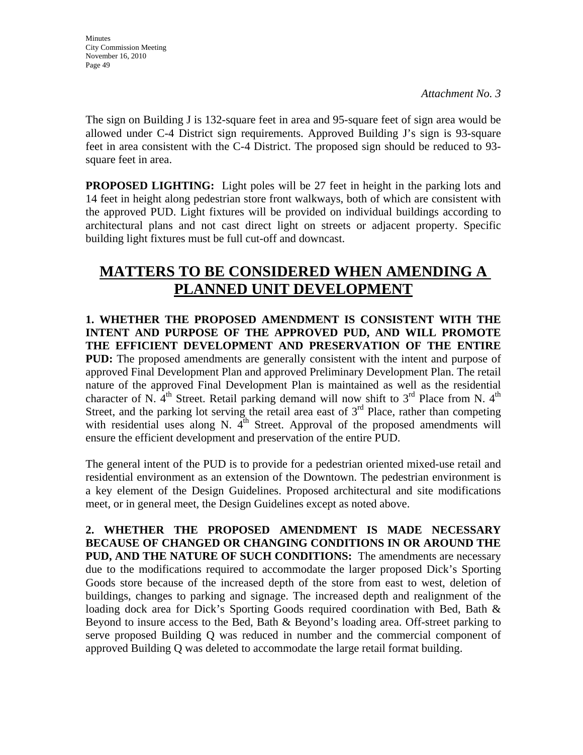*Attachment No. 3*

The sign on Building J is 132-square feet in area and 95-square feet of sign area would be allowed under C-4 District sign requirements. Approved Building J's sign is 93-square feet in area consistent with the C-4 District. The proposed sign should be reduced to 93-square feet in area.

**PROPOSED LIGHTING:** Light poles will be 27 feet in height in the parking lots and 14 feet in height along pedestrian store front walkways, both of which are consistent with the approved PUD. Light fixtures will be provided on individual buildings according to architectural plans and not cast direct light on streets or adjacent property. Specific building light fixtures must be full cut-off and downcast.

# MATTERS TO BE CONSIDERED WHEN AMENDING A PLANNED UNIT DEVELOPMENT

**1. WHETHER THE PROPOSED AMENDMENT IS CONSISTENT WITH THE INTENT AND PURPOSE OF THE APPROVED PUD, AND WILL PROMOTE THE EFFICIENT DEVELOPMENT AND PRESERVATION OF THE ENTIRE PUD:** The proposed amendments are generally consistent with the intent and purpose of approved Final Development Plan and approved Preliminary Development Plan. The retail nature of the approved Final Development Plan is maintained as well as the residential character of N. 4th Street. Retail parking demand will now shift to 3rd Place from N. 4th Street, and the parking lot serving the retail area east of 3rd Place, rather than competing with residential uses along N. 4th Street. Approval of the proposed amendments will ensure the efficient development and preservation of the entire PUD.

The general intent of the PUD is to provide for a pedestrian oriented mixed-use retail and residential environment as an extension of the Downtown. The pedestrian environment is a key element of the Design Guidelines. Proposed architectural and site modifications meet, or in general meet, the Design Guidelines except as noted above.

**2. WHETHER THE PROPOSED AMENDMENT IS MADE NECESSARY BECAUSE OF CHANGED OR CHANGING CONDITIONS IN OR AROUND THE PUD, AND THE NATURE OF SUCH CONDITIONS:** The amendments are necessary due to the modifications required to accommodate the larger proposed Dick's Sporting Goods store because of the increased depth of the store from east to west, deletion of buildings, changes to parking and signage. The increased depth and realignment of the loading dock area for Dick's Sporting Goods required coordination with Bed, Bath & Beyond to insure access to the Bed, Bath & Beyond's loading area. Off-street parking to serve proposed Building Q was reduced in number and the commercial component of approved Building Q was deleted to accommodate the large retail format building.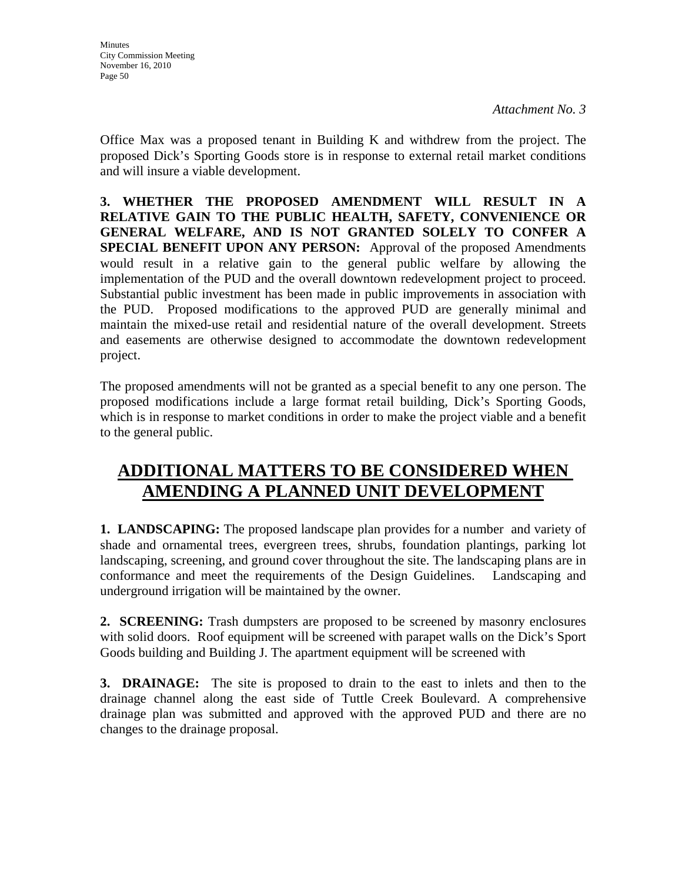*Attachment No. 3*

Office Max was a proposed tenant in Building K and withdrew from the project. The proposed Dick's Sporting Goods store is in response to external retail market conditions and will insure a viable development.

**3. WHETHER THE PROPOSED AMENDMENT WILL RESULT IN A RELATIVE GAIN TO THE PUBLIC HEALTH, SAFETY, CONVENIENCE OR GENERAL WELFARE, AND IS NOT GRANTED SOLELY TO CONFER A SPECIAL BENEFIT UPON ANY PERSON:** Approval of the proposed Amendments would result in a relative gain to the general public welfare by allowing the implementation of the PUD and the overall downtown redevelopment project to proceed. Substantial public investment has been made in public improvements in association with the PUD. Proposed modifications to the approved PUD are generally minimal and maintain the mixed-use retail and residential nature of the overall development. Streets and easements are otherwise designed to accommodate the downtown redevelopment project.

The proposed amendments will not be granted as a special benefit to any one person. The proposed modifications include a large format retail building, Dick's Sporting Goods, which is in response to market conditions in order to make the project viable and a benefit to the general public.

## ADDITIONAL MATTERS TO BE CONSIDERED WHEN AMENDING A PLANNED UNIT DEVELOPMENT

**1. LANDSCAPING:** The proposed landscape plan provides for a number and variety of shade and ornamental trees, evergreen trees, shrubs, foundation plantings, parking lot landscaping, screening, and ground cover throughout the site. The landscaping plans are in conformance and meet the requirements of the Design Guidelines. Landscaping and underground irrigation will be maintained by the owner.

**2. SCREENING:** Trash dumpsters are proposed to be screened by masonry enclosures with solid doors. Roof equipment will be screened with parapet walls on the Dick's Sport Goods building and Building J. The apartment equipment will be screened with

**3. DRAINAGE:** The site is proposed to drain to the east to inlets and then to the drainage channel along the east side of Tuttle Creek Boulevard. A comprehensive drainage plan was submitted and approved with the approved PUD and there are no changes to the drainage proposal.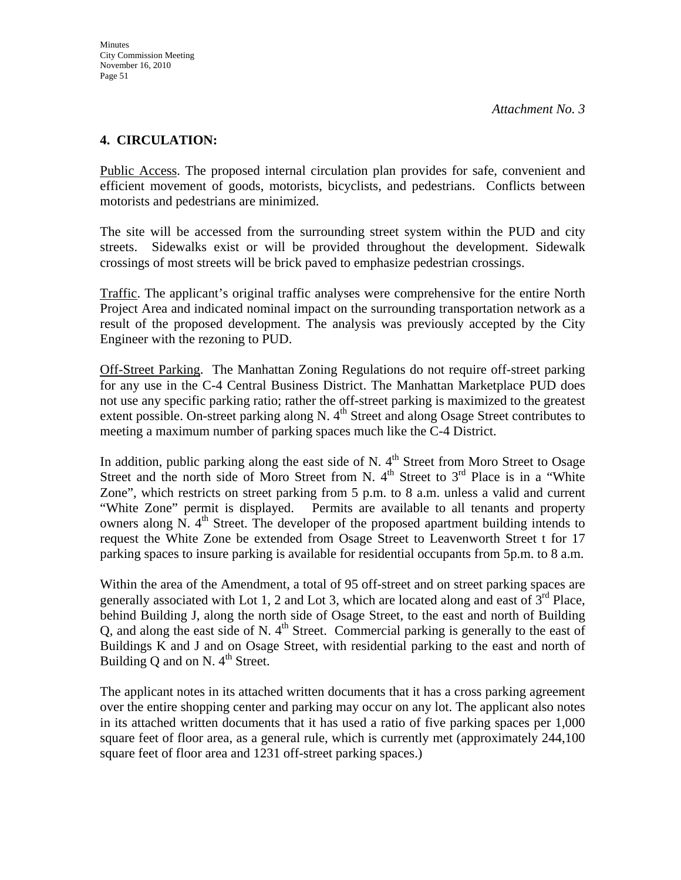*Attachment No. 3*

## 4. CIRCULATION:

Public Access. The proposed internal circulation plan provides for safe, convenient and efficient movement of goods, motorists, bicyclists, and pedestrians. Conflicts between motorists and pedestrians are minimized.

The site will be accessed from the surrounding street system within the PUD and city streets. Sidewalks exist or will be provided throughout the development. Sidewalk crossings of most streets will be brick paved to emphasize pedestrian crossings.

Traffic. The applicant's original traffic analyses were comprehensive for the entire North Project Area and indicated nominal impact on the surrounding transportation network as a result of the proposed development. The analysis was previously accepted by the City Engineer with the rezoning to PUD.

Off-Street Parking. The Manhattan Zoning Regulations do not require off-street parking for any use in the C-4 Central Business District. The Manhattan Marketplace PUD does not use any specific parking ratio; rather the off-street parking is maximized to the greatest extent possible. On-street parking along N. 4th Street and along Osage Street contributes to meeting a maximum number of parking spaces much like the C-4 District.

In addition, public parking along the east side of N. 4th Street from Moro Street to Osage Street and the north side of Moro Street from N. 4th Street to 3rd Place is in a "White Zone", which restricts on street parking from 5 p.m. to 8 a.m. unless a valid and current "White Zone" permit is displayed. Permits are available to all tenants and property owners along N. 4th Street. The developer of the proposed apartment building intends to request the White Zone be extended from Osage Street to Leavenworth Street t for 17 parking spaces to insure parking is available for residential occupants from 5p.m. to 8 a.m.

Within the area of the Amendment, a total of 95 off-street and on street parking spaces are generally associated with Lot 1, 2 and Lot 3, which are located along and east of 3rd Place, behind Building J, along the north side of Osage Street, to the east and north of Building Q, and along the east side of N. 4th Street. Commercial parking is generally to the east of Buildings K and J and on Osage Street, with residential parking to the east and north of Building Q and on N. 4th Street.

The applicant notes in its attached written documents that it has a cross parking agreement over the entire shopping center and parking may occur on any lot. The applicant also notes in its attached written documents that it has used a ratio of five parking spaces per 1,000 square feet of floor area, as a general rule, which is currently met (approximately 244,100 square feet of floor area and 1231 off-street parking spaces.)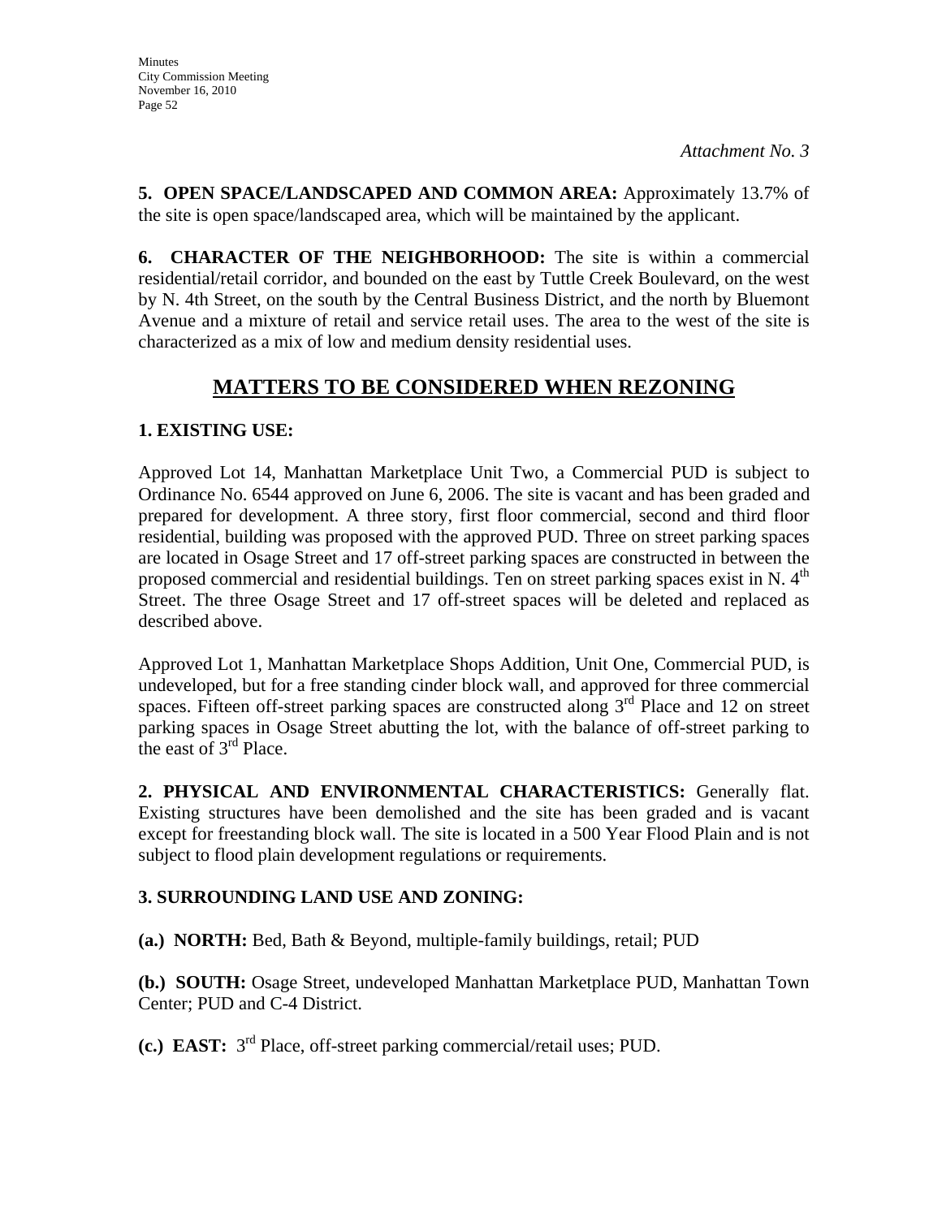*Attachment No. 3*

**5. OPEN SPACE/LANDSCAPED AND COMMON AREA:** Approximately 13.7% of the site is open space/landscaped area, which will be maintained by the applicant.

**6. CHARACTER OF THE NEIGHBORHOOD:** The site is within a commercial residential/retail corridor, and bounded on the east by Tuttle Creek Boulevard, on the west by N. 4th Street, on the south by the Central Business District, and the north by Bluemont Avenue and a mixture of retail and service retail uses. The area to the west of the site is characterized as a mix of low and medium density residential uses.

## MATTERS TO BE CONSIDERED WHEN REZONING

**1. EXISTING USE:**

Approved Lot 14, Manhattan Marketplace Unit Two, a Commercial PUD is subject to Ordinance No. 6544 approved on June 6, 2006. The site is vacant and has been graded and prepared for development. A three story, first floor commercial, second and third floor residential, building was proposed with the approved PUD. Three on street parking spaces are located in Osage Street and 17 off-street parking spaces are constructed in between the proposed commercial and residential buildings. Ten on street parking spaces exist in N. 4th Street. The three Osage Street and 17 off-street spaces will be deleted and replaced as described above.

Approved Lot 1, Manhattan Marketplace Shops Addition, Unit One, Commercial PUD, is undeveloped, but for a free standing cinder block wall, and approved for three commercial spaces. Fifteen off-street parking spaces are constructed along 3rd Place and 12 on street parking spaces in Osage Street abutting the lot, with the balance of off-street parking to the east of 3rd Place.

**2. PHYSICAL AND ENVIRONMENTAL CHARACTERISTICS:** Generally flat. Existing structures have been demolished and the site has been graded and is vacant except for freestanding block wall. The site is located in a 500 Year Flood Plain and is not subject to flood plain development regulations or requirements.

**3. SURROUNDING LAND USE AND ZONING:**

**(a.) NORTH:** Bed, Bath & Beyond, multiple-family buildings, retail; PUD

**(b.) SOUTH:** Osage Street, undeveloped Manhattan Marketplace PUD, Manhattan Town Center; PUD and C-4 District.

**(c.) EAST:** 3rd Place, off-street parking commercial/retail uses; PUD.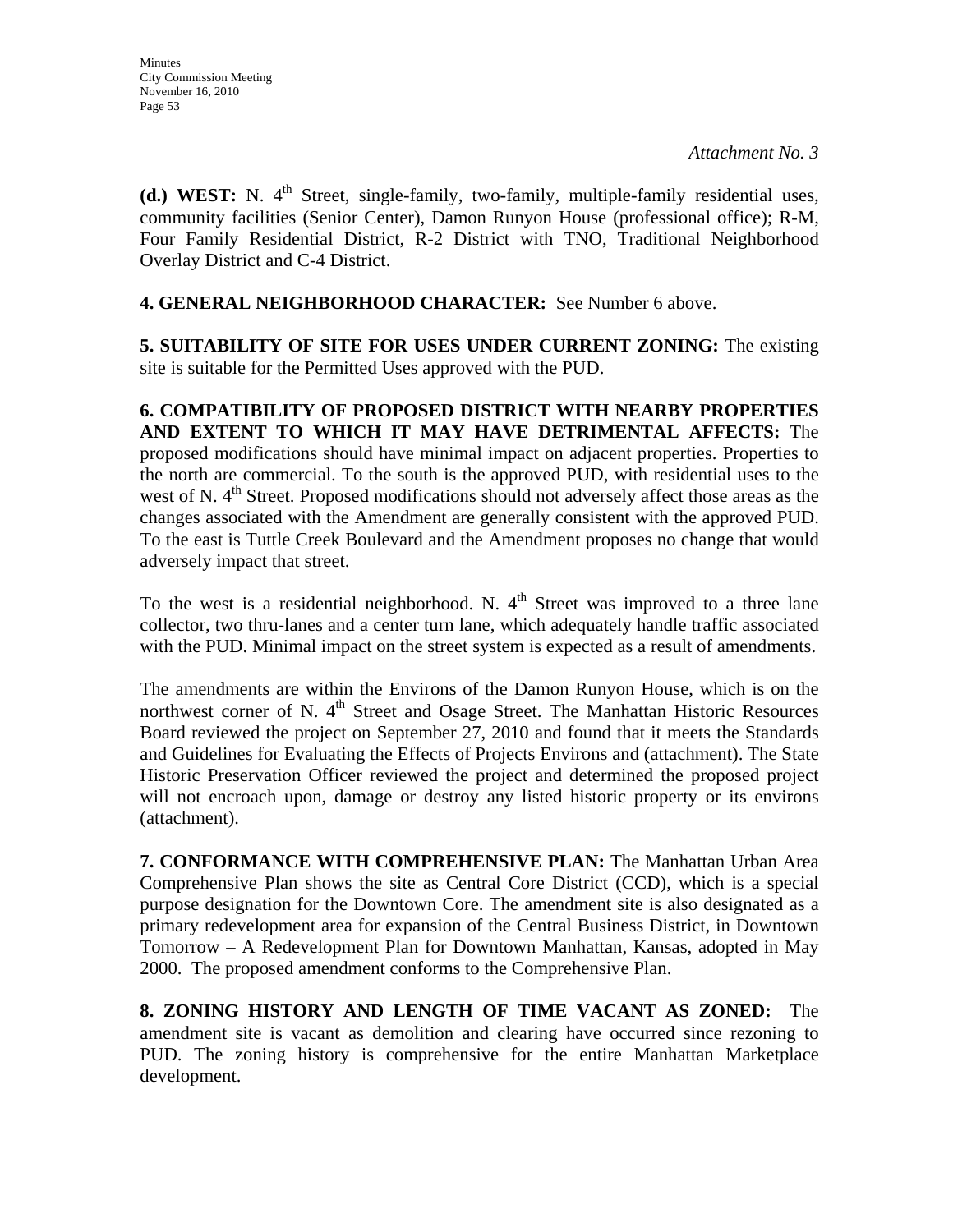*Attachment No. 3*

**(d.) WEST:** N. 4th Street, single-family, two-family, multiple-family residential uses, community facilities (Senior Center), Damon Runyon House (professional office); R-M, Four Family Residential District, R-2 District with TNO, Traditional Neighborhood Overlay District and C-4 District.

**4. GENERAL NEIGHBORHOOD CHARACTER:** See Number 6 above.

**5. SUITABILITY OF SITE FOR USES UNDER CURRENT ZONING:** The existing site is suitable for the Permitted Uses approved with the PUD.

**6. COMPATIBILITY OF PROPOSED DISTRICT WITH NEARBY PROPERTIES AND EXTENT TO WHICH IT MAY HAVE DETRIMENTAL AFFECTS:** The proposed modifications should have minimal impact on adjacent properties. Properties to the north are commercial. To the south is the approved PUD, with residential uses to the west of N. 4th Street. Proposed modifications should not adversely affect those areas as the changes associated with the Amendment are generally consistent with the approved PUD. To the east is Tuttle Creek Boulevard and the Amendment proposes no change that would adversely impact that street.

To the west is a residential neighborhood. N. 4th Street was improved to a three lane collector, two thru-lanes and a center turn lane, which adequately handle traffic associated with the PUD. Minimal impact on the street system is expected as a result of amendments.

The amendments are within the Environs of the Damon Runyon House, which is on the northwest corner of N. 4th Street and Osage Street. The Manhattan Historic Resources Board reviewed the project on September 27, 2010 and found that it meets the Standards and Guidelines for Evaluating the Effects of Projects Environs and (attachment). The State Historic Preservation Officer reviewed the project and determined the proposed project will not encroach upon, damage or destroy any listed historic property or its environs (attachment).

**7. CONFORMANCE WITH COMPREHENSIVE PLAN:** The Manhattan Urban Area Comprehensive Plan shows the site as Central Core District (CCD), which is a special purpose designation for the Downtown Core. The amendment site is also designated as a primary redevelopment area for expansion of the Central Business District, in Downtown Tomorrow – A Redevelopment Plan for Downtown Manhattan, Kansas, adopted in May 2000. The proposed amendment conforms to the Comprehensive Plan.

**8. ZONING HISTORY AND LENGTH OF TIME VACANT AS ZONED:** The amendment site is vacant as demolition and clearing have occurred since rezoning to PUD. The zoning history is comprehensive for the entire Manhattan Marketplace development.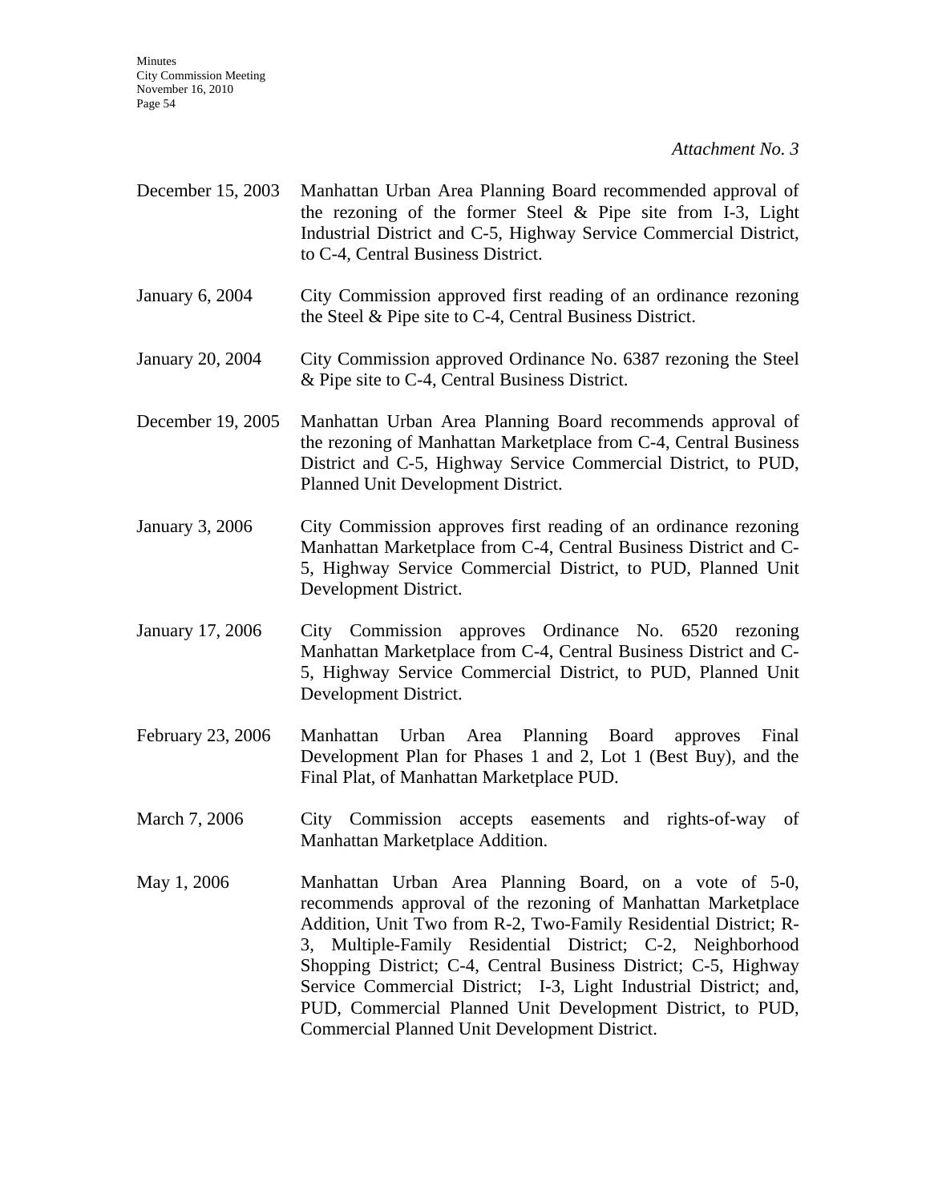*Attachment No. 3*

| | |
|---|---|
| December 15, 2003 | Manhattan Urban Area Planning Board recommended approval of the rezoning of the former Steel & Pipe site from I-3, Light Industrial District and C-5, Highway Service Commercial District, to C-4, Central Business District. |
| January 6, 2004 | City Commission approved first reading of an ordinance rezoning the Steel & Pipe site to C-4, Central Business District. |
| January 20, 2004 | City Commission approved Ordinance No. 6387 rezoning the Steel & Pipe site to C-4, Central Business District. |
| December 19, 2005 | Manhattan Urban Area Planning Board recommends approval of the rezoning of Manhattan Marketplace from C-4, Central Business District and C-5, Highway Service Commercial District, to PUD, Planned Unit Development District. |
| January 3, 2006 | City Commission approves first reading of an ordinance rezoning Manhattan Marketplace from C-4, Central Business District and C-5, Highway Service Commercial District, to PUD, Planned Unit Development District. |
| January 17, 2006 | City Commission approves Ordinance No. 6520 rezoning Manhattan Marketplace from C-4, Central Business District and C-5, Highway Service Commercial District, to PUD, Planned Unit Development District. |
| February 23, 2006 | Manhattan Urban Area Planning Board approves Final Development Plan for Phases 1 and 2, Lot 1 (Best Buy), and the Final Plat, of Manhattan Marketplace PUD. |
| March 7, 2006 | City Commission accepts easements and rights-of-way of Manhattan Marketplace Addition. |
| May 1, 2006 | Manhattan Urban Area Planning Board, on a vote of 5-0, recommends approval of the rezoning of Manhattan Marketplace Addition, Unit Two from R-2, Two-Family Residential District; R-3, Multiple-Family Residential District; C-2, Neighborhood Shopping District; C-4, Central Business District; C-5, Highway Service Commercial District; I-3, Light Industrial District; and, PUD, Commercial Planned Unit Development District, to PUD, Commercial Planned Unit Development District. |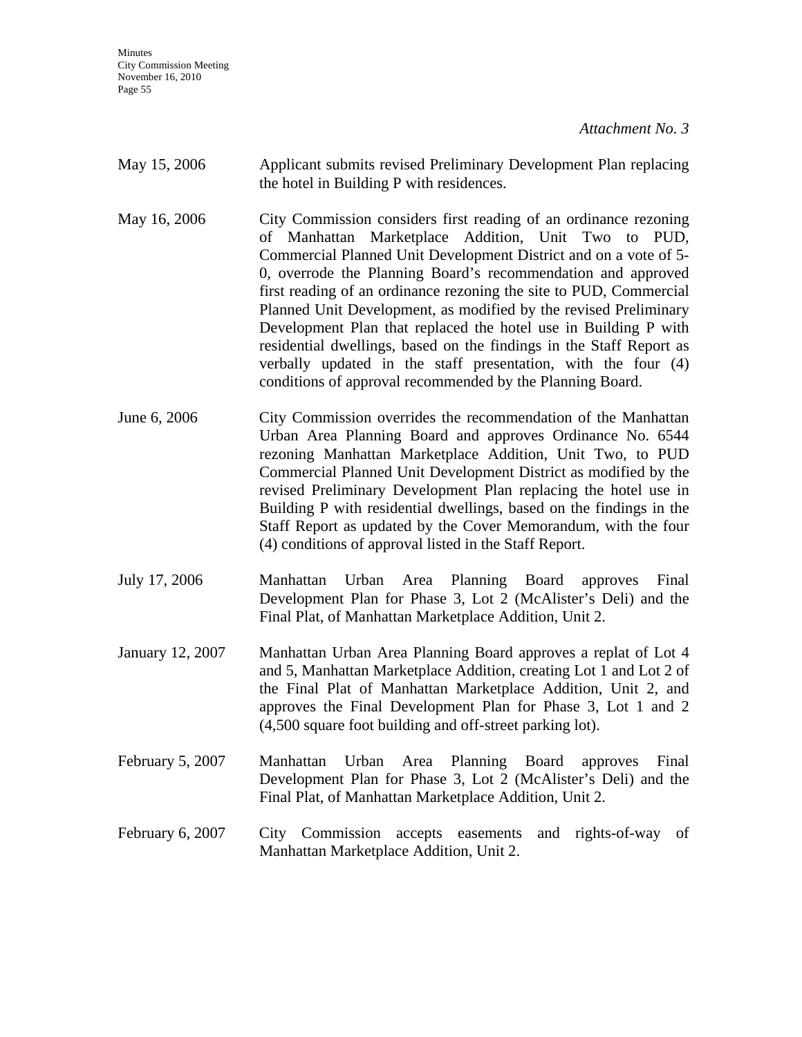*Attachment No. 3*

| | |
|---|---|
| May 15, 2006 | Applicant submits revised Preliminary Development Plan replacing the hotel in Building P with residences. |
| May 16, 2006 | City Commission considers first reading of an ordinance rezoning of Manhattan Marketplace Addition, Unit Two to PUD, Commercial Planned Unit Development District and on a vote of 5-0, overrode the Planning Board's recommendation and approved first reading of an ordinance rezoning the site to PUD, Commercial Planned Unit Development, as modified by the revised Preliminary Development Plan that replaced the hotel use in Building P with residential dwellings, based on the findings in the Staff Report as verbally updated in the staff presentation, with the four (4) conditions of approval recommended by the Planning Board. |
| June 6, 2006 | City Commission overrides the recommendation of the Manhattan Urban Area Planning Board and approves Ordinance No. 6544 rezoning Manhattan Marketplace Addition, Unit Two, to PUD Commercial Planned Unit Development District as modified by the revised Preliminary Development Plan replacing the hotel use in Building P with residential dwellings, based on the findings in the Staff Report as updated by the Cover Memorandum, with the four (4) conditions of approval listed in the Staff Report. |
| July 17, 2006 | Manhattan Urban Area Planning Board approves Final Development Plan for Phase 3, Lot 2 (McAlister's Deli) and the Final Plat, of Manhattan Marketplace Addition, Unit 2. |
| January 12, 2007 | Manhattan Urban Area Planning Board approves a replat of Lot 4 and 5, Manhattan Marketplace Addition, creating Lot 1 and Lot 2 of the Final Plat of Manhattan Marketplace Addition, Unit 2, and approves the Final Development Plan for Phase 3, Lot 1 and 2 (4,500 square foot building and off-street parking lot). |
| February 5, 2007 | Manhattan Urban Area Planning Board approves Final Development Plan for Phase 3, Lot 2 (McAlister's Deli) and the Final Plat, of Manhattan Marketplace Addition, Unit 2. |
| February 6, 2007 | City Commission accepts easements and rights-of-way of Manhattan Marketplace Addition, Unit 2. |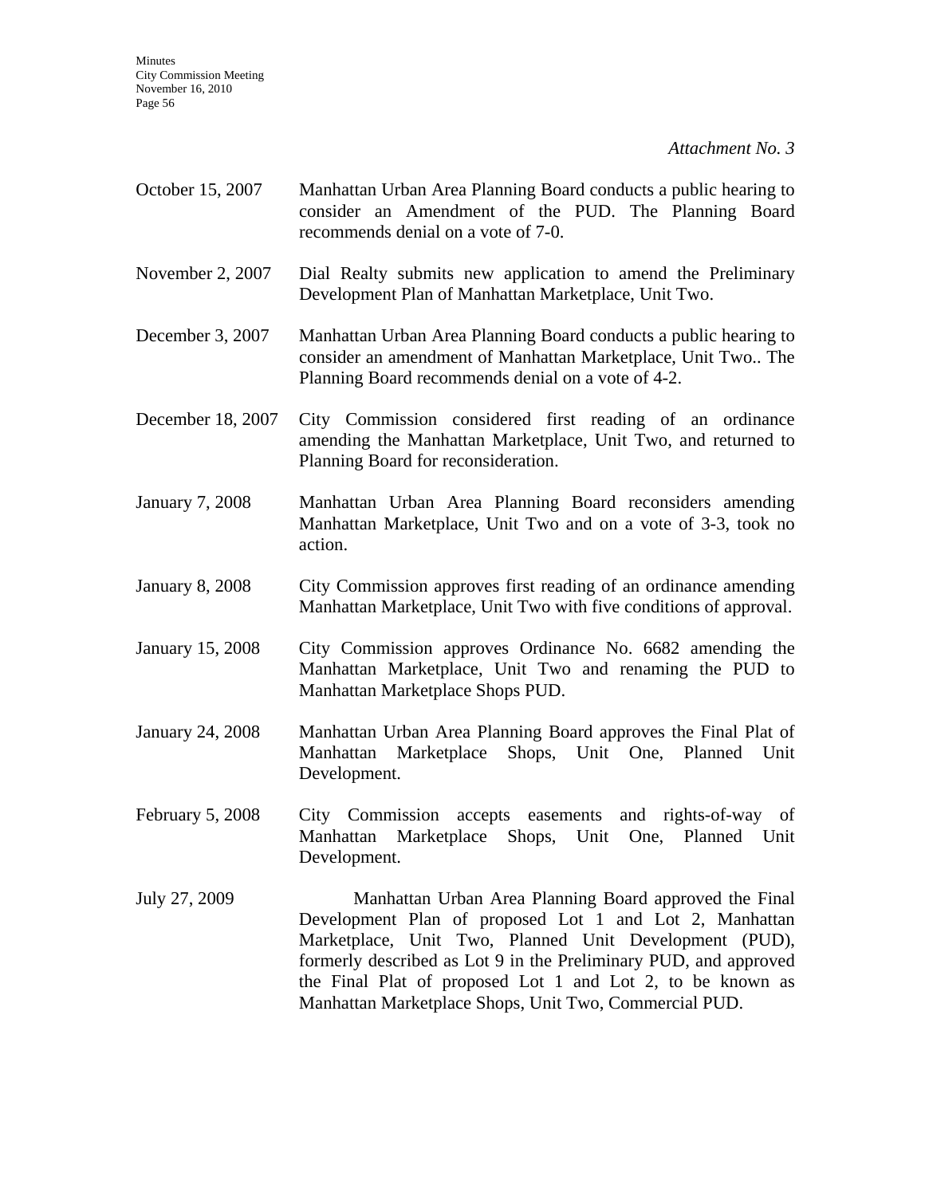*Attachment No. 3*

| | |
|---|---|
| October 15, 2007 | Manhattan Urban Area Planning Board conducts a public hearing to consider an Amendment of the PUD. The Planning Board recommends denial on a vote of 7-0. |
| November 2, 2007 | Dial Realty submits new application to amend the Preliminary Development Plan of Manhattan Marketplace, Unit Two. |
| December 3, 2007 | Manhattan Urban Area Planning Board conducts a public hearing to consider an amendment of Manhattan Marketplace, Unit Two.. The Planning Board recommends denial on a vote of 4-2. |
| December 18, 2007 | City Commission considered first reading of an ordinance amending the Manhattan Marketplace, Unit Two, and returned to Planning Board for reconsideration. |
| January 7, 2008 | Manhattan Urban Area Planning Board reconsiders amending Manhattan Marketplace, Unit Two and on a vote of 3-3, took no action. |
| January 8, 2008 | City Commission approves first reading of an ordinance amending Manhattan Marketplace, Unit Two with five conditions of approval. |
| January 15, 2008 | City Commission approves Ordinance No. 6682 amending the Manhattan Marketplace, Unit Two and renaming the PUD to Manhattan Marketplace Shops PUD. |
| January 24, 2008 | Manhattan Urban Area Planning Board approves the Final Plat of Manhattan Marketplace Shops, Unit One, Planned Unit Development. |
| February 5, 2008 | City Commission accepts easements and rights-of-way of Manhattan Marketplace Shops, Unit One, Planned Unit Development. |
| July 27, 2009 | Manhattan Urban Area Planning Board approved the Final Development Plan of proposed Lot 1 and Lot 2, Manhattan Marketplace, Unit Two, Planned Unit Development (PUD), formerly described as Lot 9 in the Preliminary PUD, and approved the Final Plat of proposed Lot 1 and Lot 2, to be known as Manhattan Marketplace Shops, Unit Two, Commercial PUD. |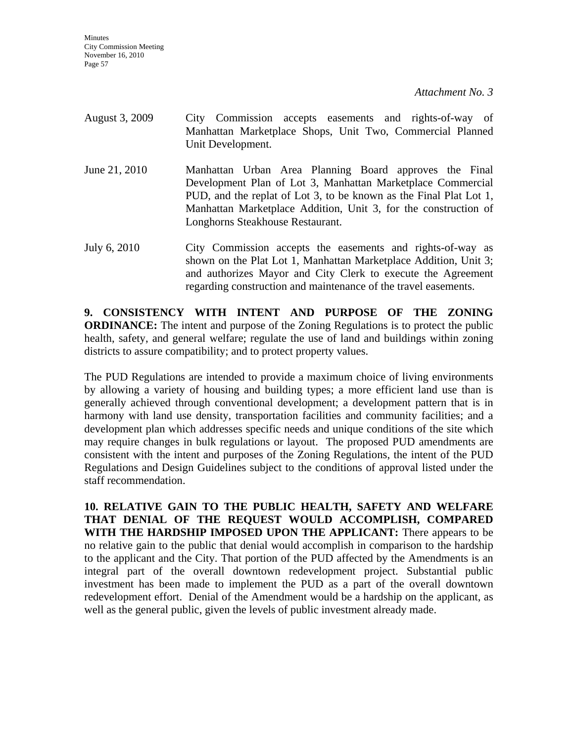*Attachment No. 3*

| | |
|---|---|
| August 3, 2009 | City Commission accepts easements and rights-of-way of Manhattan Marketplace Shops, Unit Two, Commercial Planned Unit Development. |
| June 21, 2010 | Manhattan Urban Area Planning Board approves the Final Development Plan of Lot 3, Manhattan Marketplace Commercial PUD, and the replat of Lot 3, to be known as the Final Plat Lot 1, Manhattan Marketplace Addition, Unit 3, for the construction of Longhorns Steakhouse Restaurant. |
| July 6, 2010 | City Commission accepts the easements and rights-of-way as shown on the Plat Lot 1, Manhattan Marketplace Addition, Unit 3; and authorizes Mayor and City Clerk to execute the Agreement regarding construction and maintenance of the travel easements. |

**9. CONSISTENCY WITH INTENT AND PURPOSE OF THE ZONING ORDINANCE:** The intent and purpose of the Zoning Regulations is to protect the public health, safety, and general welfare; regulate the use of land and buildings within zoning districts to assure compatibility; and to protect property values.

The PUD Regulations are intended to provide a maximum choice of living environments by allowing a variety of housing and building types; a more efficient land use than is generally achieved through conventional development; a development pattern that is in harmony with land use density, transportation facilities and community facilities; and a development plan which addresses specific needs and unique conditions of the site which may require changes in bulk regulations or layout. The proposed PUD amendments are consistent with the intent and purposes of the Zoning Regulations, the intent of the PUD Regulations and Design Guidelines subject to the conditions of approval listed under the staff recommendation.

**10. RELATIVE GAIN TO THE PUBLIC HEALTH, SAFETY AND WELFARE THAT DENIAL OF THE REQUEST WOULD ACCOMPLISH, COMPARED WITH THE HARDSHIP IMPOSED UPON THE APPLICANT:** There appears to be no relative gain to the public that denial would accomplish in comparison to the hardship to the applicant and the City. That portion of the PUD affected by the Amendments is an integral part of the overall downtown redevelopment project. Substantial public investment has been made to implement the PUD as a part of the overall downtown redevelopment effort. Denial of the Amendment would be a hardship on the applicant, as well as the general public, given the levels of public investment already made.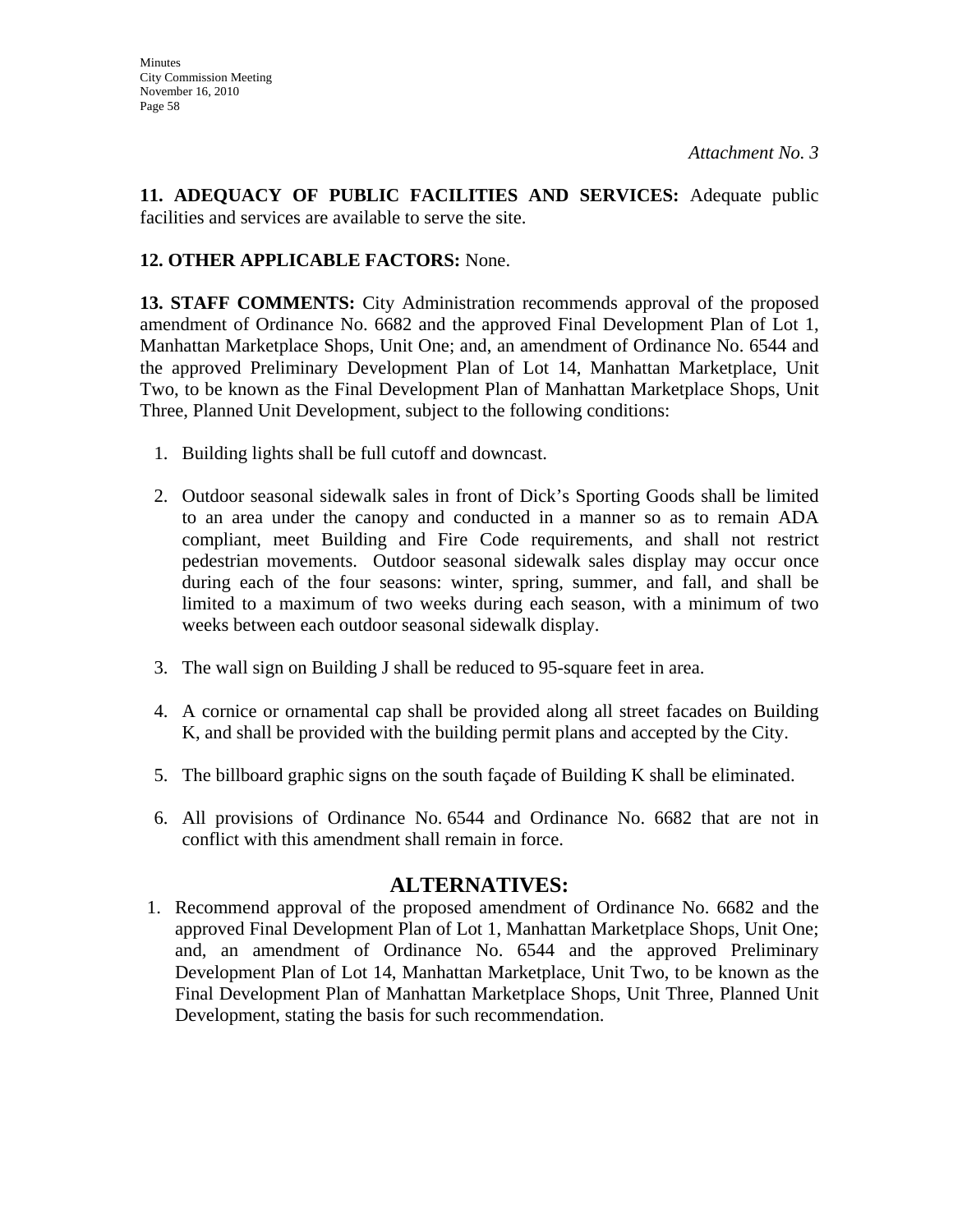*Attachment No. 3*

**11. ADEQUACY OF PUBLIC FACILITIES AND SERVICES:** Adequate public facilities and services are available to serve the site.

**12. OTHER APPLICABLE FACTORS:** None.

**13. STAFF COMMENTS:** City Administration recommends approval of the proposed amendment of Ordinance No. 6682 and the approved Final Development Plan of Lot 1, Manhattan Marketplace Shops, Unit One; and, an amendment of Ordinance No. 6544 and the approved Preliminary Development Plan of Lot 14, Manhattan Marketplace, Unit Two, to be known as the Final Development Plan of Manhattan Marketplace Shops, Unit Three, Planned Unit Development, subject to the following conditions:

1. Building lights shall be full cutoff and downcast.
2. Outdoor seasonal sidewalk sales in front of Dick's Sporting Goods shall be limited to an area under the canopy and conducted in a manner so as to remain ADA compliant, meet Building and Fire Code requirements, and shall not restrict pedestrian movements. Outdoor seasonal sidewalk sales display may occur once during each of the four seasons: winter, spring, summer, and fall, and shall be limited to a maximum of two weeks during each season, with a minimum of two weeks between each outdoor seasonal sidewalk display.
3. The wall sign on Building J shall be reduced to 95-square feet in area.
4. A cornice or ornamental cap shall be provided along all street facades on Building K, and shall be provided with the building permit plans and accepted by the City.
5. The billboard graphic signs on the south façade of Building K shall be eliminated.
6. All provisions of Ordinance No. 6544 and Ordinance No. 6682 that are not in conflict with this amendment shall remain in force.

## ALTERNATIVES:

1. Recommend approval of the proposed amendment of Ordinance No. 6682 and the approved Final Development Plan of Lot 1, Manhattan Marketplace Shops, Unit One; and, an amendment of Ordinance No. 6544 and the approved Preliminary Development Plan of Lot 14, Manhattan Marketplace, Unit Two, to be known as the Final Development Plan of Manhattan Marketplace Shops, Unit Three, Planned Unit Development, stating the basis for such recommendation.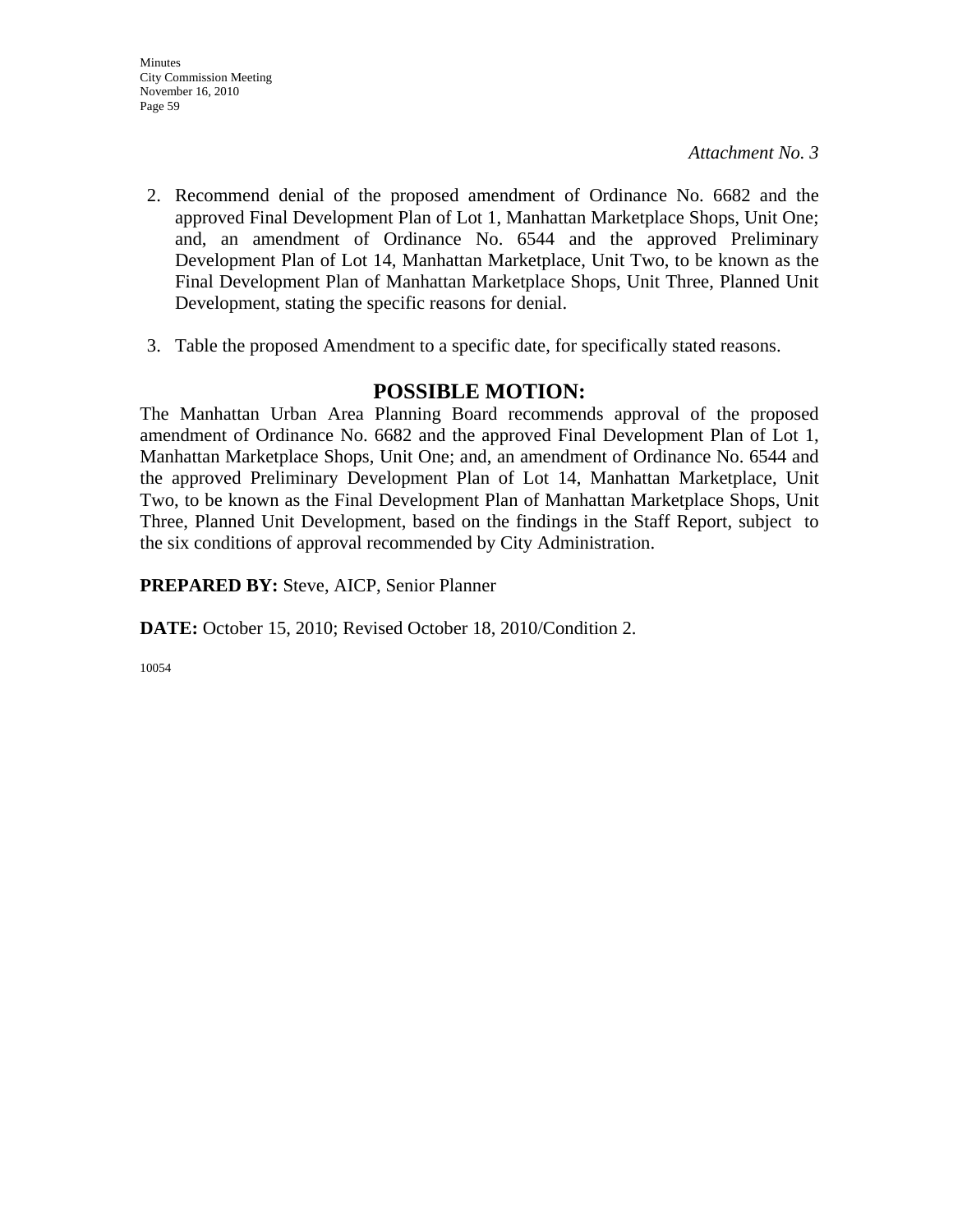*Attachment No. 3*

2. Recommend denial of the proposed amendment of Ordinance No. 6682 and the approved Final Development Plan of Lot 1, Manhattan Marketplace Shops, Unit One; and, an amendment of Ordinance No. 6544 and the approved Preliminary Development Plan of Lot 14, Manhattan Marketplace, Unit Two, to be known as the Final Development Plan of Manhattan Marketplace Shops, Unit Three, Planned Unit Development, stating the specific reasons for denial.

3. Table the proposed Amendment to a specific date, for specifically stated reasons.

## POSSIBLE MOTION:

The Manhattan Urban Area Planning Board recommends approval of the proposed amendment of Ordinance No. 6682 and the approved Final Development Plan of Lot 1, Manhattan Marketplace Shops, Unit One; and, an amendment of Ordinance No. 6544 and the approved Preliminary Development Plan of Lot 14, Manhattan Marketplace, Unit Two, to be known as the Final Development Plan of Manhattan Marketplace Shops, Unit Three, Planned Unit Development, based on the findings in the Staff Report, subject to the six conditions of approval recommended by City Administration.

**PREPARED BY:** Steve, AICP, Senior Planner

**DATE:** October 15, 2010; Revised October 18, 2010/Condition 2.

10054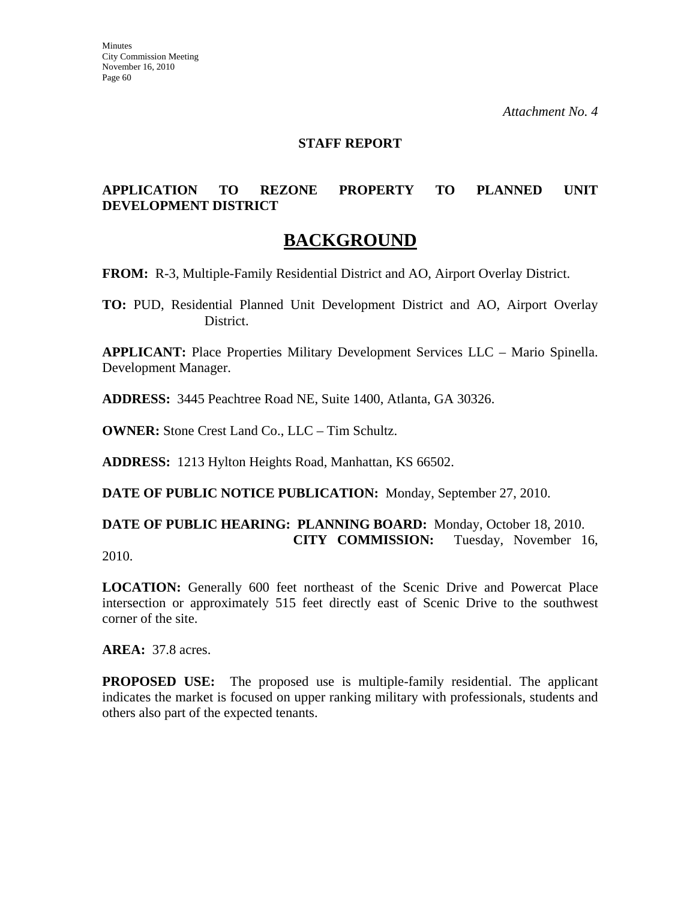*Attachment No. 4*

**STAFF REPORT**

**APPLICATION TO REZONE PROPERTY TO PLANNED UNIT DEVELOPMENT DISTRICT**

# BACKGROUND

**FROM:** R-3, Multiple-Family Residential District and AO, Airport Overlay District.

**TO:** PUD, Residential Planned Unit Development District and AO, Airport Overlay District.

**APPLICANT:** Place Properties Military Development Services LLC – Mario Spinella. Development Manager.

**ADDRESS:** 3445 Peachtree Road NE, Suite 1400, Atlanta, GA 30326.

**OWNER:** Stone Crest Land Co., LLC – Tim Schultz.

**ADDRESS:** 1213 Hylton Heights Road, Manhattan, KS 66502.

**DATE OF PUBLIC NOTICE PUBLICATION:** Monday, September 27, 2010.

**DATE OF PUBLIC HEARING: PLANNING BOARD:** Monday, October 18, 2010.
**CITY COMMISSION:** Tuesday, November 16, 2010.

**LOCATION:** Generally 600 feet northeast of the Scenic Drive and Powercat Place intersection or approximately 515 feet directly east of Scenic Drive to the southwest corner of the site.

**AREA:** 37.8 acres.

**PROPOSED USE:** The proposed use is multiple-family residential. The applicant indicates the market is focused on upper ranking military with professionals, students and others also part of the expected tenants.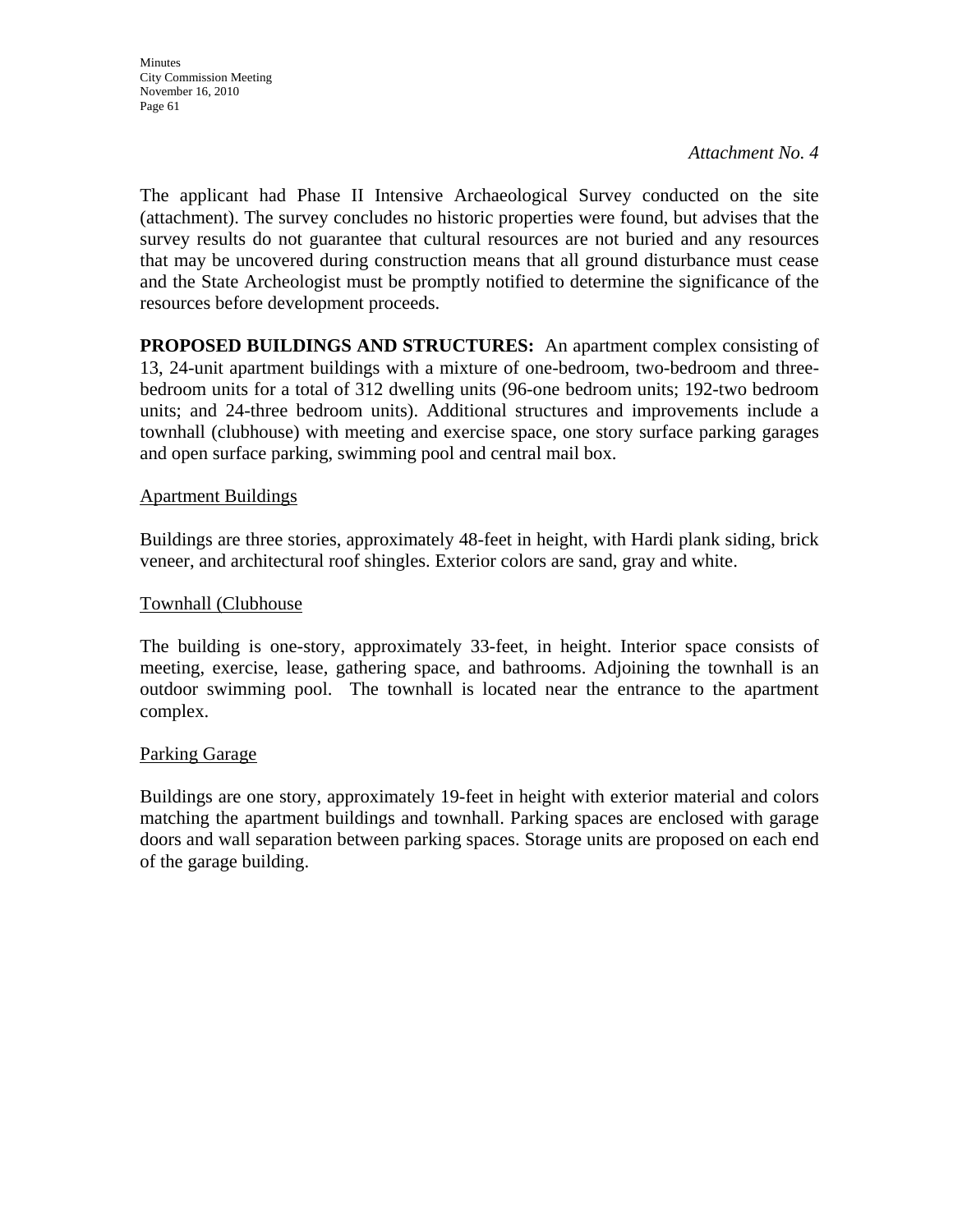*Attachment No. 4*

The applicant had Phase II Intensive Archaeological Survey conducted on the site (attachment). The survey concludes no historic properties were found, but advises that the survey results do not guarantee that cultural resources are not buried and any resources that may be uncovered during construction means that all ground disturbance must cease and the State Archeologist must be promptly notified to determine the significance of the resources before development proceeds.

**PROPOSED BUILDINGS AND STRUCTURES:** An apartment complex consisting of 13, 24-unit apartment buildings with a mixture of one-bedroom, two-bedroom and three-bedroom units for a total of 312 dwelling units (96-one bedroom units; 192-two bedroom units; and 24-three bedroom units). Additional structures and improvements include a townhall (clubhouse) with meeting and exercise space, one story surface parking garages and open surface parking, swimming pool and central mail box.

<u>Apartment Buildings</u>

Buildings are three stories, approximately 48-feet in height, with Hardi plank siding, brick veneer, and architectural roof shingles. Exterior colors are sand, gray and white.

<u>Townhall (Clubhouse</u>

The building is one-story, approximately 33-feet, in height. Interior space consists of meeting, exercise, lease, gathering space, and bathrooms. Adjoining the townhall is an outdoor swimming pool. The townhall is located near the entrance to the apartment complex.

<u>Parking Garage</u>

Buildings are one story, approximately 19-feet in height with exterior material and colors matching the apartment buildings and townhall. Parking spaces are enclosed with garage doors and wall separation between parking spaces. Storage units are proposed on each end of the garage building.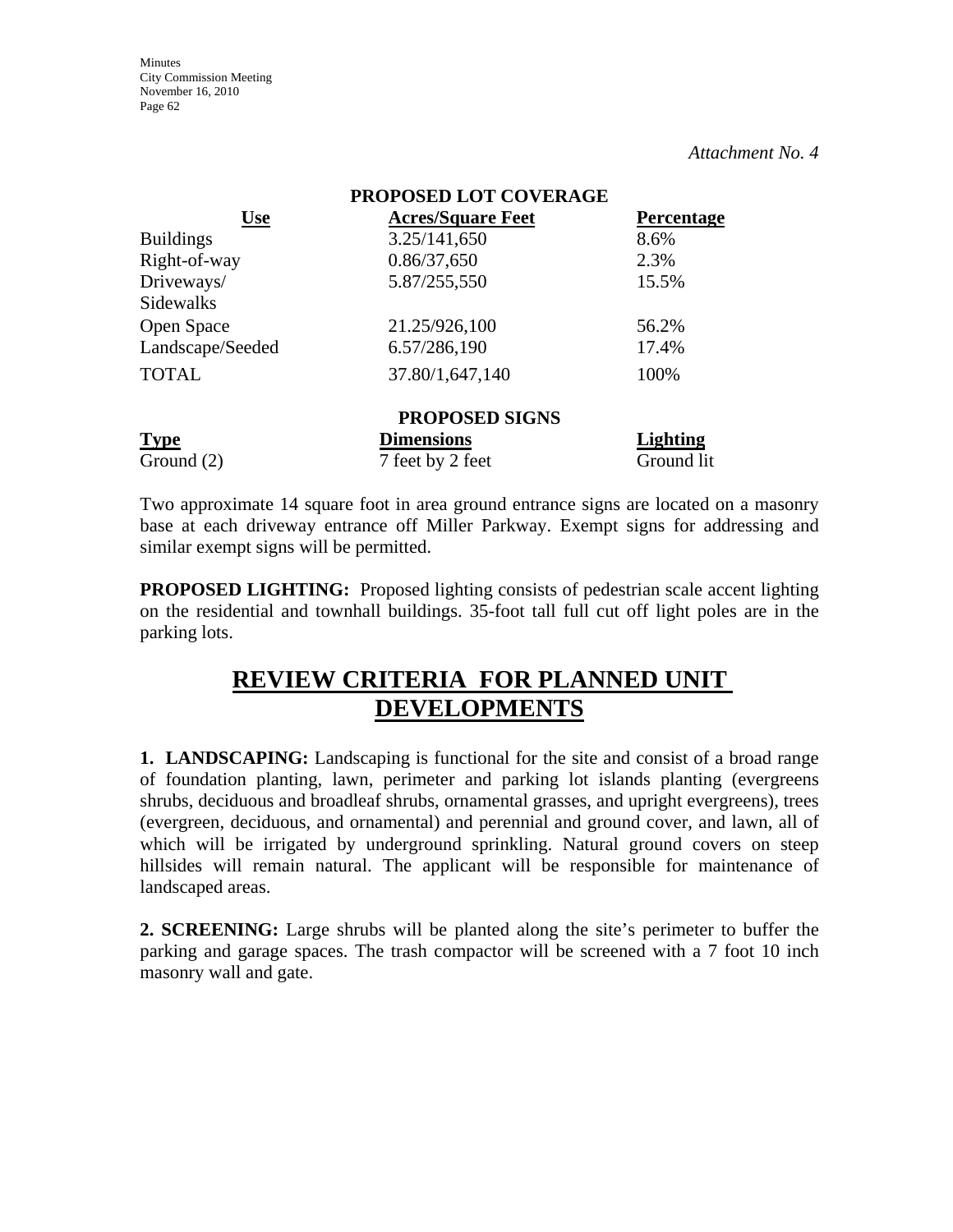*Attachment No. 4*

**PROPOSED LOT COVERAGE**

| Use | Acres/Square Feet | Percentage |
|---|---|---|
| Buildings | 3.25/141,650 | 8.6% |
| Right-of-way | 0.86/37,650 | 2.3% |
| Driveways/ Sidewalks | 5.87/255,550 | 15.5% |
| Open Space | 21.25/926,100 | 56.2% |
| Landscape/Seeded | 6.57/286,190 | 17.4% |
| TOTAL | 37.80/1,647,140 | 100% |

**PROPOSED SIGNS**

| Type | Dimensions | Lighting |
|---|---|---|
| Ground (2) | 7 feet by 2 feet | Ground lit |

Two approximate 14 square foot in area ground entrance signs are located on a masonry base at each driveway entrance off Miller Parkway. Exempt signs for addressing and similar exempt signs will be permitted.

**PROPOSED LIGHTING:** Proposed lighting consists of pedestrian scale accent lighting on the residential and townhall buildings. 35-foot tall full cut off light poles are in the parking lots.

# REVIEW CRITERIA FOR PLANNED UNIT DEVELOPMENTS

**1. LANDSCAPING:** Landscaping is functional for the site and consist of a broad range of foundation planting, lawn, perimeter and parking lot islands planting (evergreens shrubs, deciduous and broadleaf shrubs, ornamental grasses, and upright evergreens), trees (evergreen, deciduous, and ornamental) and perennial and ground cover, and lawn, all of which will be irrigated by underground sprinkling. Natural ground covers on steep hillsides will remain natural. The applicant will be responsible for maintenance of landscaped areas.

**2. SCREENING:** Large shrubs will be planted along the site's perimeter to buffer the parking and garage spaces. The trash compactor will be screened with a 7 foot 10 inch masonry wall and gate.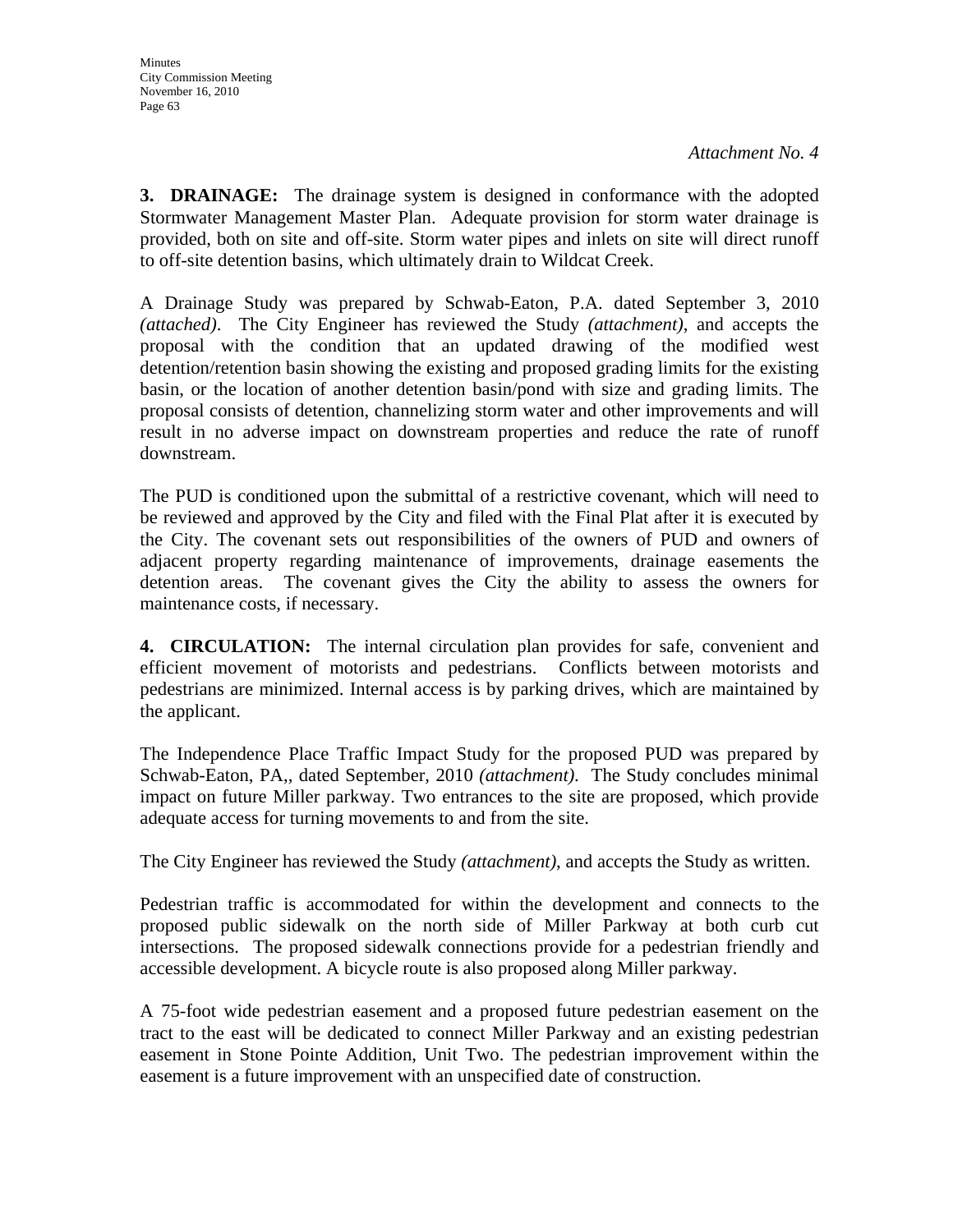*Attachment No. 4*

**3. DRAINAGE:** The drainage system is designed in conformance with the adopted Stormwater Management Master Plan. Adequate provision for storm water drainage is provided, both on site and off-site. Storm water pipes and inlets on site will direct runoff to off-site detention basins, which ultimately drain to Wildcat Creek.

A Drainage Study was prepared by Schwab-Eaton, P.A. dated September 3, 2010 *(attached)*. The City Engineer has reviewed the Study *(attachment)*, and accepts the proposal with the condition that an updated drawing of the modified west detention/retention basin showing the existing and proposed grading limits for the existing basin, or the location of another detention basin/pond with size and grading limits. The proposal consists of detention, channelizing storm water and other improvements and will result in no adverse impact on downstream properties and reduce the rate of runoff downstream.

The PUD is conditioned upon the submittal of a restrictive covenant, which will need to be reviewed and approved by the City and filed with the Final Plat after it is executed by the City. The covenant sets out responsibilities of the owners of PUD and owners of adjacent property regarding maintenance of improvements, drainage easements the detention areas. The covenant gives the City the ability to assess the owners for maintenance costs, if necessary.

**4. CIRCULATION:** The internal circulation plan provides for safe, convenient and efficient movement of motorists and pedestrians. Conflicts between motorists and pedestrians are minimized. Internal access is by parking drives, which are maintained by the applicant.

The Independence Place Traffic Impact Study for the proposed PUD was prepared by Schwab-Eaton, PA,, dated September, 2010 *(attachment)*. The Study concludes minimal impact on future Miller parkway. Two entrances to the site are proposed, which provide adequate access for turning movements to and from the site.

The City Engineer has reviewed the Study *(attachment)*, and accepts the Study as written.

Pedestrian traffic is accommodated for within the development and connects to the proposed public sidewalk on the north side of Miller Parkway at both curb cut intersections. The proposed sidewalk connections provide for a pedestrian friendly and accessible development. A bicycle route is also proposed along Miller parkway.

A 75-foot wide pedestrian easement and a proposed future pedestrian easement on the tract to the east will be dedicated to connect Miller Parkway and an existing pedestrian easement in Stone Pointe Addition, Unit Two. The pedestrian improvement within the easement is a future improvement with an unspecified date of construction.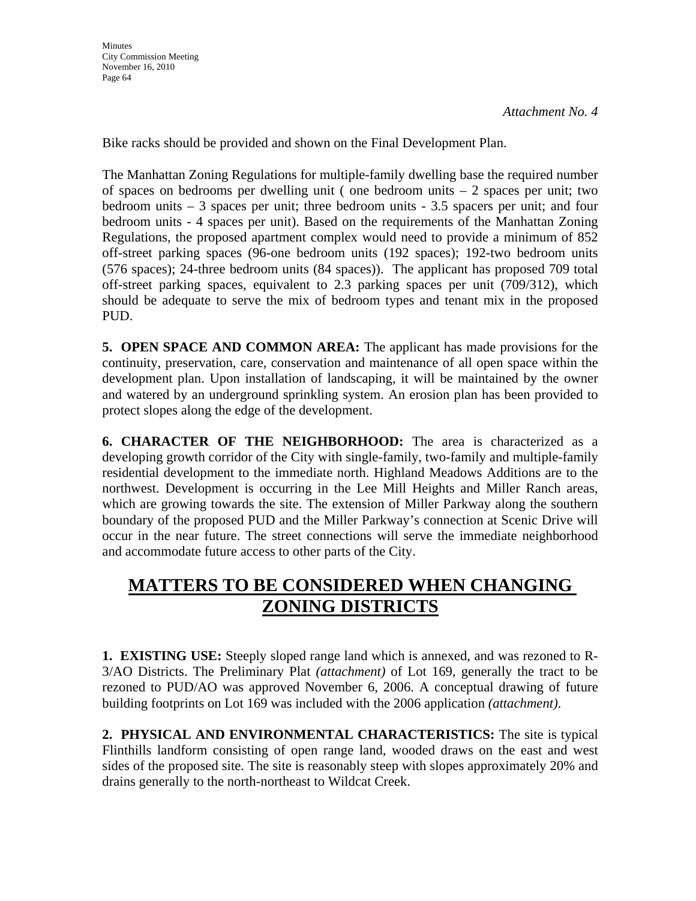*Attachment No. 4*

Bike racks should be provided and shown on the Final Development Plan.

The Manhattan Zoning Regulations for multiple-family dwelling base the required number of spaces on bedrooms per dwelling unit ( one bedroom units – 2 spaces per unit; two bedroom units – 3 spaces per unit; three bedroom units - 3.5 spacers per unit; and four bedroom units - 4 spaces per unit). Based on the requirements of the Manhattan Zoning Regulations, the proposed apartment complex would need to provide a minimum of 852 off-street parking spaces (96-one bedroom units (192 spaces); 192-two bedroom units (576 spaces); 24-three bedroom units (84 spaces)). The applicant has proposed 709 total off-street parking spaces, equivalent to 2.3 parking spaces per unit (709/312), which should be adequate to serve the mix of bedroom types and tenant mix in the proposed PUD.

**5. OPEN SPACE AND COMMON AREA:** The applicant has made provisions for the continuity, preservation, care, conservation and maintenance of all open space within the development plan. Upon installation of landscaping, it will be maintained by the owner and watered by an underground sprinkling system. An erosion plan has been provided to protect slopes along the edge of the development.

**6. CHARACTER OF THE NEIGHBORHOOD:** The area is characterized as a developing growth corridor of the City with single-family, two-family and multiple-family residential development to the immediate north. Highland Meadows Additions are to the northwest. Development is occurring in the Lee Mill Heights and Miller Ranch areas, which are growing towards the site. The extension of Miller Parkway along the southern boundary of the proposed PUD and the Miller Parkway's connection at Scenic Drive will occur in the near future. The street connections will serve the immediate neighborhood and accommodate future access to other parts of the City.

# MATTERS TO BE CONSIDERED WHEN CHANGING ZONING DISTRICTS

**1. EXISTING USE:** Steeply sloped range land which is annexed, and was rezoned to R-3/AO Districts. The Preliminary Plat *(attachment)* of Lot 169, generally the tract to be rezoned to PUD/AO was approved November 6, 2006. A conceptual drawing of future building footprints on Lot 169 was included with the 2006 application *(attachment)*.

**2. PHYSICAL AND ENVIRONMENTAL CHARACTERISTICS:** The site is typical Flinthills landform consisting of open range land, wooded draws on the east and west sides of the proposed site. The site is reasonably steep with slopes approximately 20% and drains generally to the north-northeast to Wildcat Creek.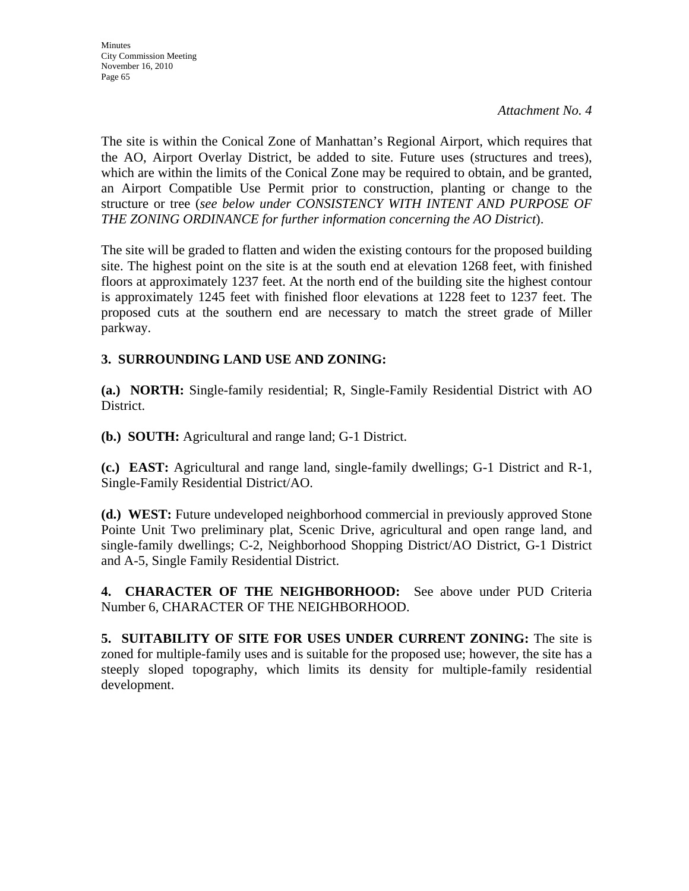*Attachment No. 4*

The site is within the Conical Zone of Manhattan's Regional Airport, which requires that the AO, Airport Overlay District, be added to site. Future uses (structures and trees), which are within the limits of the Conical Zone may be required to obtain, and be granted, an Airport Compatible Use Permit prior to construction, planting or change to the structure or tree (*see below under CONSISTENCY WITH INTENT AND PURPOSE OF THE ZONING ORDINANCE for further information concerning the AO District*).

The site will be graded to flatten and widen the existing contours for the proposed building site. The highest point on the site is at the south end at elevation 1268 feet, with finished floors at approximately 1237 feet. At the north end of the building site the highest contour is approximately 1245 feet with finished floor elevations at 1228 feet to 1237 feet. The proposed cuts at the southern end are necessary to match the street grade of Miller parkway.

**3. SURROUNDING LAND USE AND ZONING:**

**(a.) NORTH:** Single-family residential; R, Single-Family Residential District with AO District.

**(b.) SOUTH:** Agricultural and range land; G-1 District.

**(c.) EAST:** Agricultural and range land, single-family dwellings; G-1 District and R-1, Single-Family Residential District/AO.

**(d.) WEST:** Future undeveloped neighborhood commercial in previously approved Stone Pointe Unit Two preliminary plat, Scenic Drive, agricultural and open range land, and single-family dwellings; C-2, Neighborhood Shopping District/AO District, G-1 District and A-5, Single Family Residential District.

**4. CHARACTER OF THE NEIGHBORHOOD:** See above under PUD Criteria Number 6, CHARACTER OF THE NEIGHBORHOOD.

**5. SUITABILITY OF SITE FOR USES UNDER CURRENT ZONING:** The site is zoned for multiple-family uses and is suitable for the proposed use; however, the site has a steeply sloped topography, which limits its density for multiple-family residential development.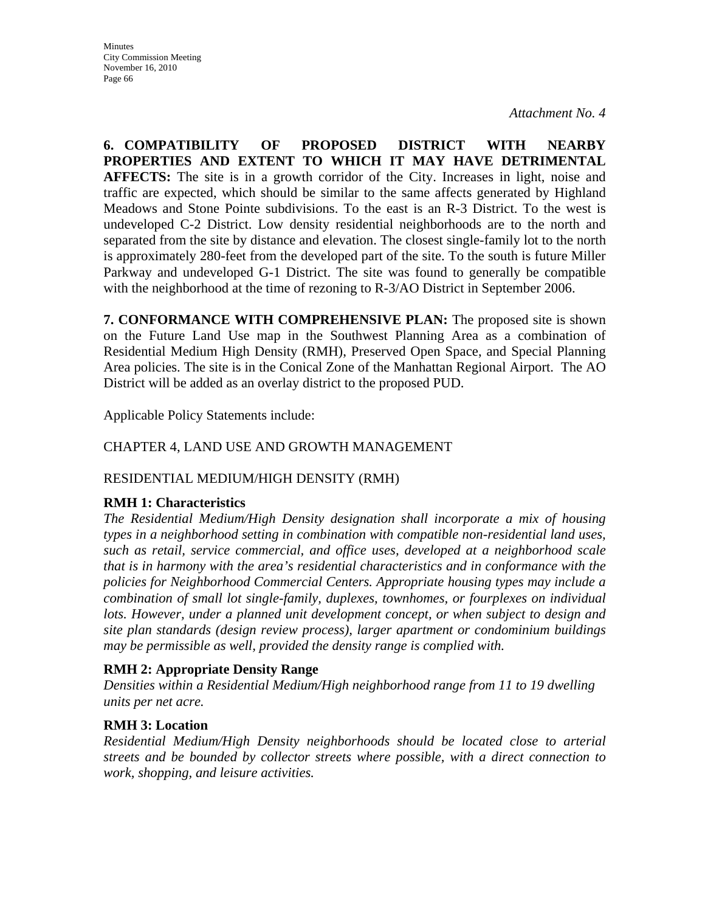*Attachment No. 4*

**6. COMPATIBILITY OF PROPOSED DISTRICT WITH NEARBY PROPERTIES AND EXTENT TO WHICH IT MAY HAVE DETRIMENTAL AFFECTS:** The site is in a growth corridor of the City. Increases in light, noise and traffic are expected, which should be similar to the same affects generated by Highland Meadows and Stone Pointe subdivisions. To the east is an R-3 District. To the west is undeveloped C-2 District. Low density residential neighborhoods are to the north and separated from the site by distance and elevation. The closest single-family lot to the north is approximately 280-feet from the developed part of the site. To the south is future Miller Parkway and undeveloped G-1 District. The site was found to generally be compatible with the neighborhood at the time of rezoning to R-3/AO District in September 2006.

**7. CONFORMANCE WITH COMPREHENSIVE PLAN:** The proposed site is shown on the Future Land Use map in the Southwest Planning Area as a combination of Residential Medium High Density (RMH), Preserved Open Space, and Special Planning Area policies. The site is in the Conical Zone of the Manhattan Regional Airport. The AO District will be added as an overlay district to the proposed PUD.

Applicable Policy Statements include:

CHAPTER 4, LAND USE AND GROWTH MANAGEMENT

RESIDENTIAL MEDIUM/HIGH DENSITY (RMH)

**RMH 1: Characteristics**

*The Residential Medium/High Density designation shall incorporate a mix of housing types in a neighborhood setting in combination with compatible non-residential land uses, such as retail, service commercial, and office uses, developed at a neighborhood scale that is in harmony with the area's residential characteristics and in conformance with the policies for Neighborhood Commercial Centers. Appropriate housing types may include a combination of small lot single-family, duplexes, townhomes, or fourplexes on individual lots. However, under a planned unit development concept, or when subject to design and site plan standards (design review process), larger apartment or condominium buildings may be permissible as well, provided the density range is complied with.*

**RMH 2: Appropriate Density Range**

*Densities within a Residential Medium/High neighborhood range from 11 to 19 dwelling units per net acre.*

**RMH 3: Location**

*Residential Medium/High Density neighborhoods should be located close to arterial streets and be bounded by collector streets where possible, with a direct connection to work, shopping, and leisure activities.*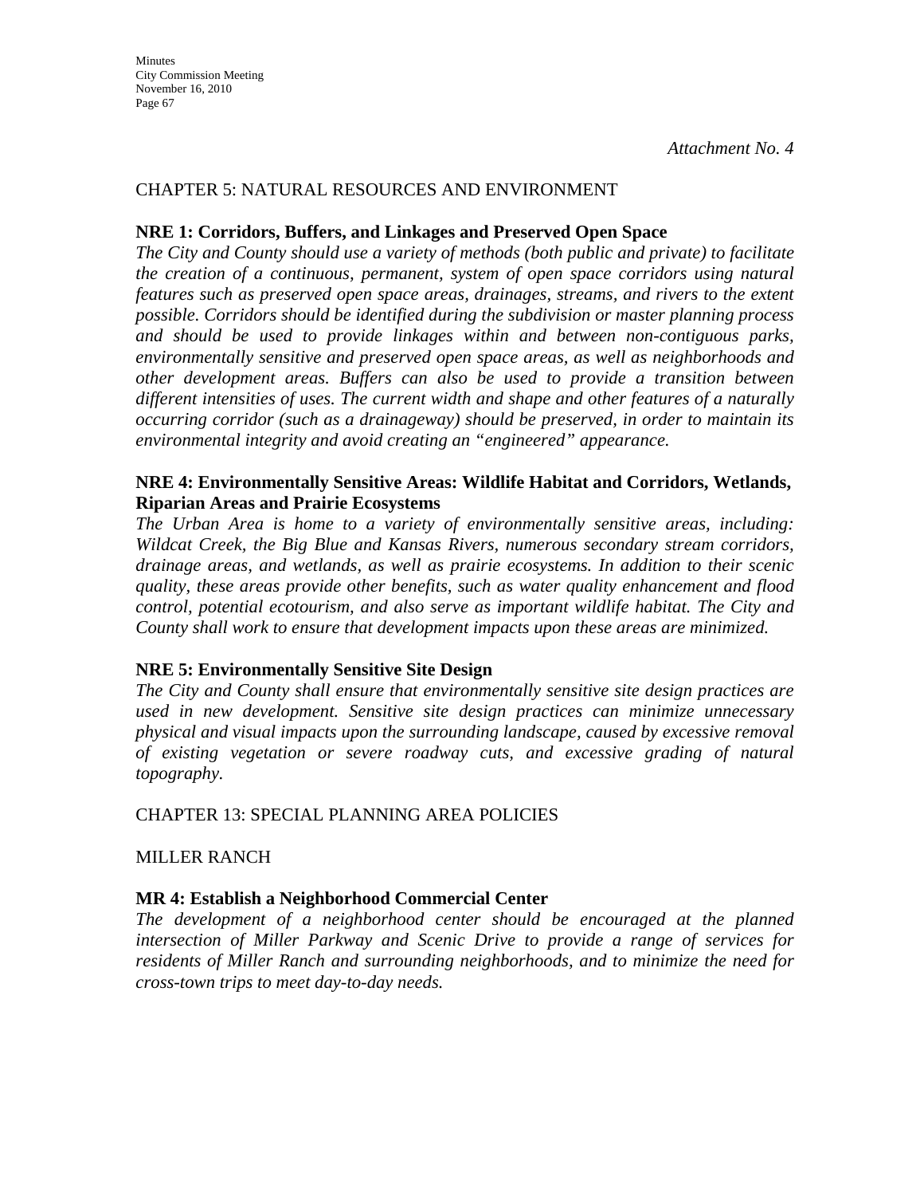*Attachment No. 4*

CHAPTER 5: NATURAL RESOURCES AND ENVIRONMENT

**NRE 1: Corridors, Buffers, and Linkages and Preserved Open Space**

*The City and County should use a variety of methods (both public and private) to facilitate the creation of a continuous, permanent, system of open space corridors using natural features such as preserved open space areas, drainages, streams, and rivers to the extent possible. Corridors should be identified during the subdivision or master planning process and should be used to provide linkages within and between non-contiguous parks, environmentally sensitive and preserved open space areas, as well as neighborhoods and other development areas. Buffers can also be used to provide a transition between different intensities of uses. The current width and shape and other features of a naturally occurring corridor (such as a drainageway) should be preserved, in order to maintain its environmental integrity and avoid creating an "engineered" appearance.*

**NRE 4: Environmentally Sensitive Areas: Wildlife Habitat and Corridors, Wetlands, Riparian Areas and Prairie Ecosystems**

*The Urban Area is home to a variety of environmentally sensitive areas, including: Wildcat Creek, the Big Blue and Kansas Rivers, numerous secondary stream corridors, drainage areas, and wetlands, as well as prairie ecosystems. In addition to their scenic quality, these areas provide other benefits, such as water quality enhancement and flood control, potential ecotourism, and also serve as important wildlife habitat. The City and County shall work to ensure that development impacts upon these areas are minimized.*

**NRE 5: Environmentally Sensitive Site Design**

*The City and County shall ensure that environmentally sensitive site design practices are used in new development. Sensitive site design practices can minimize unnecessary physical and visual impacts upon the surrounding landscape, caused by excessive removal of existing vegetation or severe roadway cuts, and excessive grading of natural topography.*

CHAPTER 13: SPECIAL PLANNING AREA POLICIES

MILLER RANCH

**MR 4: Establish a Neighborhood Commercial Center**

*The development of a neighborhood center should be encouraged at the planned intersection of Miller Parkway and Scenic Drive to provide a range of services for residents of Miller Ranch and surrounding neighborhoods, and to minimize the need for cross-town trips to meet day-to-day needs.*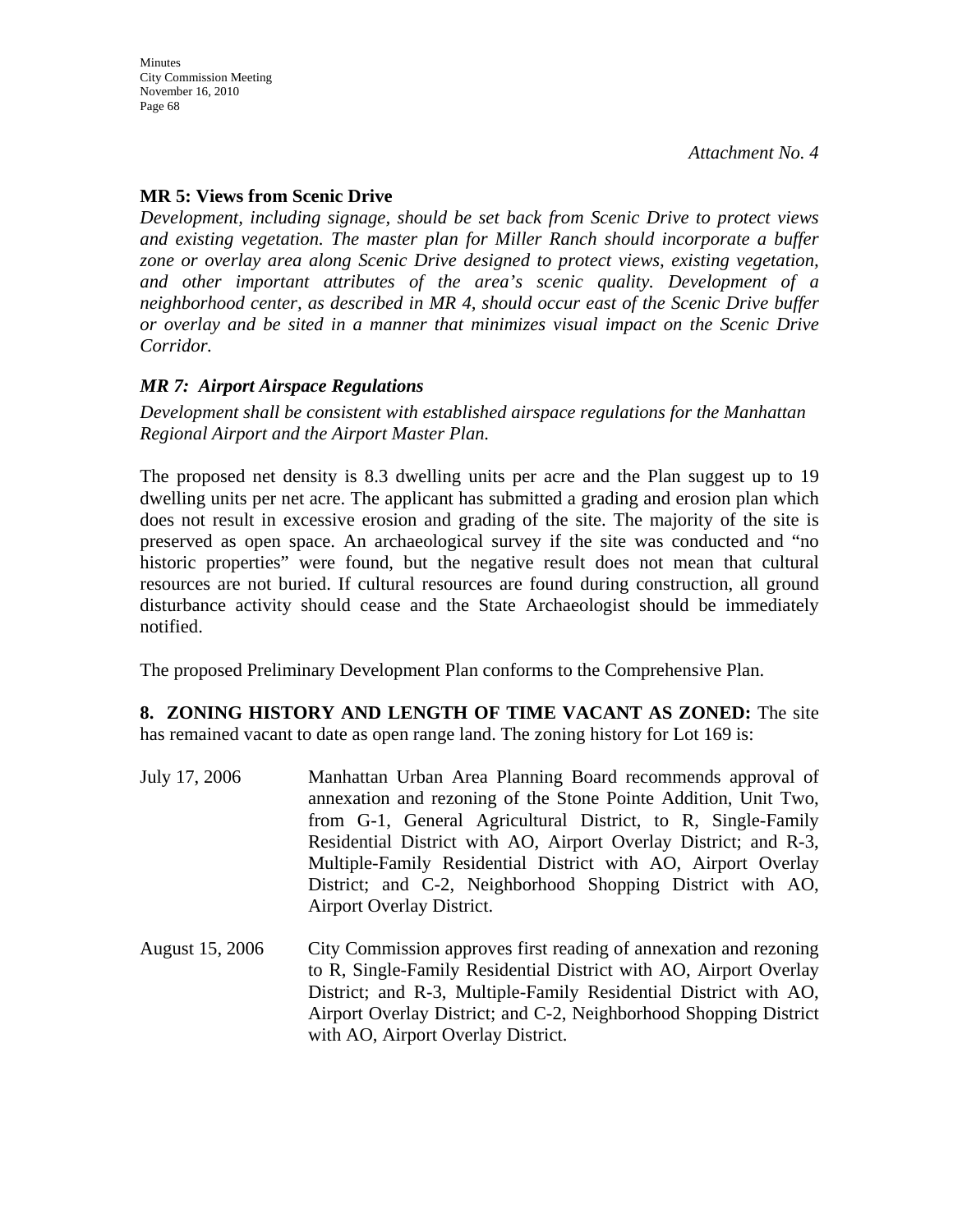*Attachment No. 4*

**MR 5: Views from Scenic Drive**

*Development, including signage, should be set back from Scenic Drive to protect views and existing vegetation. The master plan for Miller Ranch should incorporate a buffer zone or overlay area along Scenic Drive designed to protect views, existing vegetation, and other important attributes of the area's scenic quality. Development of a neighborhood center, as described in MR 4, should occur east of the Scenic Drive buffer or overlay and be sited in a manner that minimizes visual impact on the Scenic Drive Corridor.*

***MR 7: Airport Airspace Regulations***

*Development shall be consistent with established airspace regulations for the Manhattan Regional Airport and the Airport Master Plan.*

The proposed net density is 8.3 dwelling units per acre and the Plan suggest up to 19 dwelling units per net acre. The applicant has submitted a grading and erosion plan which does not result in excessive erosion and grading of the site. The majority of the site is preserved as open space. An archaeological survey if the site was conducted and "no historic properties" were found, but the negative result does not mean that cultural resources are not buried. If cultural resources are found during construction, all ground disturbance activity should cease and the State Archaeologist should be immediately notified.

The proposed Preliminary Development Plan conforms to the Comprehensive Plan.

**8. ZONING HISTORY AND LENGTH OF TIME VACANT AS ZONED:** The site has remained vacant to date as open range land. The zoning history for Lot 169 is:

July 17, 2006 — Manhattan Urban Area Planning Board recommends approval of annexation and rezoning of the Stone Pointe Addition, Unit Two, from G-1, General Agricultural District, to R, Single-Family Residential District with AO, Airport Overlay District; and R-3, Multiple-Family Residential District with AO, Airport Overlay District; and C-2, Neighborhood Shopping District with AO, Airport Overlay District.

August 15, 2006 — City Commission approves first reading of annexation and rezoning to R, Single-Family Residential District with AO, Airport Overlay District; and R-3, Multiple-Family Residential District with AO, Airport Overlay District; and C-2, Neighborhood Shopping District with AO, Airport Overlay District.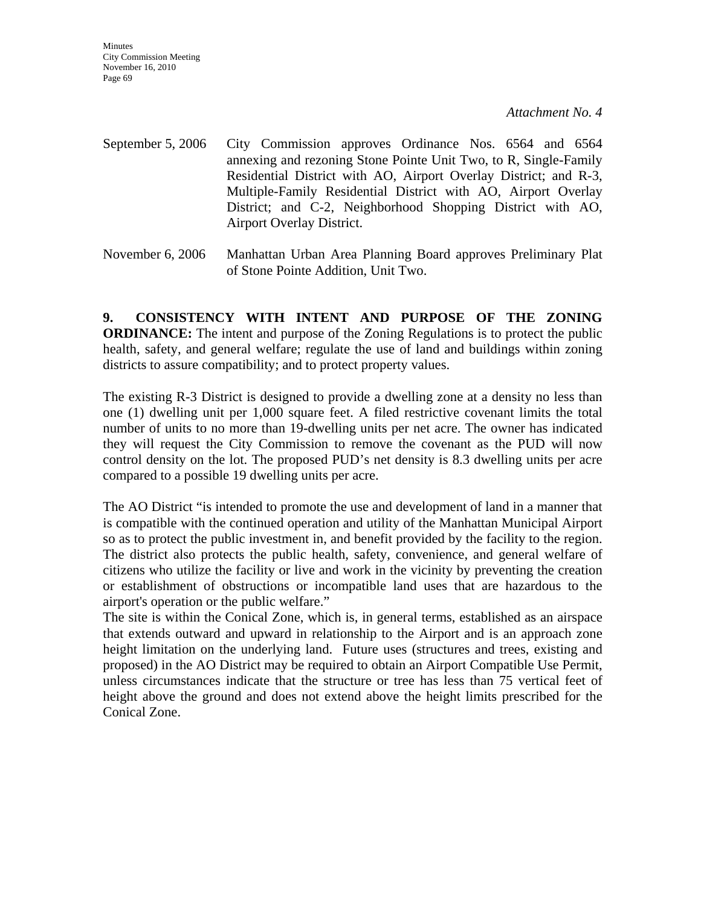*Attachment No. 4*

| | |
|---|---|
| September 5, 2006 | City Commission approves Ordinance Nos. 6564 and 6564 annexing and rezoning Stone Pointe Unit Two, to R, Single-Family Residential District with AO, Airport Overlay District; and R-3, Multiple-Family Residential District with AO, Airport Overlay District; and C-2, Neighborhood Shopping District with AO, Airport Overlay District. |
| November 6, 2006 | Manhattan Urban Area Planning Board approves Preliminary Plat of Stone Pointe Addition, Unit Two. |

**9. CONSISTENCY WITH INTENT AND PURPOSE OF THE ZONING ORDINANCE:** The intent and purpose of the Zoning Regulations is to protect the public health, safety, and general welfare; regulate the use of land and buildings within zoning districts to assure compatibility; and to protect property values.

The existing R-3 District is designed to provide a dwelling zone at a density no less than one (1) dwelling unit per 1,000 square feet. A filed restrictive covenant limits the total number of units to no more than 19-dwelling units per net acre. The owner has indicated they will request the City Commission to remove the covenant as the PUD will now control density on the lot. The proposed PUD's net density is 8.3 dwelling units per acre compared to a possible 19 dwelling units per acre.

The AO District "is intended to promote the use and development of land in a manner that is compatible with the continued operation and utility of the Manhattan Municipal Airport so as to protect the public investment in, and benefit provided by the facility to the region. The district also protects the public health, safety, convenience, and general welfare of citizens who utilize the facility or live and work in the vicinity by preventing the creation or establishment of obstructions or incompatible land uses that are hazardous to the airport's operation or the public welfare."

The site is within the Conical Zone, which is, in general terms, established as an airspace that extends outward and upward in relationship to the Airport and is an approach zone height limitation on the underlying land. Future uses (structures and trees, existing and proposed) in the AO District may be required to obtain an Airport Compatible Use Permit, unless circumstances indicate that the structure or tree has less than 75 vertical feet of height above the ground and does not extend above the height limits prescribed for the Conical Zone.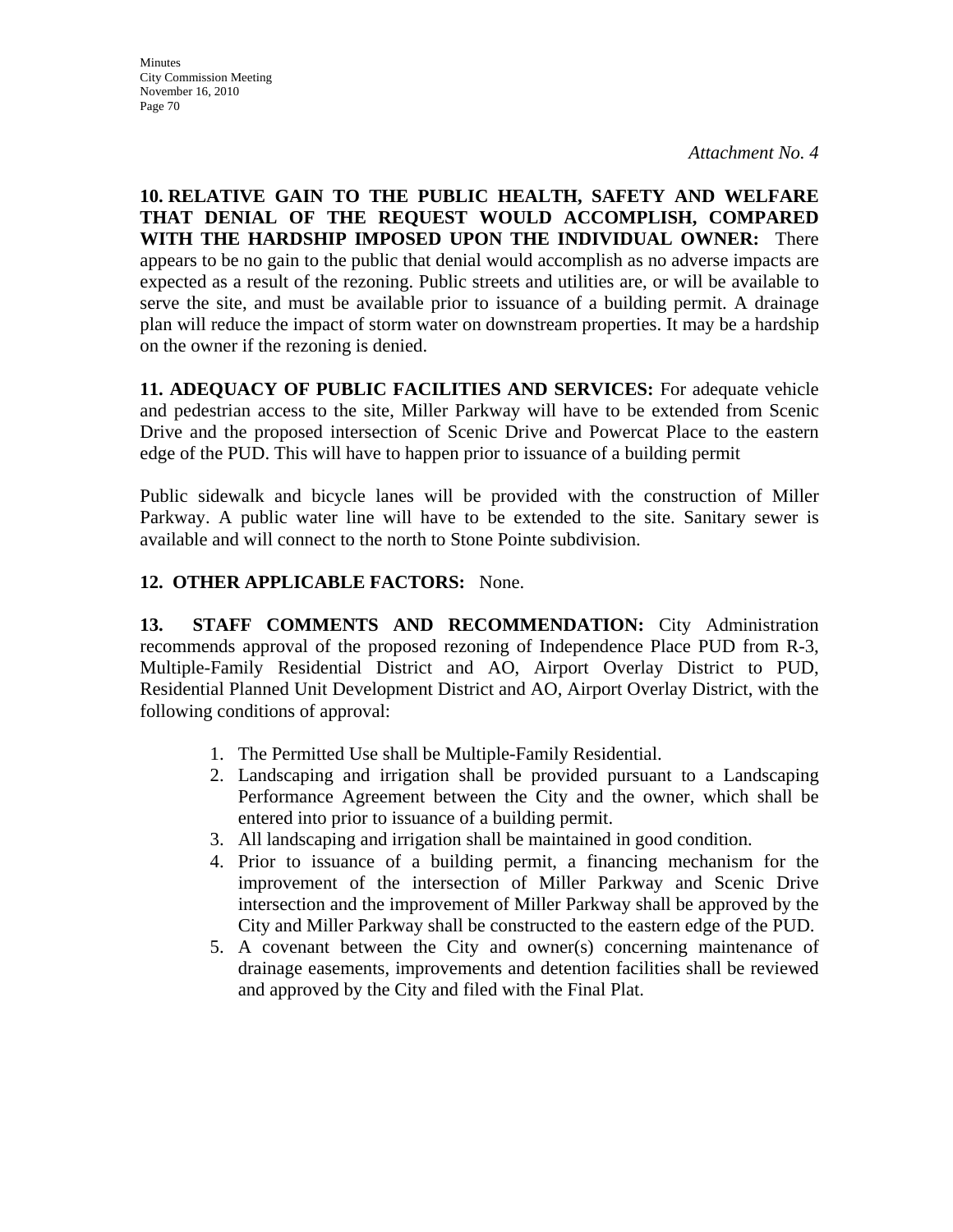*Attachment No. 4*

**10. RELATIVE GAIN TO THE PUBLIC HEALTH, SAFETY AND WELFARE THAT DENIAL OF THE REQUEST WOULD ACCOMPLISH, COMPARED WITH THE HARDSHIP IMPOSED UPON THE INDIVIDUAL OWNER:** There appears to be no gain to the public that denial would accomplish as no adverse impacts are expected as a result of the rezoning. Public streets and utilities are, or will be available to serve the site, and must be available prior to issuance of a building permit. A drainage plan will reduce the impact of storm water on downstream properties. It may be a hardship on the owner if the rezoning is denied.

**11. ADEQUACY OF PUBLIC FACILITIES AND SERVICES:** For adequate vehicle and pedestrian access to the site, Miller Parkway will have to be extended from Scenic Drive and the proposed intersection of Scenic Drive and Powercat Place to the eastern edge of the PUD. This will have to happen prior to issuance of a building permit

Public sidewalk and bicycle lanes will be provided with the construction of Miller Parkway. A public water line will have to be extended to the site. Sanitary sewer is available and will connect to the north to Stone Pointe subdivision.

**12. OTHER APPLICABLE FACTORS:** None.

**13. STAFF COMMENTS AND RECOMMENDATION:** City Administration recommends approval of the proposed rezoning of Independence Place PUD from R-3, Multiple-Family Residential District and AO, Airport Overlay District to PUD, Residential Planned Unit Development District and AO, Airport Overlay District, with the following conditions of approval:

1. The Permitted Use shall be Multiple-Family Residential.
2. Landscaping and irrigation shall be provided pursuant to a Landscaping Performance Agreement between the City and the owner, which shall be entered into prior to issuance of a building permit.
3. All landscaping and irrigation shall be maintained in good condition.
4. Prior to issuance of a building permit, a financing mechanism for the improvement of the intersection of Miller Parkway and Scenic Drive intersection and the improvement of Miller Parkway shall be approved by the City and Miller Parkway shall be constructed to the eastern edge of the PUD.
5. A covenant between the City and owner(s) concerning maintenance of drainage easements, improvements and detention facilities shall be reviewed and approved by the City and filed with the Final Plat.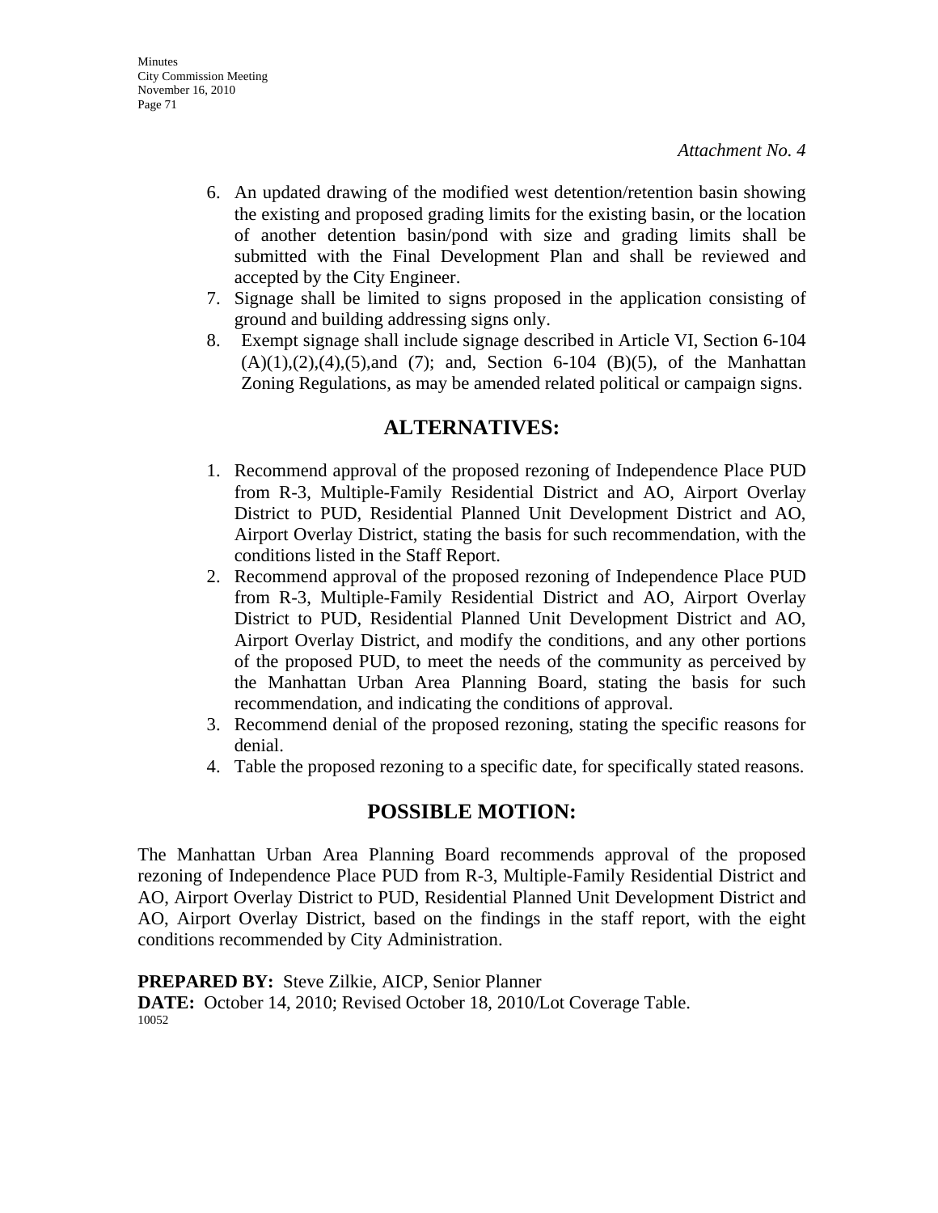*Attachment No. 4*

6. An updated drawing of the modified west detention/retention basin showing the existing and proposed grading limits for the existing basin, or the location of another detention basin/pond with size and grading limits shall be submitted with the Final Development Plan and shall be reviewed and accepted by the City Engineer.
7. Signage shall be limited to signs proposed in the application consisting of ground and building addressing signs only.
8. Exempt signage shall include signage described in Article VI, Section 6-104 (A)(1),(2),(4),(5),and (7); and, Section 6-104 (B)(5), of the Manhattan Zoning Regulations, as may be amended related political or campaign signs.

## ALTERNATIVES:

1. Recommend approval of the proposed rezoning of Independence Place PUD from R-3, Multiple-Family Residential District and AO, Airport Overlay District to PUD, Residential Planned Unit Development District and AO, Airport Overlay District, stating the basis for such recommendation, with the conditions listed in the Staff Report.
2. Recommend approval of the proposed rezoning of Independence Place PUD from R-3, Multiple-Family Residential District and AO, Airport Overlay District to PUD, Residential Planned Unit Development District and AO, Airport Overlay District, and modify the conditions, and any other portions of the proposed PUD, to meet the needs of the community as perceived by the Manhattan Urban Area Planning Board, stating the basis for such recommendation, and indicating the conditions of approval.
3. Recommend denial of the proposed rezoning, stating the specific reasons for denial.
4. Table the proposed rezoning to a specific date, for specifically stated reasons.

## POSSIBLE MOTION:

The Manhattan Urban Area Planning Board recommends approval of the proposed rezoning of Independence Place PUD from R-3, Multiple-Family Residential District and AO, Airport Overlay District to PUD, Residential Planned Unit Development District and AO, Airport Overlay District, based on the findings in the staff report, with the eight conditions recommended by City Administration.

**PREPARED BY:** Steve Zilkie, AICP, Senior Planner
**DATE:** October 14, 2010; Revised October 18, 2010/Lot Coverage Table.
10052